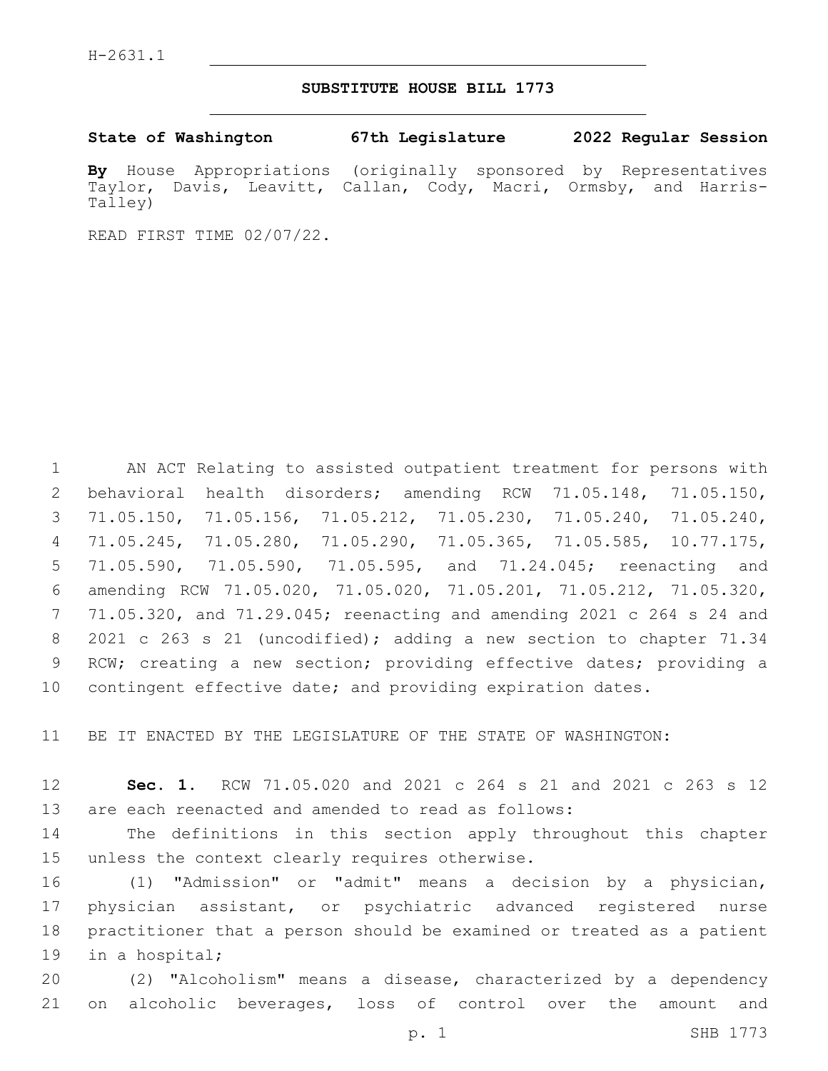H-2631.1

# SUBSTITUTE HOUSE BILL 1773

**State of Washington 67th Legislature 2022 Regular Session**

**By** House Appropriations (originally sponsored by Representatives Taylor, Davis, Leavitt, Callan, Cody, Macri, Ormsby, and Harris-Talley)

READ FIRST TIME 02/07/22.

AN ACT Relating to assisted outpatient treatment for persons with behavioral health disorders; amending RCW 71.05.148, 71.05.150, 71.05.150, 71.05.156, 71.05.212, 71.05.230, 71.05.240, 71.05.240, 71.05.245, 71.05.280, 71.05.290, 71.05.365, 71.05.585, 10.77.175, 71.05.590, 71.05.590, 71.05.595, and 71.24.045; reenacting and amending RCW 71.05.020, 71.05.020, 71.05.201, 71.05.212, 71.05.320, 71.05.320, and 71.29.045; reenacting and amending 2021 c 264 s 24 and 2021 c 263 s 21 (uncodified); adding a new section to chapter 71.34 RCW; creating a new section; providing effective dates; providing a contingent effective date; and providing expiration dates.

BE IT ENACTED BY THE LEGISLATURE OF THE STATE OF WASHINGTON:

**Sec. 1.** RCW 71.05.020 and 2021 c 264 s 21 and 2021 c 263 s 12 are each reenacted and amended to read as follows:

The definitions in this section apply throughout this chapter unless the context clearly requires otherwise.

(1) "Admission" or "admit" means a decision by a physician, physician assistant, or psychiatric advanced registered nurse practitioner that a person should be examined or treated as a patient in a hospital;

(2) "Alcoholism" means a disease, characterized by a dependency on alcoholic beverages, loss of control over the amount and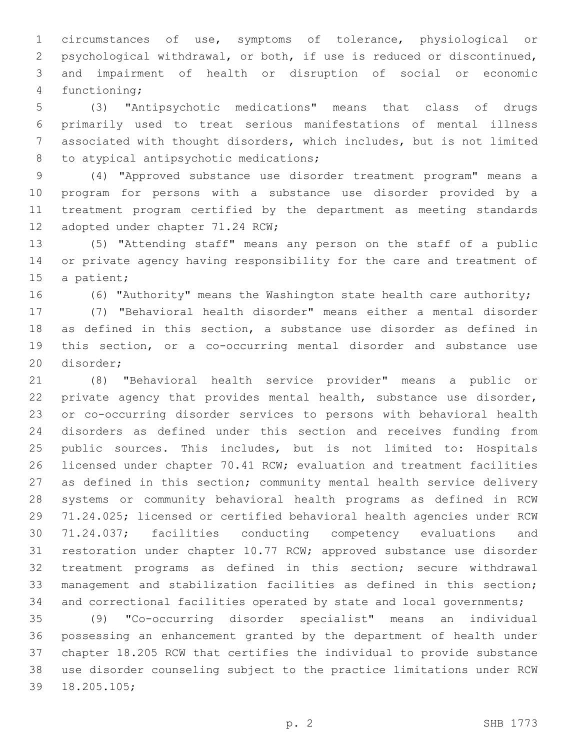circumstances of use, symptoms of tolerance, physiological or psychological withdrawal, or both, if use is reduced or discontinued, and impairment of health or disruption of social or economic functioning;

(3) "Antipsychotic medications" means that class of drugs primarily used to treat serious manifestations of mental illness associated with thought disorders, which includes, but is not limited to atypical antipsychotic medications;

(4) "Approved substance use disorder treatment program" means a program for persons with a substance use disorder provided by a treatment program certified by the department as meeting standards adopted under chapter 71.24 RCW;

(5) "Attending staff" means any person on the staff of a public or private agency having responsibility for the care and treatment of a patient;

(6) "Authority" means the Washington state health care authority;

(7) "Behavioral health disorder" means either a mental disorder as defined in this section, a substance use disorder as defined in this section, or a co-occurring mental disorder and substance use disorder;

(8) "Behavioral health service provider" means a public or private agency that provides mental health, substance use disorder, or co-occurring disorder services to persons with behavioral health disorders as defined under this section and receives funding from public sources. This includes, but is not limited to: Hospitals licensed under chapter 70.41 RCW; evaluation and treatment facilities as defined in this section; community mental health service delivery systems or community behavioral health programs as defined in RCW 71.24.025; licensed or certified behavioral health agencies under RCW 71.24.037; facilities conducting competency evaluations and restoration under chapter 10.77 RCW; approved substance use disorder treatment programs as defined in this section; secure withdrawal management and stabilization facilities as defined in this section; and correctional facilities operated by state and local governments;

(9) "Co-occurring disorder specialist" means an individual possessing an enhancement granted by the department of health under chapter 18.205 RCW that certifies the individual to provide substance use disorder counseling subject to the practice limitations under RCW 18.205.105;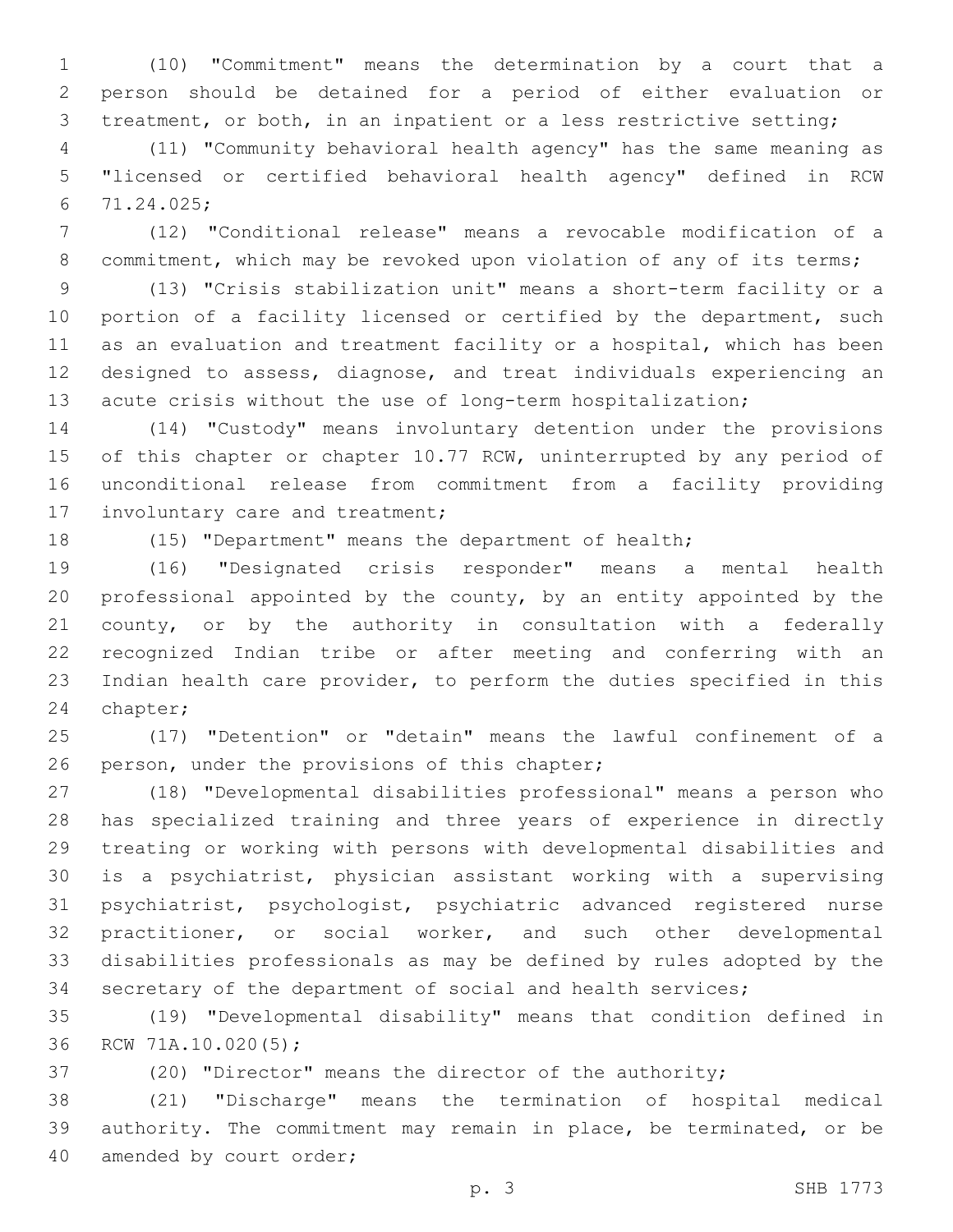(10) "Commitment" means the determination by a court that a person should be detained for a period of either evaluation or treatment, or both, in an inpatient or a less restrictive setting;

(11) "Community behavioral health agency" has the same meaning as "licensed or certified behavioral health agency" defined in RCW 71.24.025;

(12) "Conditional release" means a revocable modification of a commitment, which may be revoked upon violation of any of its terms;

(13) "Crisis stabilization unit" means a short-term facility or a portion of a facility licensed or certified by the department, such as an evaluation and treatment facility or a hospital, which has been designed to assess, diagnose, and treat individuals experiencing an acute crisis without the use of long-term hospitalization;

(14) "Custody" means involuntary detention under the provisions of this chapter or chapter 10.77 RCW, uninterrupted by any period of unconditional release from commitment from a facility providing involuntary care and treatment;

(15) "Department" means the department of health;

(16) "Designated crisis responder" means a mental health professional appointed by the county, by an entity appointed by the county, or by the authority in consultation with a federally recognized Indian tribe or after meeting and conferring with an Indian health care provider, to perform the duties specified in this chapter;

(17) "Detention" or "detain" means the lawful confinement of a person, under the provisions of this chapter;

(18) "Developmental disabilities professional" means a person who has specialized training and three years of experience in directly treating or working with persons with developmental disabilities and is a psychiatrist, physician assistant working with a supervising psychiatrist, psychologist, psychiatric advanced registered nurse practitioner, or social worker, and such other developmental disabilities professionals as may be defined by rules adopted by the secretary of the department of social and health services;

(19) "Developmental disability" means that condition defined in RCW 71A.10.020(5);

(20) "Director" means the director of the authority;

(21) "Discharge" means the termination of hospital medical authority. The commitment may remain in place, be terminated, or be amended by court order;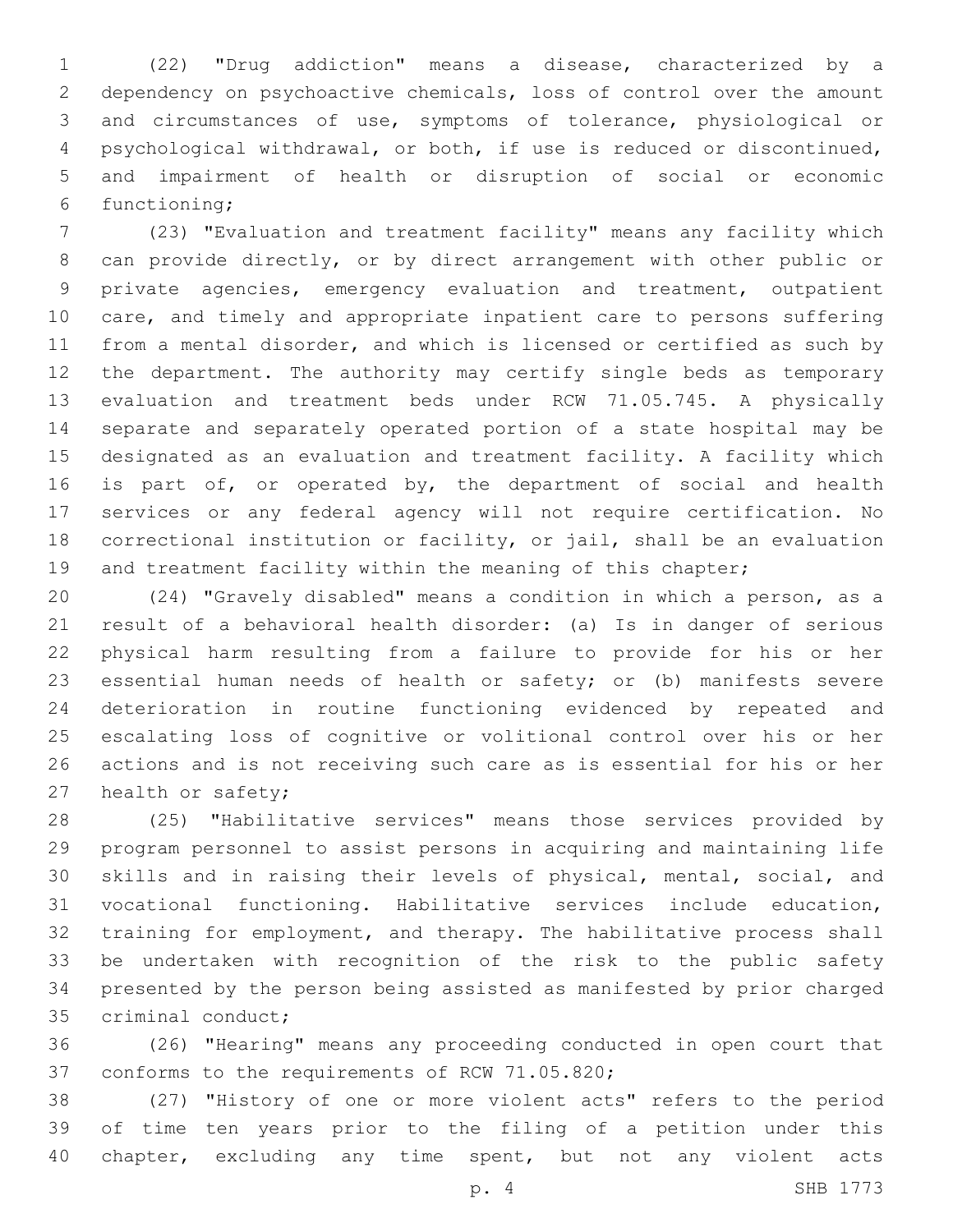(22) "Drug addiction" means a disease, characterized by a dependency on psychoactive chemicals, loss of control over the amount and circumstances of use, symptoms of tolerance, physiological or psychological withdrawal, or both, if use is reduced or discontinued, and impairment of health or disruption of social or economic functioning;

(23) "Evaluation and treatment facility" means any facility which can provide directly, or by direct arrangement with other public or private agencies, emergency evaluation and treatment, outpatient care, and timely and appropriate inpatient care to persons suffering from a mental disorder, and which is licensed or certified as such by the department. The authority may certify single beds as temporary evaluation and treatment beds under RCW 71.05.745. A physically separate and separately operated portion of a state hospital may be designated as an evaluation and treatment facility. A facility which is part of, or operated by, the department of social and health services or any federal agency will not require certification. No correctional institution or facility, or jail, shall be an evaluation and treatment facility within the meaning of this chapter;

(24) "Gravely disabled" means a condition in which a person, as a result of a behavioral health disorder: (a) Is in danger of serious physical harm resulting from a failure to provide for his or her essential human needs of health or safety; or (b) manifests severe deterioration in routine functioning evidenced by repeated and escalating loss of cognitive or volitional control over his or her actions and is not receiving such care as is essential for his or her health or safety;

(25) "Habilitative services" means those services provided by program personnel to assist persons in acquiring and maintaining life skills and in raising their levels of physical, mental, social, and vocational functioning. Habilitative services include education, training for employment, and therapy. The habilitative process shall be undertaken with recognition of the risk to the public safety presented by the person being assisted as manifested by prior charged criminal conduct;

(26) "Hearing" means any proceeding conducted in open court that conforms to the requirements of RCW 71.05.820;

(27) "History of one or more violent acts" refers to the period of time ten years prior to the filing of a petition under this chapter, excluding any time spent, but not any violent acts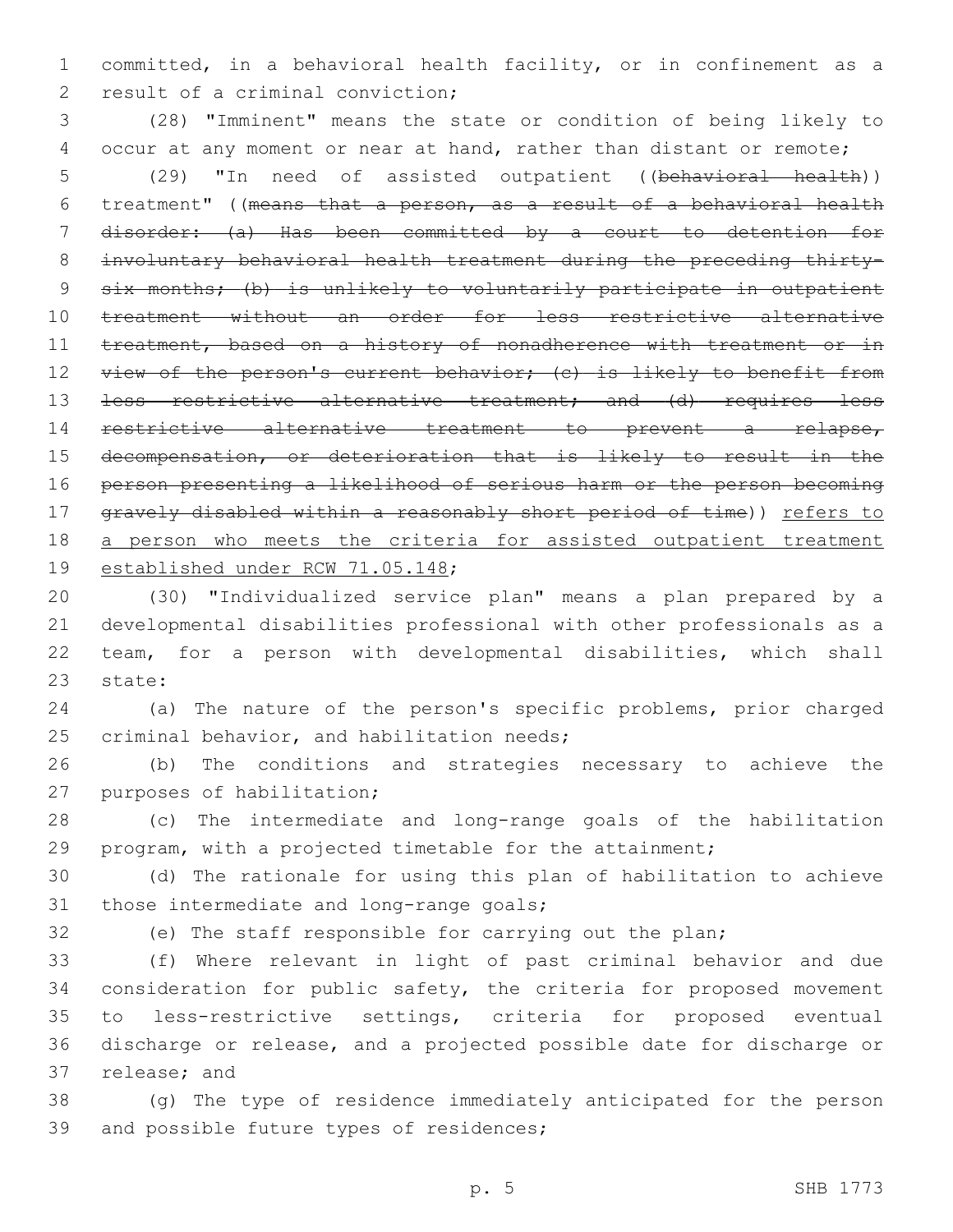committed, in a behavioral health facility, or in confinement as a result of a criminal conviction;

(28) "Imminent" means the state or condition of being likely to occur at any moment or near at hand, rather than distant or remote;

(29) "In need of assisted outpatient ((~~behavioral health~~)) treatment" ((~~means that a person, as a result of a behavioral health disorder: (a) Has been committed by a court to detention for involuntary behavioral health treatment during the preceding thirty-six months; (b) is unlikely to voluntarily participate in outpatient treatment without an order for less restrictive alternative treatment, based on a history of nonadherence with treatment or in view of the person's current behavior; (c) is likely to benefit from less restrictive alternative treatment; and (d) requires less restrictive alternative treatment to prevent a relapse, decompensation, or deterioration that is likely to result in the person presenting a likelihood of serious harm or the person becoming gravely disabled within a reasonably short period of time~~)) <u>refers to a person who meets the criteria for assisted outpatient treatment established under RCW 71.05.148</u>;

(30) "Individualized service plan" means a plan prepared by a developmental disabilities professional with other professionals as a team, for a person with developmental disabilities, which shall state:

(a) The nature of the person's specific problems, prior charged criminal behavior, and habilitation needs;

(b) The conditions and strategies necessary to achieve the purposes of habilitation;

(c) The intermediate and long-range goals of the habilitation program, with a projected timetable for the attainment;

(d) The rationale for using this plan of habilitation to achieve those intermediate and long-range goals;

(e) The staff responsible for carrying out the plan;

(f) Where relevant in light of past criminal behavior and due consideration for public safety, the criteria for proposed movement to less-restrictive settings, criteria for proposed eventual discharge or release, and a projected possible date for discharge or release; and

(g) The type of residence immediately anticipated for the person and possible future types of residences;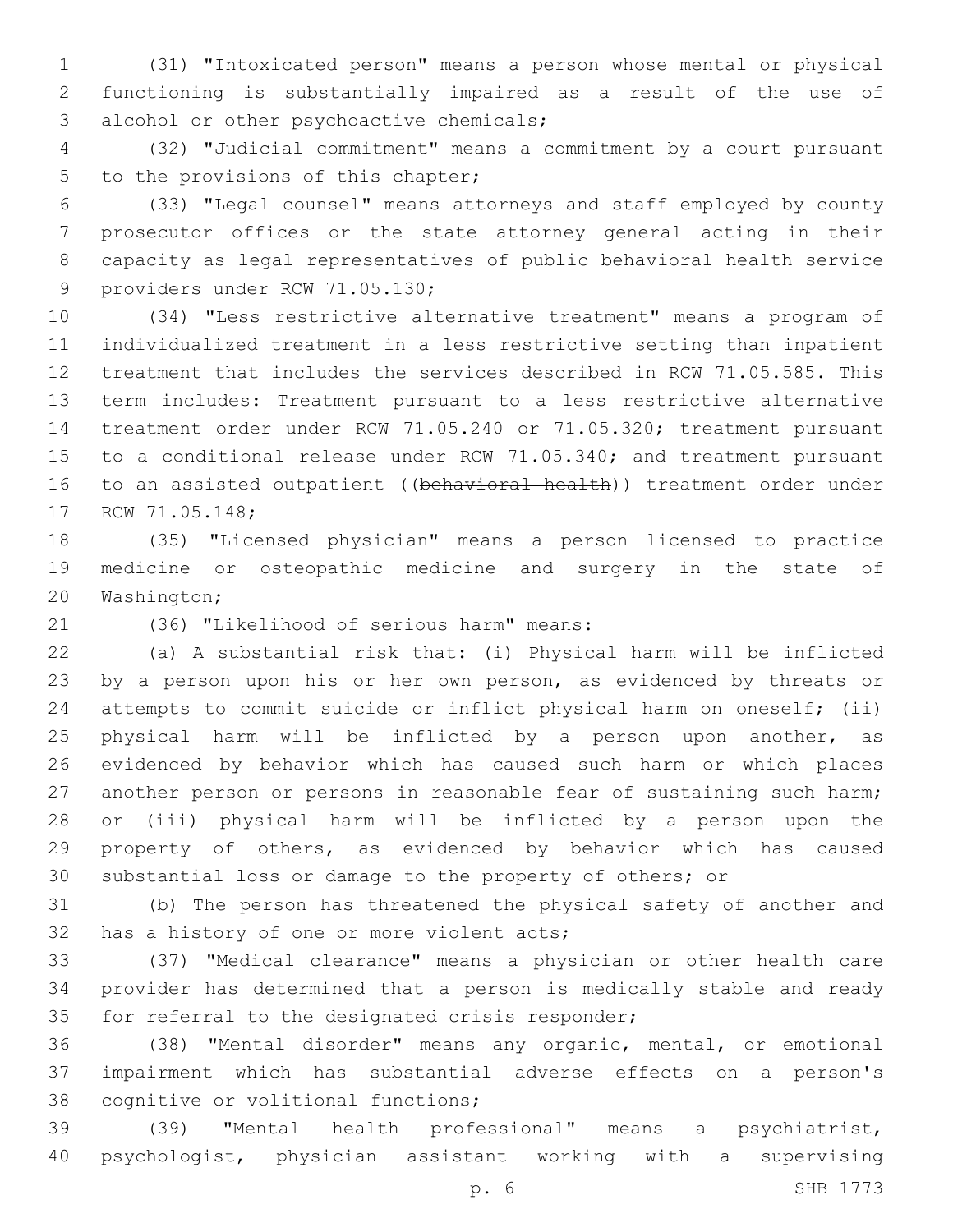(31) "Intoxicated person" means a person whose mental or physical functioning is substantially impaired as a result of the use of alcohol or other psychoactive chemicals;

(32) "Judicial commitment" means a commitment by a court pursuant to the provisions of this chapter;

(33) "Legal counsel" means attorneys and staff employed by county prosecutor offices or the state attorney general acting in their capacity as legal representatives of public behavioral health service providers under RCW 71.05.130;

(34) "Less restrictive alternative treatment" means a program of individualized treatment in a less restrictive setting than inpatient treatment that includes the services described in RCW 71.05.585. This term includes: Treatment pursuant to a less restrictive alternative treatment order under RCW 71.05.240 or 71.05.320; treatment pursuant to a conditional release under RCW 71.05.340; and treatment pursuant to an assisted outpatient ((~~behavioral health~~)) treatment order under RCW 71.05.148;

(35) "Licensed physician" means a person licensed to practice medicine or osteopathic medicine and surgery in the state of Washington;

(36) "Likelihood of serious harm" means:

(a) A substantial risk that: (i) Physical harm will be inflicted by a person upon his or her own person, as evidenced by threats or attempts to commit suicide or inflict physical harm on oneself; (ii) physical harm will be inflicted by a person upon another, as evidenced by behavior which has caused such harm or which places another person or persons in reasonable fear of sustaining such harm; or (iii) physical harm will be inflicted by a person upon the property of others, as evidenced by behavior which has caused substantial loss or damage to the property of others; or

(b) The person has threatened the physical safety of another and has a history of one or more violent acts;

(37) "Medical clearance" means a physician or other health care provider has determined that a person is medically stable and ready for referral to the designated crisis responder;

(38) "Mental disorder" means any organic, mental, or emotional impairment which has substantial adverse effects on a person's cognitive or volitional functions;

(39) "Mental health professional" means a psychiatrist, psychologist, physician assistant working with a supervising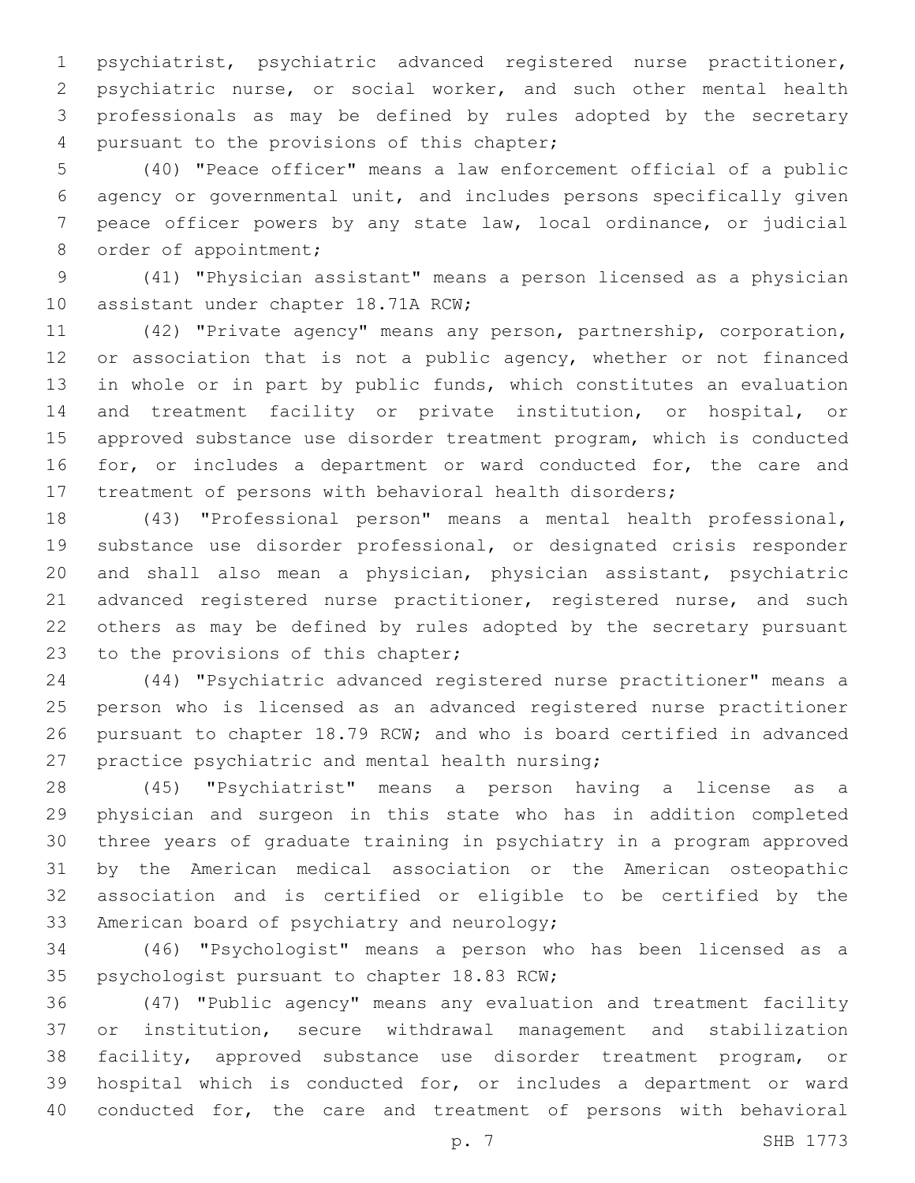psychiatrist, psychiatric advanced registered nurse practitioner, psychiatric nurse, or social worker, and such other mental health professionals as may be defined by rules adopted by the secretary pursuant to the provisions of this chapter;

(40) "Peace officer" means a law enforcement official of a public agency or governmental unit, and includes persons specifically given peace officer powers by any state law, local ordinance, or judicial order of appointment;

(41) "Physician assistant" means a person licensed as a physician assistant under chapter 18.71A RCW;

(42) "Private agency" means any person, partnership, corporation, or association that is not a public agency, whether or not financed in whole or in part by public funds, which constitutes an evaluation and treatment facility or private institution, or hospital, or approved substance use disorder treatment program, which is conducted for, or includes a department or ward conducted for, the care and treatment of persons with behavioral health disorders;

(43) "Professional person" means a mental health professional, substance use disorder professional, or designated crisis responder and shall also mean a physician, physician assistant, psychiatric advanced registered nurse practitioner, registered nurse, and such others as may be defined by rules adopted by the secretary pursuant to the provisions of this chapter;

(44) "Psychiatric advanced registered nurse practitioner" means a person who is licensed as an advanced registered nurse practitioner pursuant to chapter 18.79 RCW; and who is board certified in advanced practice psychiatric and mental health nursing;

(45) "Psychiatrist" means a person having a license as a physician and surgeon in this state who has in addition completed three years of graduate training in psychiatry in a program approved by the American medical association or the American osteopathic association and is certified or eligible to be certified by the American board of psychiatry and neurology;

(46) "Psychologist" means a person who has been licensed as a psychologist pursuant to chapter 18.83 RCW;

(47) "Public agency" means any evaluation and treatment facility or institution, secure withdrawal management and stabilization facility, approved substance use disorder treatment program, or hospital which is conducted for, or includes a department or ward conducted for, the care and treatment of persons with behavioral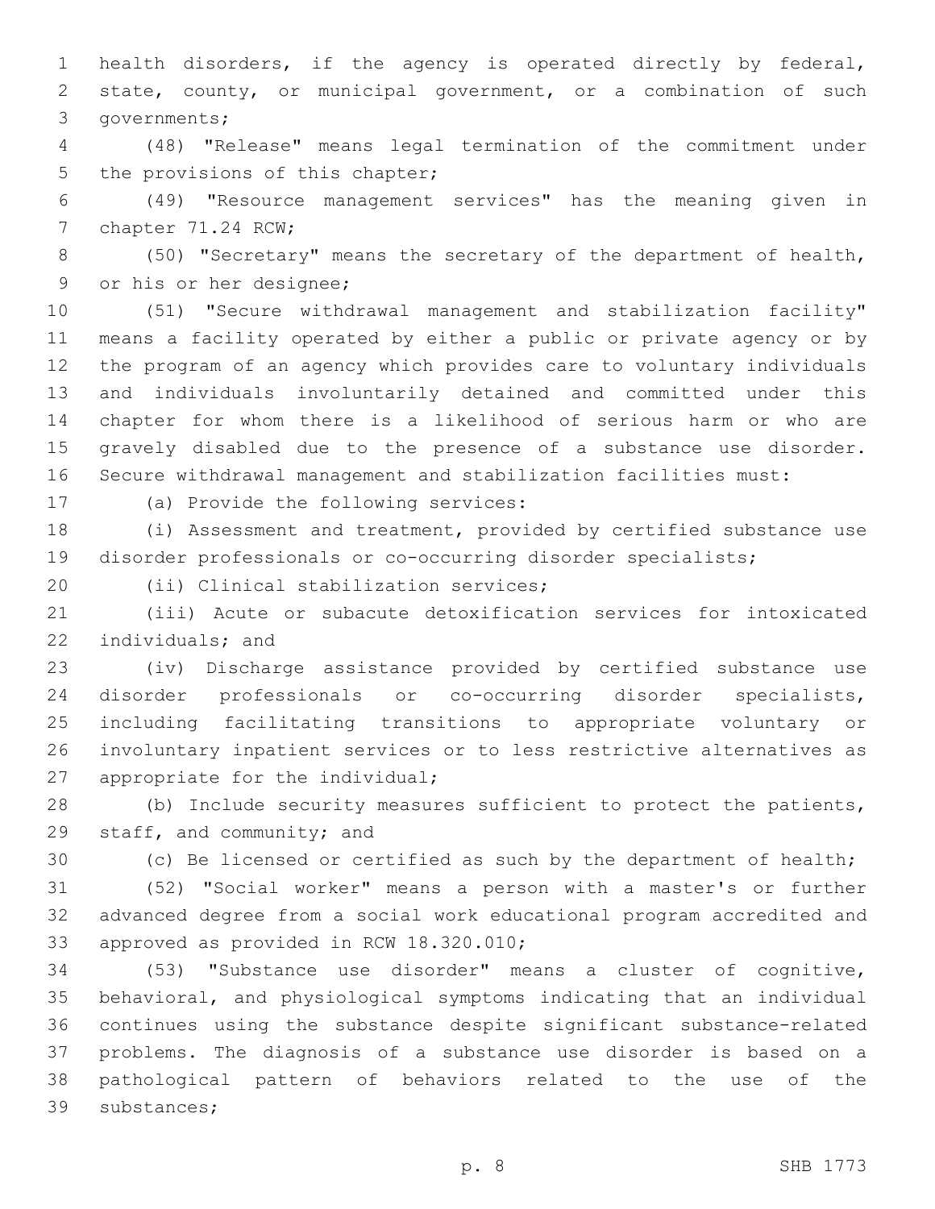health disorders, if the agency is operated directly by federal, state, county, or municipal government, or a combination of such governments;

(48) "Release" means legal termination of the commitment under the provisions of this chapter;

(49) "Resource management services" has the meaning given in chapter 71.24 RCW;

(50) "Secretary" means the secretary of the department of health, or his or her designee;

(51) "Secure withdrawal management and stabilization facility" means a facility operated by either a public or private agency or by the program of an agency which provides care to voluntary individuals and individuals involuntarily detained and committed under this chapter for whom there is a likelihood of serious harm or who are gravely disabled due to the presence of a substance use disorder. Secure withdrawal management and stabilization facilities must:

(a) Provide the following services:

(i) Assessment and treatment, provided by certified substance use disorder professionals or co-occurring disorder specialists;

(ii) Clinical stabilization services;

(iii) Acute or subacute detoxification services for intoxicated individuals; and

(iv) Discharge assistance provided by certified substance use disorder professionals or co-occurring disorder specialists, including facilitating transitions to appropriate voluntary or involuntary inpatient services or to less restrictive alternatives as appropriate for the individual;

(b) Include security measures sufficient to protect the patients, staff, and community; and

(c) Be licensed or certified as such by the department of health;

(52) "Social worker" means a person with a master's or further advanced degree from a social work educational program accredited and approved as provided in RCW 18.320.010;

(53) "Substance use disorder" means a cluster of cognitive, behavioral, and physiological symptoms indicating that an individual continues using the substance despite significant substance-related problems. The diagnosis of a substance use disorder is based on a pathological pattern of behaviors related to the use of the substances;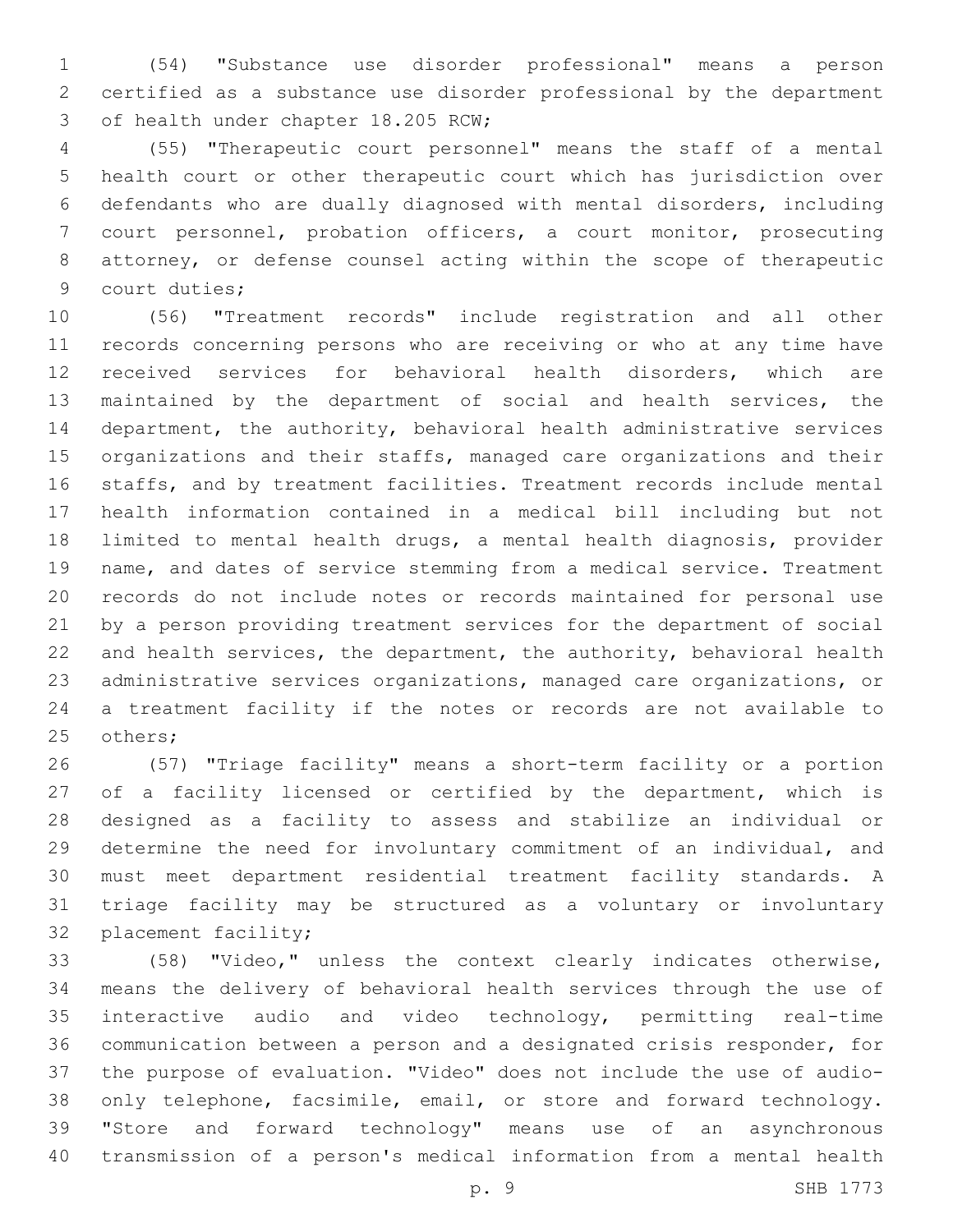(54) "Substance use disorder professional" means a person certified as a substance use disorder professional by the department of health under chapter 18.205 RCW;

(55) "Therapeutic court personnel" means the staff of a mental health court or other therapeutic court which has jurisdiction over defendants who are dually diagnosed with mental disorders, including court personnel, probation officers, a court monitor, prosecuting attorney, or defense counsel acting within the scope of therapeutic court duties;

(56) "Treatment records" include registration and all other records concerning persons who are receiving or who at any time have received services for behavioral health disorders, which are maintained by the department of social and health services, the department, the authority, behavioral health administrative services organizations and their staffs, managed care organizations and their staffs, and by treatment facilities. Treatment records include mental health information contained in a medical bill including but not limited to mental health drugs, a mental health diagnosis, provider name, and dates of service stemming from a medical service. Treatment records do not include notes or records maintained for personal use by a person providing treatment services for the department of social and health services, the department, the authority, behavioral health administrative services organizations, managed care organizations, or a treatment facility if the notes or records are not available to others;

(57) "Triage facility" means a short-term facility or a portion of a facility licensed or certified by the department, which is designed as a facility to assess and stabilize an individual or determine the need for involuntary commitment of an individual, and must meet department residential treatment facility standards. A triage facility may be structured as a voluntary or involuntary placement facility;

(58) "Video," unless the context clearly indicates otherwise, means the delivery of behavioral health services through the use of interactive audio and video technology, permitting real-time communication between a person and a designated crisis responder, for the purpose of evaluation. "Video" does not include the use of audio-only telephone, facsimile, email, or store and forward technology. "Store and forward technology" means use of an asynchronous transmission of a person's medical information from a mental health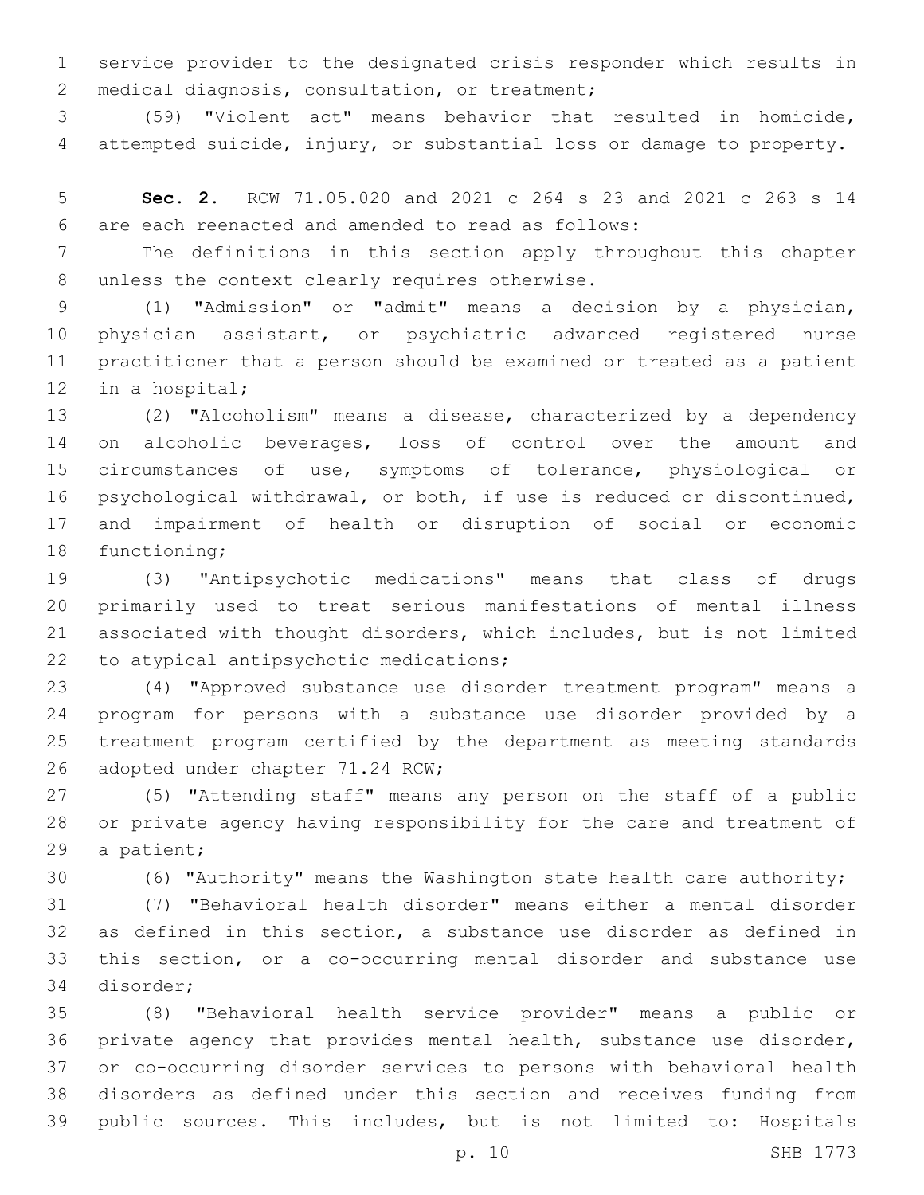service provider to the designated crisis responder which results in medical diagnosis, consultation, or treatment;

(59) "Violent act" means behavior that resulted in homicide, attempted suicide, injury, or substantial loss or damage to property.

**Sec. 2.** RCW 71.05.020 and 2021 c 264 s 23 and 2021 c 263 s 14 are each reenacted and amended to read as follows:

The definitions in this section apply throughout this chapter unless the context clearly requires otherwise.

(1) "Admission" or "admit" means a decision by a physician, physician assistant, or psychiatric advanced registered nurse practitioner that a person should be examined or treated as a patient in a hospital;

(2) "Alcoholism" means a disease, characterized by a dependency on alcoholic beverages, loss of control over the amount and circumstances of use, symptoms of tolerance, physiological or psychological withdrawal, or both, if use is reduced or discontinued, and impairment of health or disruption of social or economic functioning;

(3) "Antipsychotic medications" means that class of drugs primarily used to treat serious manifestations of mental illness associated with thought disorders, which includes, but is not limited to atypical antipsychotic medications;

(4) "Approved substance use disorder treatment program" means a program for persons with a substance use disorder provided by a treatment program certified by the department as meeting standards adopted under chapter 71.24 RCW;

(5) "Attending staff" means any person on the staff of a public or private agency having responsibility for the care and treatment of a patient;

(6) "Authority" means the Washington state health care authority;

(7) "Behavioral health disorder" means either a mental disorder as defined in this section, a substance use disorder as defined in this section, or a co-occurring mental disorder and substance use disorder;

(8) "Behavioral health service provider" means a public or private agency that provides mental health, substance use disorder, or co-occurring disorder services to persons with behavioral health disorders as defined under this section and receives funding from public sources. This includes, but is not limited to: Hospitals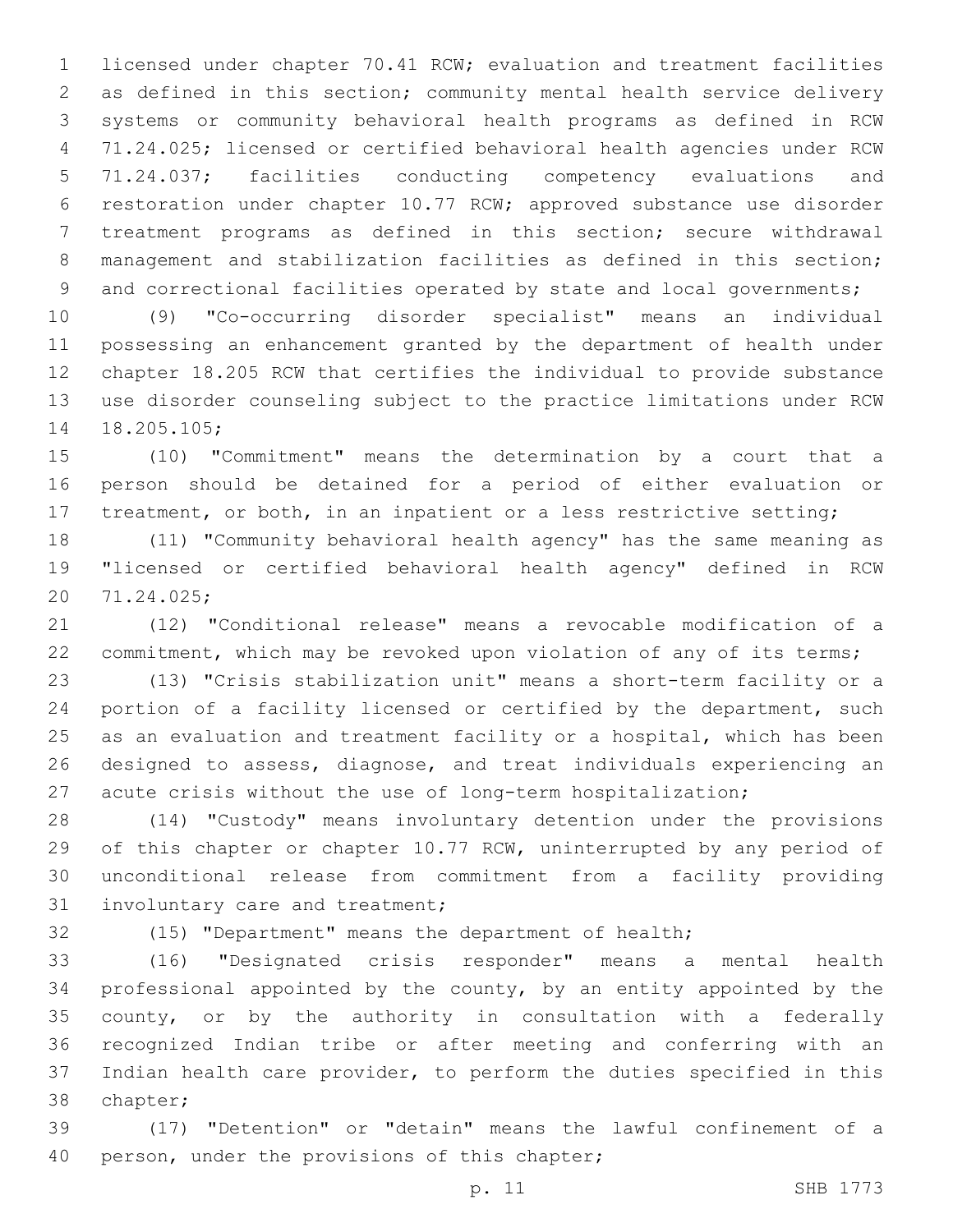licensed under chapter 70.41 RCW; evaluation and treatment facilities as defined in this section; community mental health service delivery systems or community behavioral health programs as defined in RCW 71.24.025; licensed or certified behavioral health agencies under RCW 71.24.037; facilities conducting competency evaluations and restoration under chapter 10.77 RCW; approved substance use disorder treatment programs as defined in this section; secure withdrawal management and stabilization facilities as defined in this section; and correctional facilities operated by state and local governments;

(9) "Co-occurring disorder specialist" means an individual possessing an enhancement granted by the department of health under chapter 18.205 RCW that certifies the individual to provide substance use disorder counseling subject to the practice limitations under RCW 18.205.105;

(10) "Commitment" means the determination by a court that a person should be detained for a period of either evaluation or treatment, or both, in an inpatient or a less restrictive setting;

(11) "Community behavioral health agency" has the same meaning as "licensed or certified behavioral health agency" defined in RCW 71.24.025;

(12) "Conditional release" means a revocable modification of a commitment, which may be revoked upon violation of any of its terms;

(13) "Crisis stabilization unit" means a short-term facility or a portion of a facility licensed or certified by the department, such as an evaluation and treatment facility or a hospital, which has been designed to assess, diagnose, and treat individuals experiencing an acute crisis without the use of long-term hospitalization;

(14) "Custody" means involuntary detention under the provisions of this chapter or chapter 10.77 RCW, uninterrupted by any period of unconditional release from commitment from a facility providing involuntary care and treatment;

(15) "Department" means the department of health;

(16) "Designated crisis responder" means a mental health professional appointed by the county, by an entity appointed by the county, or by the authority in consultation with a federally recognized Indian tribe or after meeting and conferring with an Indian health care provider, to perform the duties specified in this chapter;

(17) "Detention" or "detain" means the lawful confinement of a person, under the provisions of this chapter;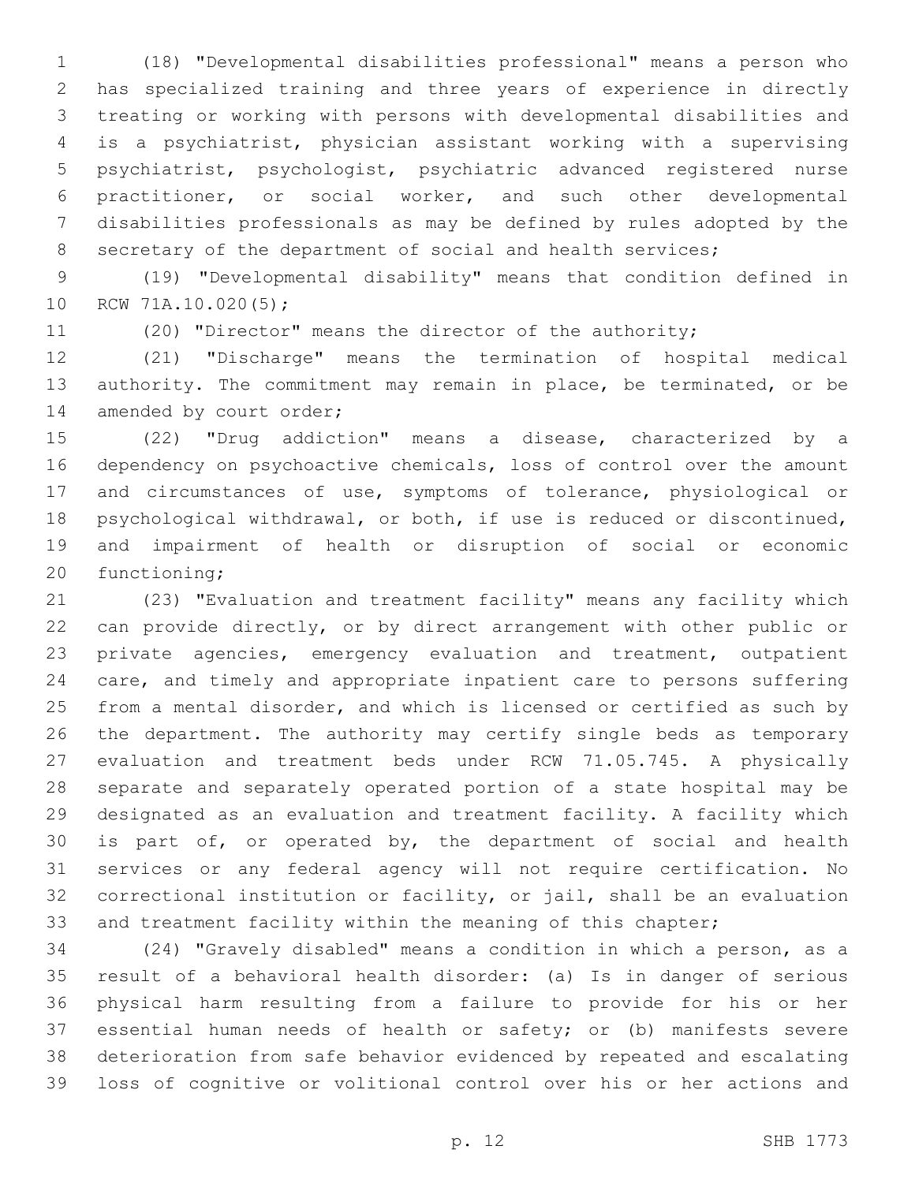(18) "Developmental disabilities professional" means a person who has specialized training and three years of experience in directly treating or working with persons with developmental disabilities and is a psychiatrist, physician assistant working with a supervising psychiatrist, psychologist, psychiatric advanced registered nurse practitioner, or social worker, and such other developmental disabilities professionals as may be defined by rules adopted by the secretary of the department of social and health services;

(19) "Developmental disability" means that condition defined in RCW 71A.10.020(5);

(20) "Director" means the director of the authority;

(21) "Discharge" means the termination of hospital medical authority. The commitment may remain in place, be terminated, or be amended by court order;

(22) "Drug addiction" means a disease, characterized by a dependency on psychoactive chemicals, loss of control over the amount and circumstances of use, symptoms of tolerance, physiological or psychological withdrawal, or both, if use is reduced or discontinued, and impairment of health or disruption of social or economic functioning;

(23) "Evaluation and treatment facility" means any facility which can provide directly, or by direct arrangement with other public or private agencies, emergency evaluation and treatment, outpatient care, and timely and appropriate inpatient care to persons suffering from a mental disorder, and which is licensed or certified as such by the department. The authority may certify single beds as temporary evaluation and treatment beds under RCW 71.05.745. A physically separate and separately operated portion of a state hospital may be designated as an evaluation and treatment facility. A facility which is part of, or operated by, the department of social and health services or any federal agency will not require certification. No correctional institution or facility, or jail, shall be an evaluation and treatment facility within the meaning of this chapter;

(24) "Gravely disabled" means a condition in which a person, as a result of a behavioral health disorder: (a) Is in danger of serious physical harm resulting from a failure to provide for his or her essential human needs of health or safety; or (b) manifests severe deterioration from safe behavior evidenced by repeated and escalating loss of cognitive or volitional control over his or her actions and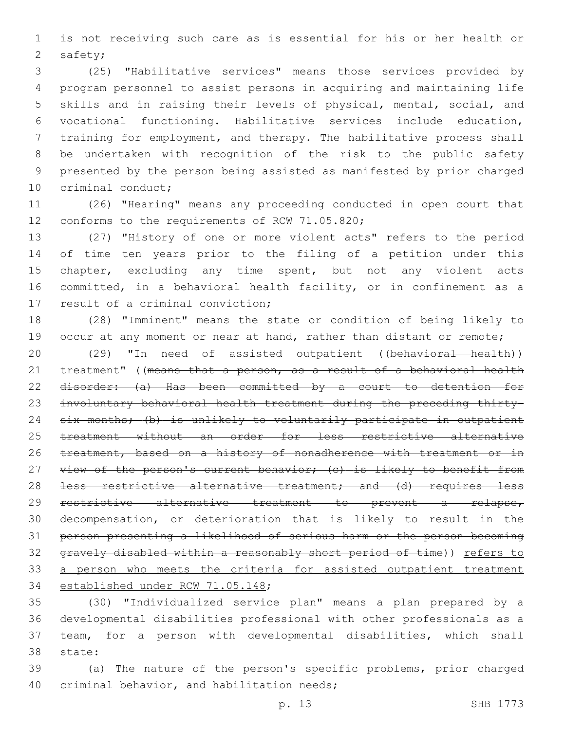is not receiving such care as is essential for his or her health or safety;

(25) "Habilitative services" means those services provided by program personnel to assist persons in acquiring and maintaining life skills and in raising their levels of physical, mental, social, and vocational functioning. Habilitative services include education, training for employment, and therapy. The habilitative process shall be undertaken with recognition of the risk to the public safety presented by the person being assisted as manifested by prior charged criminal conduct;

(26) "Hearing" means any proceeding conducted in open court that conforms to the requirements of RCW 71.05.820;

(27) "History of one or more violent acts" refers to the period of time ten years prior to the filing of a petition under this chapter, excluding any time spent, but not any violent acts committed, in a behavioral health facility, or in confinement as a result of a criminal conviction;

(28) "Imminent" means the state or condition of being likely to occur at any moment or near at hand, rather than distant or remote;

(29) "In need of assisted outpatient ((~~behavioral health~~)) treatment" ((~~means that a person, as a result of a behavioral health disorder: (a) Has been committed by a court to detention for involuntary behavioral health treatment during the preceding thirty-six months; (b) is unlikely to voluntarily participate in outpatient treatment without an order for less restrictive alternative treatment, based on a history of nonadherence with treatment or in view of the person's current behavior; (c) is likely to benefit from less restrictive alternative treatment; and (d) requires less restrictive alternative treatment to prevent a relapse, decompensation, or deterioration that is likely to result in the person presenting a likelihood of serious harm or the person becoming gravely disabled within a reasonably short period of time~~)) <u>refers to a person who meets the criteria for assisted outpatient treatment established under RCW 71.05.148</u>;

(30) "Individualized service plan" means a plan prepared by a developmental disabilities professional with other professionals as a team, for a person with developmental disabilities, which shall state:

(a) The nature of the person's specific problems, prior charged criminal behavior, and habilitation needs;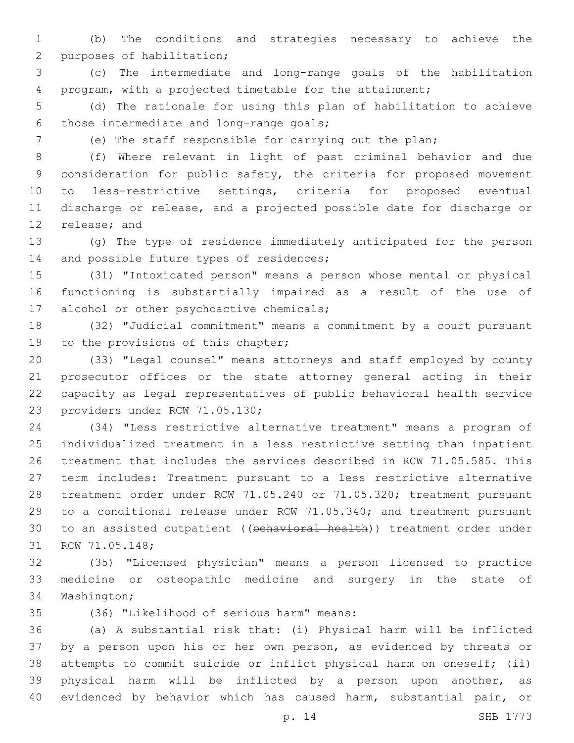(b) The conditions and strategies necessary to achieve the purposes of habilitation;

(c) The intermediate and long-range goals of the habilitation program, with a projected timetable for the attainment;

(d) The rationale for using this plan of habilitation to achieve those intermediate and long-range goals;

(e) The staff responsible for carrying out the plan;

(f) Where relevant in light of past criminal behavior and due consideration for public safety, the criteria for proposed movement to less-restrictive settings, criteria for proposed eventual discharge or release, and a projected possible date for discharge or release; and

(g) The type of residence immediately anticipated for the person and possible future types of residences;

(31) "Intoxicated person" means a person whose mental or physical functioning is substantially impaired as a result of the use of alcohol or other psychoactive chemicals;

(32) "Judicial commitment" means a commitment by a court pursuant to the provisions of this chapter;

(33) "Legal counsel" means attorneys and staff employed by county prosecutor offices or the state attorney general acting in their capacity as legal representatives of public behavioral health service providers under RCW 71.05.130;

(34) "Less restrictive alternative treatment" means a program of individualized treatment in a less restrictive setting than inpatient treatment that includes the services described in RCW 71.05.585. This term includes: Treatment pursuant to a less restrictive alternative treatment order under RCW 71.05.240 or 71.05.320; treatment pursuant to a conditional release under RCW 71.05.340; and treatment pursuant to an assisted outpatient ((~~behavioral health~~)) treatment order under RCW 71.05.148;

(35) "Licensed physician" means a person licensed to practice medicine or osteopathic medicine and surgery in the state of Washington;

(36) "Likelihood of serious harm" means:

(a) A substantial risk that: (i) Physical harm will be inflicted by a person upon his or her own person, as evidenced by threats or attempts to commit suicide or inflict physical harm on oneself; (ii) physical harm will be inflicted by a person upon another, as evidenced by behavior which has caused harm, substantial pain, or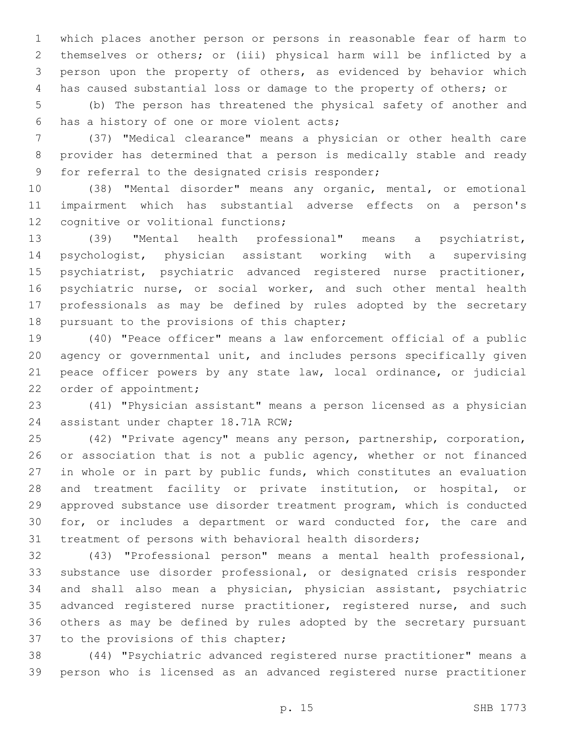which places another person or persons in reasonable fear of harm to themselves or others; or (iii) physical harm will be inflicted by a person upon the property of others, as evidenced by behavior which has caused substantial loss or damage to the property of others; or

(b) The person has threatened the physical safety of another and has a history of one or more violent acts;

(37) "Medical clearance" means a physician or other health care provider has determined that a person is medically stable and ready for referral to the designated crisis responder;

(38) "Mental disorder" means any organic, mental, or emotional impairment which has substantial adverse effects on a person's cognitive or volitional functions;

(39) "Mental health professional" means a psychiatrist, psychologist, physician assistant working with a supervising psychiatrist, psychiatric advanced registered nurse practitioner, psychiatric nurse, or social worker, and such other mental health professionals as may be defined by rules adopted by the secretary pursuant to the provisions of this chapter;

(40) "Peace officer" means a law enforcement official of a public agency or governmental unit, and includes persons specifically given peace officer powers by any state law, local ordinance, or judicial order of appointment;

(41) "Physician assistant" means a person licensed as a physician assistant under chapter 18.71A RCW;

(42) "Private agency" means any person, partnership, corporation, or association that is not a public agency, whether or not financed in whole or in part by public funds, which constitutes an evaluation and treatment facility or private institution, or hospital, or approved substance use disorder treatment program, which is conducted for, or includes a department or ward conducted for, the care and treatment of persons with behavioral health disorders;

(43) "Professional person" means a mental health professional, substance use disorder professional, or designated crisis responder and shall also mean a physician, physician assistant, psychiatric advanced registered nurse practitioner, registered nurse, and such others as may be defined by rules adopted by the secretary pursuant to the provisions of this chapter;

(44) "Psychiatric advanced registered nurse practitioner" means a person who is licensed as an advanced registered nurse practitioner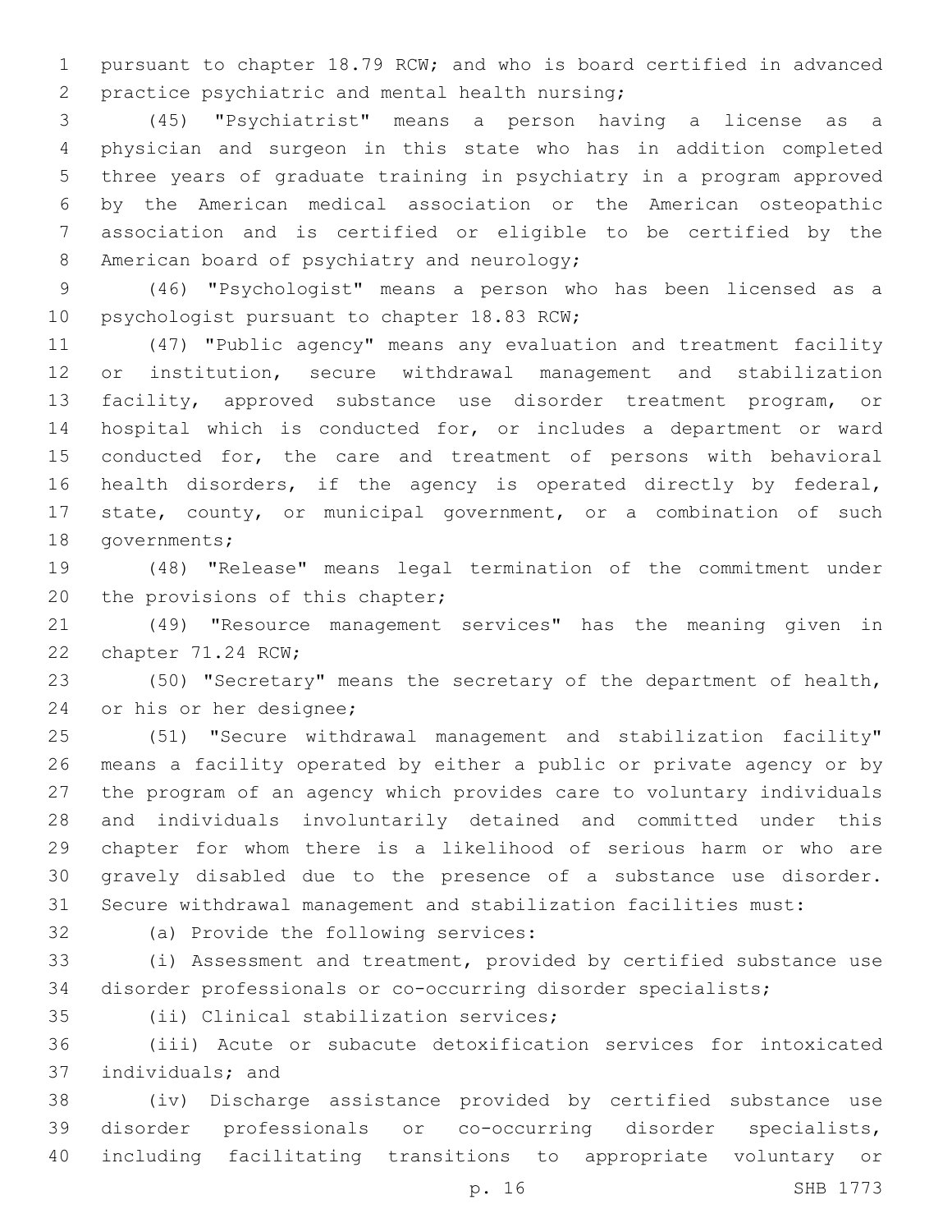pursuant to chapter 18.79 RCW; and who is board certified in advanced practice psychiatric and mental health nursing;

(45) "Psychiatrist" means a person having a license as a physician and surgeon in this state who has in addition completed three years of graduate training in psychiatry in a program approved by the American medical association or the American osteopathic association and is certified or eligible to be certified by the American board of psychiatry and neurology;

(46) "Psychologist" means a person who has been licensed as a psychologist pursuant to chapter 18.83 RCW;

(47) "Public agency" means any evaluation and treatment facility or institution, secure withdrawal management and stabilization facility, approved substance use disorder treatment program, or hospital which is conducted for, or includes a department or ward conducted for, the care and treatment of persons with behavioral health disorders, if the agency is operated directly by federal, state, county, or municipal government, or a combination of such governments;

(48) "Release" means legal termination of the commitment under the provisions of this chapter;

(49) "Resource management services" has the meaning given in chapter 71.24 RCW;

(50) "Secretary" means the secretary of the department of health, or his or her designee;

(51) "Secure withdrawal management and stabilization facility" means a facility operated by either a public or private agency or by the program of an agency which provides care to voluntary individuals and individuals involuntarily detained and committed under this chapter for whom there is a likelihood of serious harm or who are gravely disabled due to the presence of a substance use disorder. Secure withdrawal management and stabilization facilities must:

(a) Provide the following services:

(i) Assessment and treatment, provided by certified substance use disorder professionals or co-occurring disorder specialists;

(ii) Clinical stabilization services;

(iii) Acute or subacute detoxification services for intoxicated individuals; and

(iv) Discharge assistance provided by certified substance use disorder professionals or co-occurring disorder specialists, including facilitating transitions to appropriate voluntary or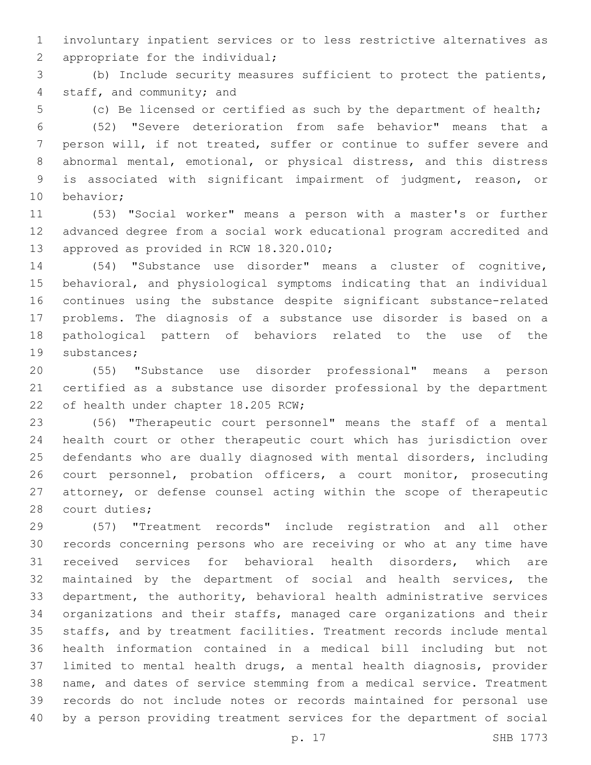involuntary inpatient services or to less restrictive alternatives as appropriate for the individual;

(b) Include security measures sufficient to protect the patients, staff, and community; and

(c) Be licensed or certified as such by the department of health;

(52) "Severe deterioration from safe behavior" means that a person will, if not treated, suffer or continue to suffer severe and abnormal mental, emotional, or physical distress, and this distress is associated with significant impairment of judgment, reason, or behavior;

(53) "Social worker" means a person with a master's or further advanced degree from a social work educational program accredited and approved as provided in RCW 18.320.010;

(54) "Substance use disorder" means a cluster of cognitive, behavioral, and physiological symptoms indicating that an individual continues using the substance despite significant substance-related problems. The diagnosis of a substance use disorder is based on a pathological pattern of behaviors related to the use of the substances;

(55) "Substance use disorder professional" means a person certified as a substance use disorder professional by the department of health under chapter 18.205 RCW;

(56) "Therapeutic court personnel" means the staff of a mental health court or other therapeutic court which has jurisdiction over defendants who are dually diagnosed with mental disorders, including court personnel, probation officers, a court monitor, prosecuting attorney, or defense counsel acting within the scope of therapeutic court duties;

(57) "Treatment records" include registration and all other records concerning persons who are receiving or who at any time have received services for behavioral health disorders, which are maintained by the department of social and health services, the department, the authority, behavioral health administrative services organizations and their staffs, managed care organizations and their staffs, and by treatment facilities. Treatment records include mental health information contained in a medical bill including but not limited to mental health drugs, a mental health diagnosis, provider name, and dates of service stemming from a medical service. Treatment records do not include notes or records maintained for personal use by a person providing treatment services for the department of social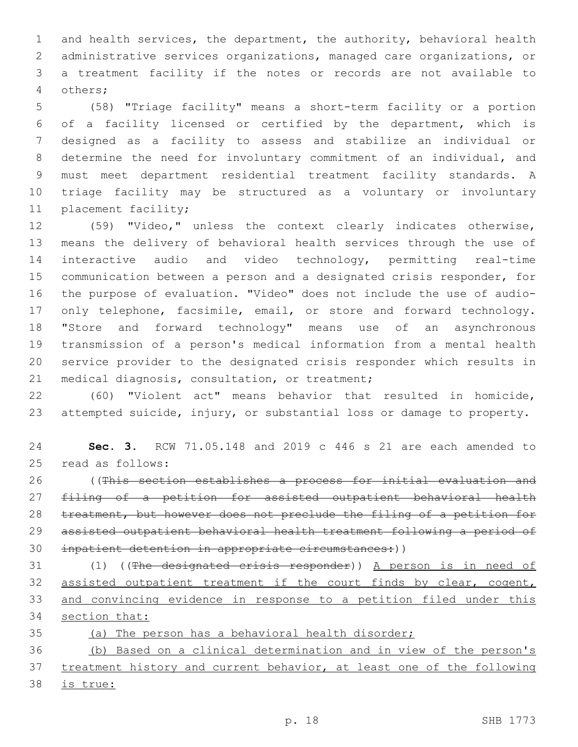and health services, the department, the authority, behavioral health administrative services organizations, managed care organizations, or a treatment facility if the notes or records are not available to others;

(58) "Triage facility" means a short-term facility or a portion of a facility licensed or certified by the department, which is designed as a facility to assess and stabilize an individual or determine the need for involuntary commitment of an individual, and must meet department residential treatment facility standards. A triage facility may be structured as a voluntary or involuntary placement facility;

(59) "Video," unless the context clearly indicates otherwise, means the delivery of behavioral health services through the use of interactive audio and video technology, permitting real-time communication between a person and a designated crisis responder, for the purpose of evaluation. "Video" does not include the use of audio-only telephone, facsimile, email, or store and forward technology. "Store and forward technology" means use of an asynchronous transmission of a person's medical information from a mental health service provider to the designated crisis responder which results in medical diagnosis, consultation, or treatment;

(60) "Violent act" means behavior that resulted in homicide, attempted suicide, injury, or substantial loss or damage to property.

**Sec. 3.** RCW 71.05.148 and 2019 c 446 s 21 are each amended to read as follows:

((~~This section establishes a process for initial evaluation and filing of a petition for assisted outpatient behavioral health treatment, but however does not preclude the filing of a petition for assisted outpatient behavioral health treatment following a period of inpatient detention in appropriate circumstances:~~))

(1) ((~~The designated crisis responder~~)) A person is in need of assisted outpatient treatment if the court finds by clear, cogent, and convincing evidence in response to a petition filed under this section that:

(a) The person has a behavioral health disorder;

(b) Based on a clinical determination and in view of the person's treatment history and current behavior, at least one of the following is true: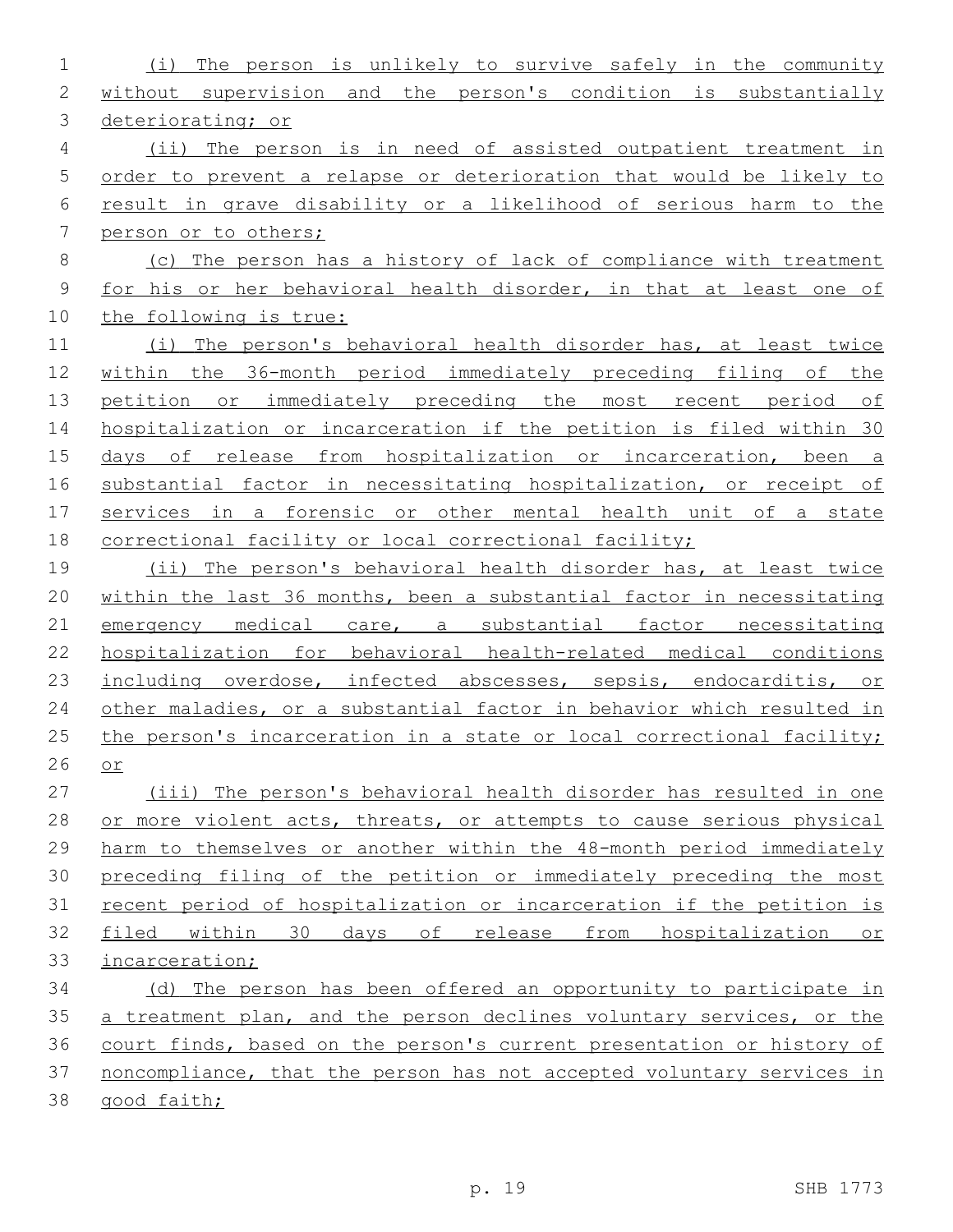(i) The person is unlikely to survive safely in the community without supervision and the person's condition is substantially deteriorating; or

(ii) The person is in need of assisted outpatient treatment in order to prevent a relapse or deterioration that would be likely to result in grave disability or a likelihood of serious harm to the person or to others;

(c) The person has a history of lack of compliance with treatment for his or her behavioral health disorder, in that at least one of the following is true:

(i) The person's behavioral health disorder has, at least twice within the 36-month period immediately preceding filing of the petition or immediately preceding the most recent period of hospitalization or incarceration if the petition is filed within 30 days of release from hospitalization or incarceration, been a substantial factor in necessitating hospitalization, or receipt of services in a forensic or other mental health unit of a state correctional facility or local correctional facility;

(ii) The person's behavioral health disorder has, at least twice within the last 36 months, been a substantial factor in necessitating emergency medical care, a substantial factor necessitating hospitalization for behavioral health-related medical conditions including overdose, infected abscesses, sepsis, endocarditis, or other maladies, or a substantial factor in behavior which resulted in the person's incarceration in a state or local correctional facility; or

(iii) The person's behavioral health disorder has resulted in one or more violent acts, threats, or attempts to cause serious physical harm to themselves or another within the 48-month period immediately preceding filing of the petition or immediately preceding the most recent period of hospitalization or incarceration if the petition is filed within 30 days of release from hospitalization or incarceration;

(d) The person has been offered an opportunity to participate in a treatment plan, and the person declines voluntary services, or the court finds, based on the person's current presentation or history of noncompliance, that the person has not accepted voluntary services in good faith;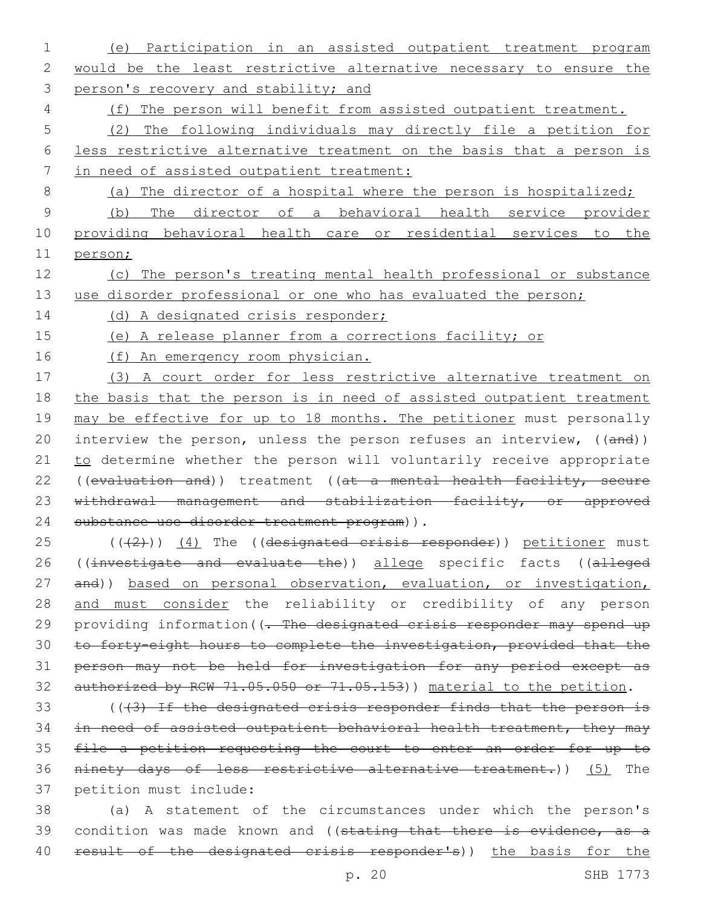(e) Participation in an assisted outpatient treatment program would be the least restrictive alternative necessary to ensure the person's recovery and stability; and

(f) The person will benefit from assisted outpatient treatment.

(2) The following individuals may directly file a petition for less restrictive alternative treatment on the basis that a person is in need of assisted outpatient treatment:

(a) The director of a hospital where the person is hospitalized;

(b) The director of a behavioral health service provider providing behavioral health care or residential services to the person;

(c) The person's treating mental health professional or substance use disorder professional or one who has evaluated the person;

(d) A designated crisis responder;

(e) A release planner from a corrections facility; or

(f) An emergency room physician.

(3) A court order for less restrictive alternative treatment on the basis that the person is in need of assisted outpatient treatment may be effective for up to 18 months. The petitioner must personally interview the person, unless the person refuses an interview, ((and)) to determine whether the person will voluntarily receive appropriate ((evaluation and)) treatment ((at a mental health facility, secure withdrawal management and stabilization facility, or approved substance use disorder treatment program)).

(((2))) (4) The ((designated crisis responder)) petitioner must ((investigate and evaluate the)) allege specific facts ((alleged and)) based on personal observation, evaluation, or investigation, and must consider the reliability or credibility of any person providing information((. The designated crisis responder may spend up to forty-eight hours to complete the investigation, provided that the person may not be held for investigation for any period except as authorized by RCW 71.05.050 or 71.05.153)) material to the petition.

(((3) If the designated crisis responder finds that the person is in need of assisted outpatient behavioral health treatment, they may file a petition requesting the court to enter an order for up to ninety days of less restrictive alternative treatment.)) (5) The petition must include:

(a) A statement of the circumstances under which the person's condition was made known and ((stating that there is evidence, as a result of the designated crisis responder's)) the basis for the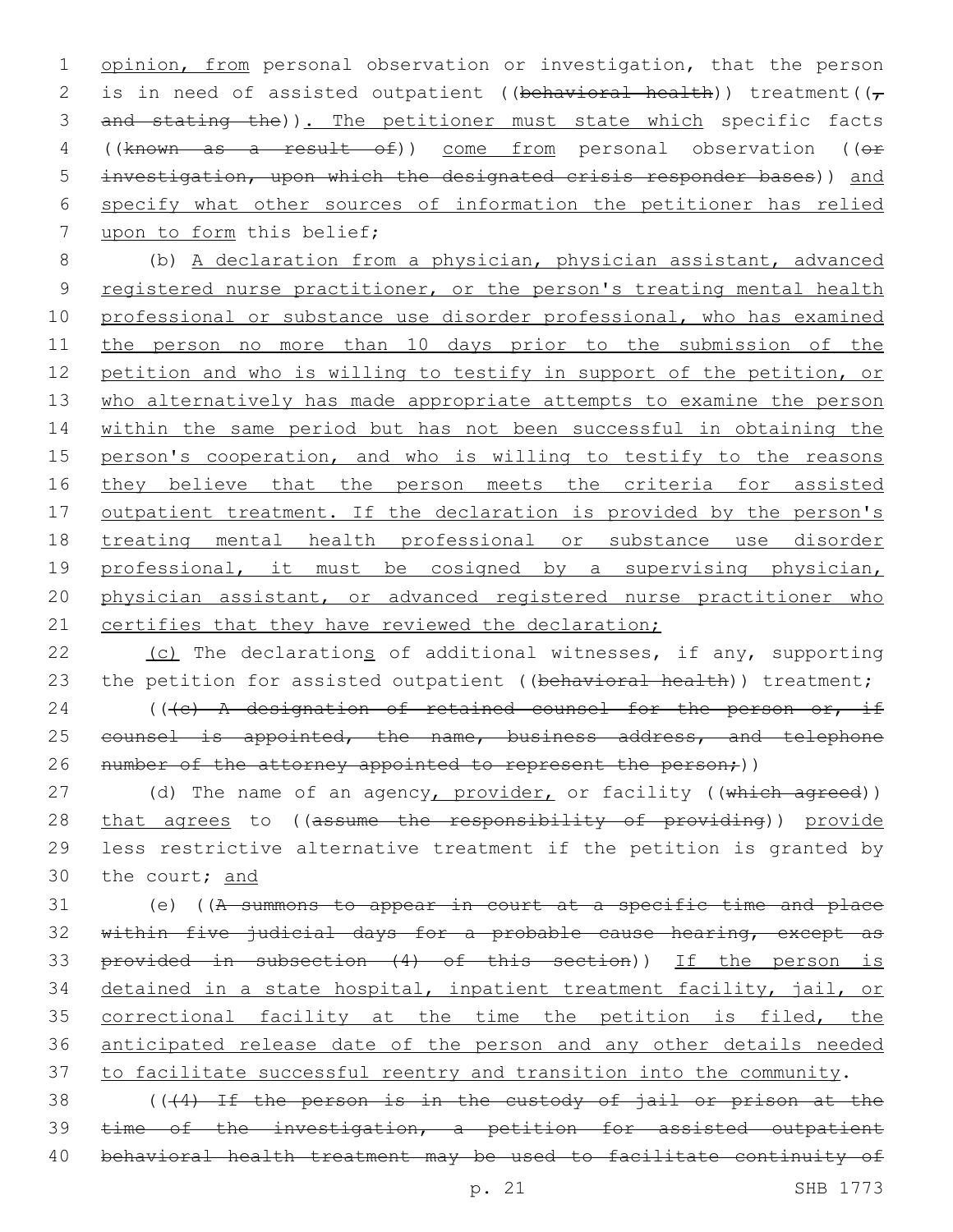opinion, from personal observation or investigation, that the person is in need of assisted outpatient ((behavioral health)) treatment((, and stating the)). The petitioner must state which specific facts ((known as a result of)) come from personal observation ((or investigation, upon which the designated crisis responder bases)) and specify what other sources of information the petitioner has relied upon to form this belief;

(b) A declaration from a physician, physician assistant, advanced registered nurse practitioner, or the person's treating mental health professional or substance use disorder professional, who has examined the person no more than 10 days prior to the submission of the petition and who is willing to testify in support of the petition, or who alternatively has made appropriate attempts to examine the person within the same period but has not been successful in obtaining the person's cooperation, and who is willing to testify to the reasons they believe that the person meets the criteria for assisted outpatient treatment. If the declaration is provided by the person's treating mental health professional or substance use disorder professional, it must be cosigned by a supervising physician, physician assistant, or advanced registered nurse practitioner who certifies that they have reviewed the declaration;

(c) The declarations of additional witnesses, if any, supporting the petition for assisted outpatient ((behavioral health)) treatment;

(((c) A designation of retained counsel for the person or, if counsel is appointed, the name, business address, and telephone number of the attorney appointed to represent the person;))

(d) The name of an agency, provider, or facility ((which agreed)) that agrees to ((assume the responsibility of providing)) provide less restrictive alternative treatment if the petition is granted by the court; and

(e) ((A summons to appear in court at a specific time and place within five judicial days for a probable cause hearing, except as provided in subsection (4) of this section)) If the person is detained in a state hospital, inpatient treatment facility, jail, or correctional facility at the time the petition is filed, the anticipated release date of the person and any other details needed to facilitate successful reentry and transition into the community.

(((4) If the person is in the custody of jail or prison at the time of the investigation, a petition for assisted outpatient behavioral health treatment may be used to facilitate continuity of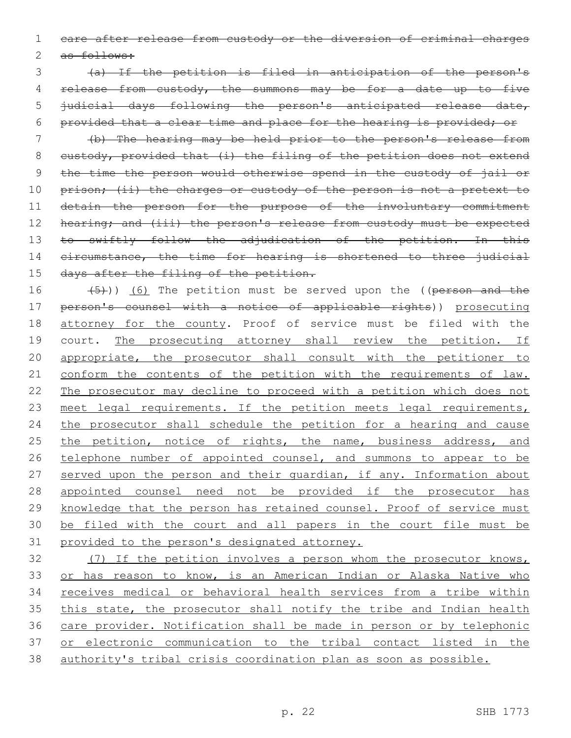~~care after release from custody or the diversion of criminal charges as follows:~~

~~(a) If the petition is filed in anticipation of the person's release from custody, the summons may be for a date up to five judicial days following the person's anticipated release date, provided that a clear time and place for the hearing is provided; or~~

~~(b) The hearing may be held prior to the person's release from custody, provided that (i) the filing of the petition does not extend the time the person would otherwise spend in the custody of jail or prison; (ii) the charges or custody of the person is not a pretext to detain the person for the purpose of the involuntary commitment hearing; and (iii) the person's release from custody must be expected to swiftly follow the adjudication of the petition. In this circumstance, the time for hearing is shortened to three judicial days after the filing of the petition.~~

~~(5)~~)) <u>(6)</u> The petition must be served upon the ((~~person and the person's counsel with a notice of applicable rights~~)) <u>prosecuting attorney for the county</u>. Proof of service must be filed with the court. <u>The prosecuting attorney shall review the petition. If appropriate, the prosecutor shall consult with the petitioner to conform the contents of the petition with the requirements of law. The prosecutor may decline to proceed with a petition which does not meet legal requirements. If the petition meets legal requirements, the prosecutor shall schedule the petition for a hearing and cause the petition, notice of rights, the name, business address, and telephone number of appointed counsel, and summons to appear to be served upon the person and their guardian, if any. Information about appointed counsel need not be provided if the prosecutor has knowledge that the person has retained counsel. Proof of service must be filed with the court and all papers in the court file must be provided to the person's designated attorney.</u>

<u>(7) If the petition involves a person whom the prosecutor knows, or has reason to know, is an American Indian or Alaska Native who receives medical or behavioral health services from a tribe within this state, the prosecutor shall notify the tribe and Indian health care provider. Notification shall be made in person or by telephonic or electronic communication to the tribal contact listed in the authority's tribal crisis coordination plan as soon as possible.</u>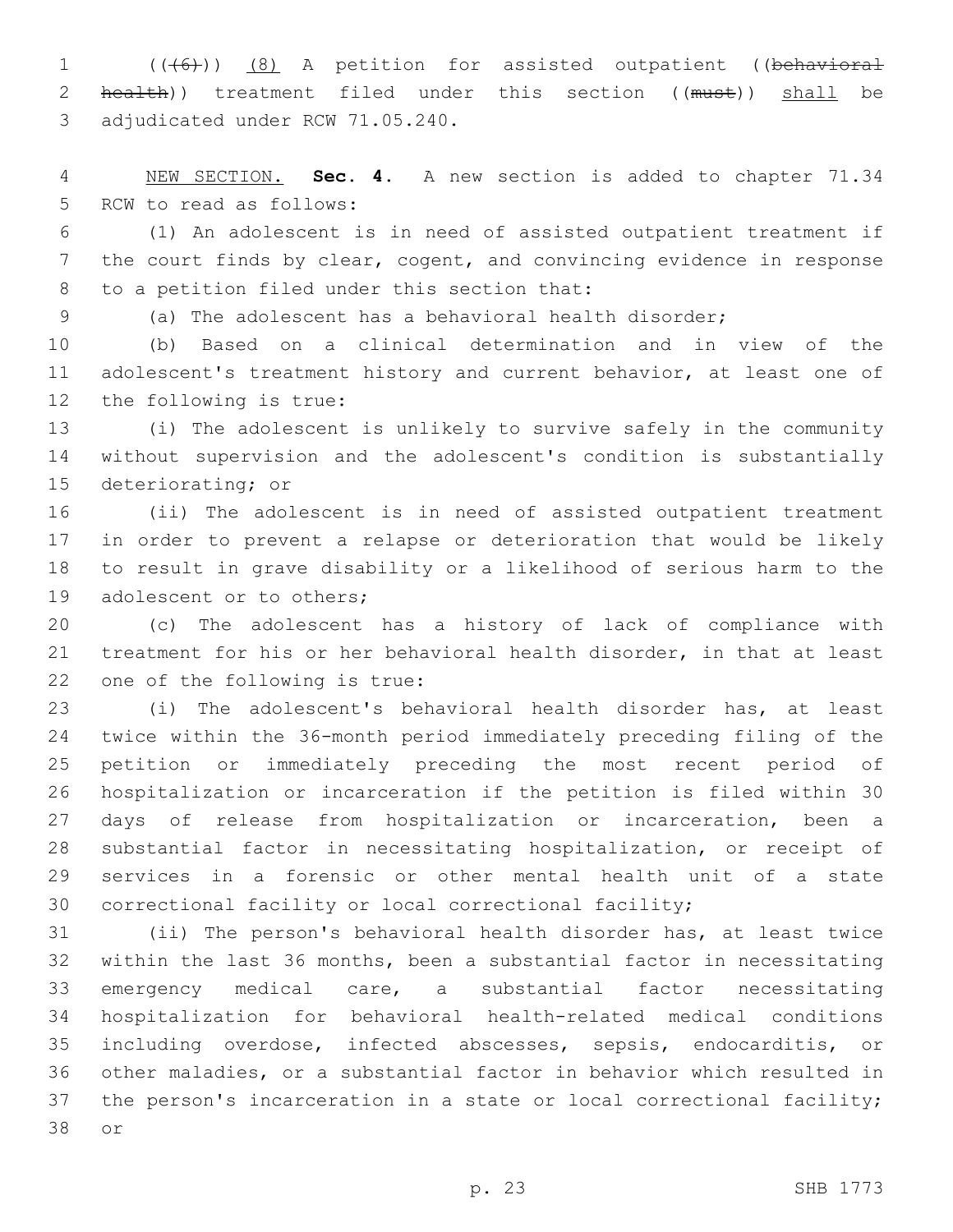((~~(6)~~)) <u>(8)</u> A petition for assisted outpatient ((~~behavioral health~~)) treatment filed under this section ((~~must~~)) <u>shall</u> be adjudicated under RCW 71.05.240.

<u>NEW SECTION.</u> **Sec. 4.** A new section is added to chapter 71.34 RCW to read as follows:

(1) An adolescent is in need of assisted outpatient treatment if the court finds by clear, cogent, and convincing evidence in response to a petition filed under this section that:

(a) The adolescent has a behavioral health disorder;

(b) Based on a clinical determination and in view of the adolescent's treatment history and current behavior, at least one of the following is true:

(i) The adolescent is unlikely to survive safely in the community without supervision and the adolescent's condition is substantially deteriorating; or

(ii) The adolescent is in need of assisted outpatient treatment in order to prevent a relapse or deterioration that would be likely to result in grave disability or a likelihood of serious harm to the adolescent or to others;

(c) The adolescent has a history of lack of compliance with treatment for his or her behavioral health disorder, in that at least one of the following is true:

(i) The adolescent's behavioral health disorder has, at least twice within the 36-month period immediately preceding filing of the petition or immediately preceding the most recent period of hospitalization or incarceration if the petition is filed within 30 days of release from hospitalization or incarceration, been a substantial factor in necessitating hospitalization, or receipt of services in a forensic or other mental health unit of a state correctional facility or local correctional facility;

(ii) The person's behavioral health disorder has, at least twice within the last 36 months, been a substantial factor in necessitating emergency medical care, a substantial factor necessitating hospitalization for behavioral health-related medical conditions including overdose, infected abscesses, sepsis, endocarditis, or other maladies, or a substantial factor in behavior which resulted in the person's incarceration in a state or local correctional facility; or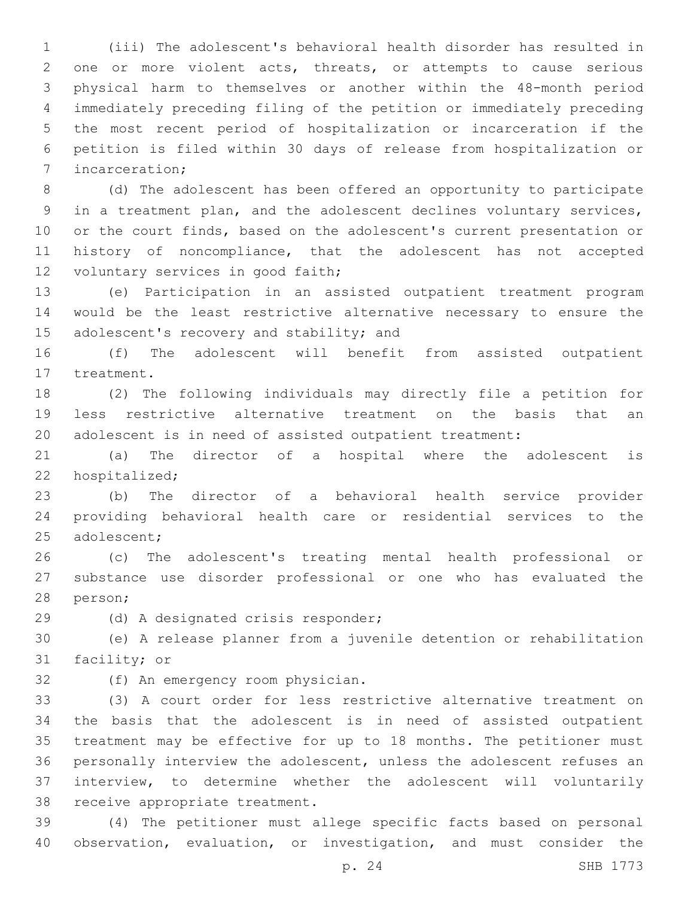(iii) The adolescent's behavioral health disorder has resulted in one or more violent acts, threats, or attempts to cause serious physical harm to themselves or another within the 48-month period immediately preceding filing of the petition or immediately preceding the most recent period of hospitalization or incarceration if the petition is filed within 30 days of release from hospitalization or incarceration;

(d) The adolescent has been offered an opportunity to participate in a treatment plan, and the adolescent declines voluntary services, or the court finds, based on the adolescent's current presentation or history of noncompliance, that the adolescent has not accepted voluntary services in good faith;

(e) Participation in an assisted outpatient treatment program would be the least restrictive alternative necessary to ensure the adolescent's recovery and stability; and

(f) The adolescent will benefit from assisted outpatient treatment.

(2) The following individuals may directly file a petition for less restrictive alternative treatment on the basis that an adolescent is in need of assisted outpatient treatment:

(a) The director of a hospital where the adolescent is hospitalized;

(b) The director of a behavioral health service provider providing behavioral health care or residential services to the adolescent;

(c) The adolescent's treating mental health professional or substance use disorder professional or one who has evaluated the person;

(d) A designated crisis responder;

(e) A release planner from a juvenile detention or rehabilitation facility; or

(f) An emergency room physician.

(3) A court order for less restrictive alternative treatment on the basis that the adolescent is in need of assisted outpatient treatment may be effective for up to 18 months. The petitioner must personally interview the adolescent, unless the adolescent refuses an interview, to determine whether the adolescent will voluntarily receive appropriate treatment.

(4) The petitioner must allege specific facts based on personal observation, evaluation, or investigation, and must consider the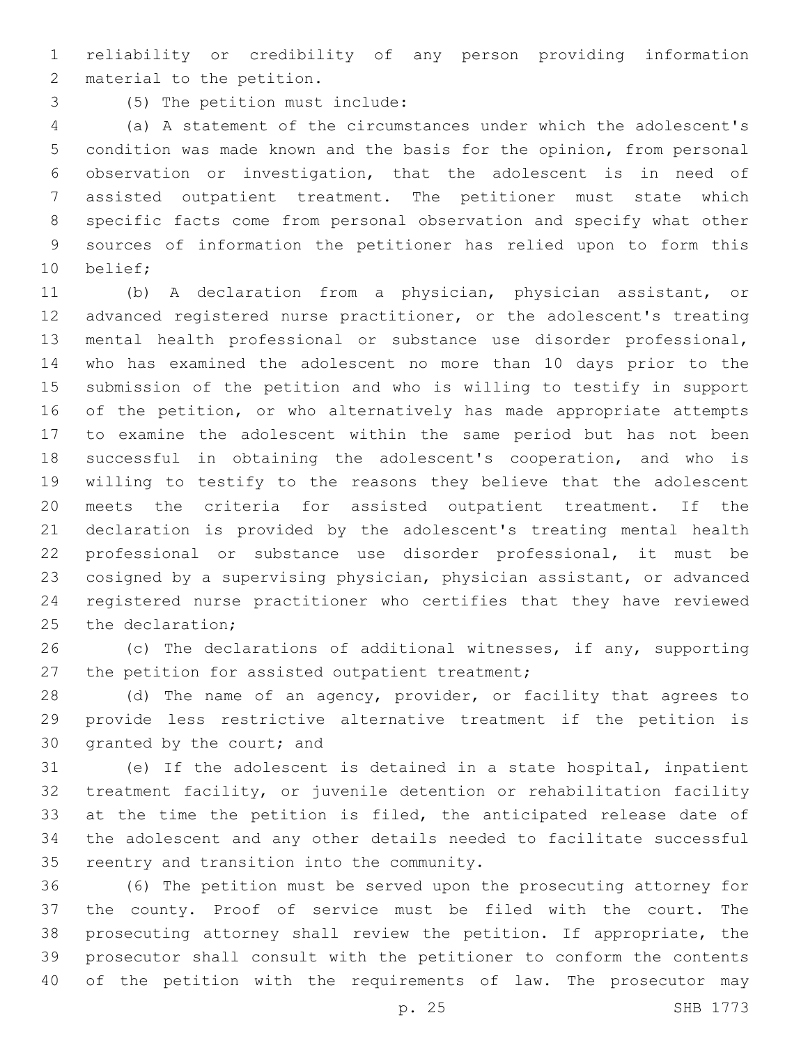reliability or credibility of any person providing information material to the petition.

(5) The petition must include:

(a) A statement of the circumstances under which the adolescent's condition was made known and the basis for the opinion, from personal observation or investigation, that the adolescent is in need of assisted outpatient treatment. The petitioner must state which specific facts come from personal observation and specify what other sources of information the petitioner has relied upon to form this belief;

(b) A declaration from a physician, physician assistant, or advanced registered nurse practitioner, or the adolescent's treating mental health professional or substance use disorder professional, who has examined the adolescent no more than 10 days prior to the submission of the petition and who is willing to testify in support of the petition, or who alternatively has made appropriate attempts to examine the adolescent within the same period but has not been successful in obtaining the adolescent's cooperation, and who is willing to testify to the reasons they believe that the adolescent meets the criteria for assisted outpatient treatment. If the declaration is provided by the adolescent's treating mental health professional or substance use disorder professional, it must be cosigned by a supervising physician, physician assistant, or advanced registered nurse practitioner who certifies that they have reviewed the declaration;

(c) The declarations of additional witnesses, if any, supporting the petition for assisted outpatient treatment;

(d) The name of an agency, provider, or facility that agrees to provide less restrictive alternative treatment if the petition is granted by the court; and

(e) If the adolescent is detained in a state hospital, inpatient treatment facility, or juvenile detention or rehabilitation facility at the time the petition is filed, the anticipated release date of the adolescent and any other details needed to facilitate successful reentry and transition into the community.

(6) The petition must be served upon the prosecuting attorney for the county. Proof of service must be filed with the court. The prosecuting attorney shall review the petition. If appropriate, the prosecutor shall consult with the petitioner to conform the contents of the petition with the requirements of law. The prosecutor may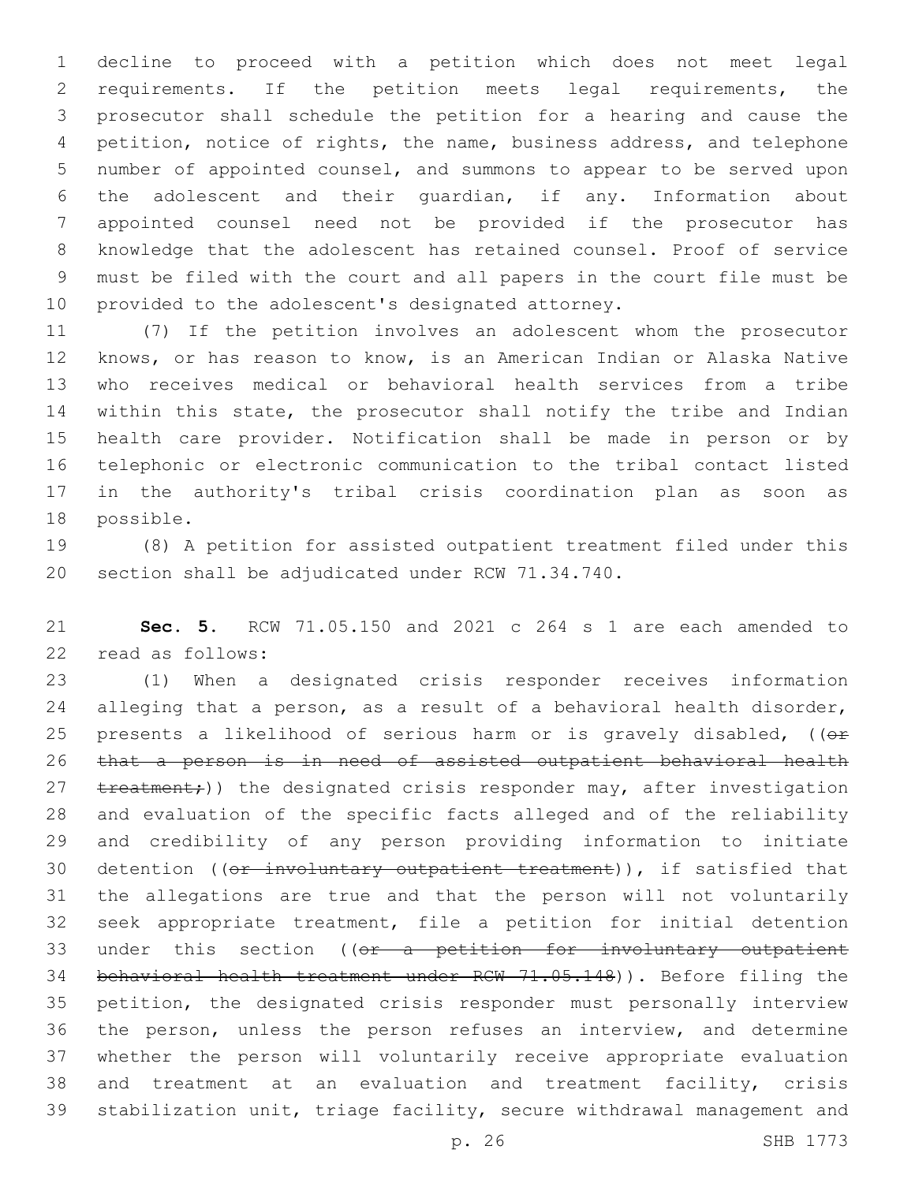decline to proceed with a petition which does not meet legal requirements. If the petition meets legal requirements, the prosecutor shall schedule the petition for a hearing and cause the petition, notice of rights, the name, business address, and telephone number of appointed counsel, and summons to appear to be served upon the adolescent and their guardian, if any. Information about appointed counsel need not be provided if the prosecutor has knowledge that the adolescent has retained counsel. Proof of service must be filed with the court and all papers in the court file must be provided to the adolescent's designated attorney.

(7) If the petition involves an adolescent whom the prosecutor knows, or has reason to know, is an American Indian or Alaska Native who receives medical or behavioral health services from a tribe within this state, the prosecutor shall notify the tribe and Indian health care provider. Notification shall be made in person or by telephonic or electronic communication to the tribal contact listed in the authority's tribal crisis coordination plan as soon as possible.

(8) A petition for assisted outpatient treatment filed under this section shall be adjudicated under RCW 71.34.740.

**Sec. 5.** RCW 71.05.150 and 2021 c 264 s 1 are each amended to read as follows:

(1) When a designated crisis responder receives information alleging that a person, as a result of a behavioral health disorder, presents a likelihood of serious harm or is gravely disabled, ((~~or that a person is in need of assisted outpatient behavioral health treatment;~~)) the designated crisis responder may, after investigation and evaluation of the specific facts alleged and of the reliability and credibility of any person providing information to initiate detention ((~~or involuntary outpatient treatment~~)), if satisfied that the allegations are true and that the person will not voluntarily seek appropriate treatment, file a petition for initial detention under this section ((~~or a petition for involuntary outpatient behavioral health treatment under RCW 71.05.148~~)). Before filing the petition, the designated crisis responder must personally interview the person, unless the person refuses an interview, and determine whether the person will voluntarily receive appropriate evaluation and treatment at an evaluation and treatment facility, crisis stabilization unit, triage facility, secure withdrawal management and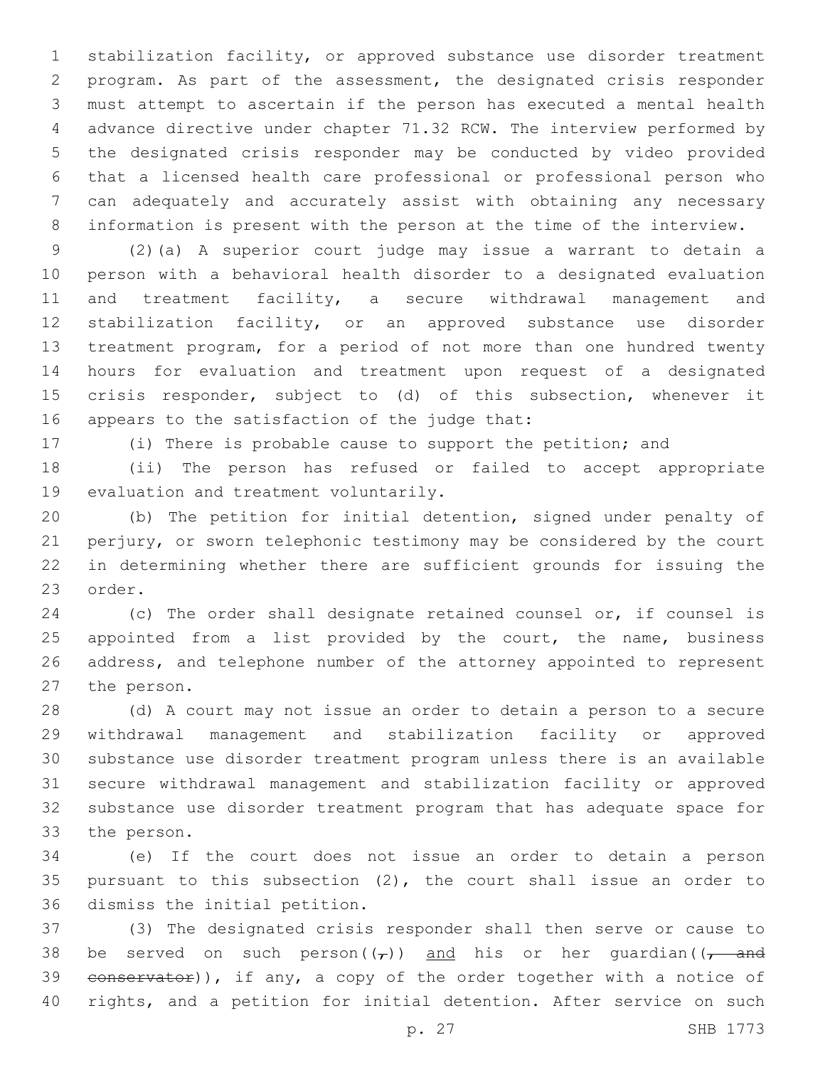stabilization facility, or approved substance use disorder treatment program. As part of the assessment, the designated crisis responder must attempt to ascertain if the person has executed a mental health advance directive under chapter 71.32 RCW. The interview performed by the designated crisis responder may be conducted by video provided that a licensed health care professional or professional person who can adequately and accurately assist with obtaining any necessary information is present with the person at the time of the interview.

(2)(a) A superior court judge may issue a warrant to detain a person with a behavioral health disorder to a designated evaluation and treatment facility, a secure withdrawal management and stabilization facility, or an approved substance use disorder treatment program, for a period of not more than one hundred twenty hours for evaluation and treatment upon request of a designated crisis responder, subject to (d) of this subsection, whenever it appears to the satisfaction of the judge that:

(i) There is probable cause to support the petition; and

(ii) The person has refused or failed to accept appropriate evaluation and treatment voluntarily.

(b) The petition for initial detention, signed under penalty of perjury, or sworn telephonic testimony may be considered by the court in determining whether there are sufficient grounds for issuing the order.

(c) The order shall designate retained counsel or, if counsel is appointed from a list provided by the court, the name, business address, and telephone number of the attorney appointed to represent the person.

(d) A court may not issue an order to detain a person to a secure withdrawal management and stabilization facility or approved substance use disorder treatment program unless there is an available secure withdrawal management and stabilization facility or approved substance use disorder treatment program that has adequate space for the person.

(e) If the court does not issue an order to detain a person pursuant to this subsection (2), the court shall issue an order to dismiss the initial petition.

(3) The designated crisis responder shall then serve or cause to be served on such person((~~,~~)) <u>and</u> his or her guardian((~~, and conservator~~)), if any, a copy of the order together with a notice of rights, and a petition for initial detention. After service on such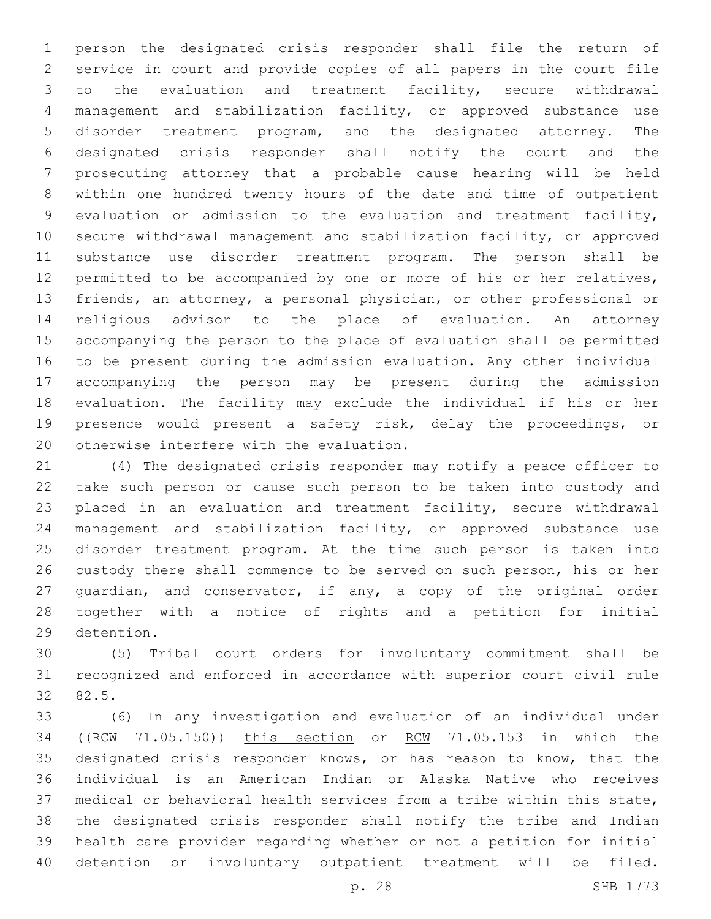person the designated crisis responder shall file the return of service in court and provide copies of all papers in the court file to the evaluation and treatment facility, secure withdrawal management and stabilization facility, or approved substance use disorder treatment program, and the designated attorney. The designated crisis responder shall notify the court and the prosecuting attorney that a probable cause hearing will be held within one hundred twenty hours of the date and time of outpatient evaluation or admission to the evaluation and treatment facility, secure withdrawal management and stabilization facility, or approved substance use disorder treatment program. The person shall be permitted to be accompanied by one or more of his or her relatives, friends, an attorney, a personal physician, or other professional or religious advisor to the place of evaluation. An attorney accompanying the person to the place of evaluation shall be permitted to be present during the admission evaluation. Any other individual accompanying the person may be present during the admission evaluation. The facility may exclude the individual if his or her presence would present a safety risk, delay the proceedings, or otherwise interfere with the evaluation.

(4) The designated crisis responder may notify a peace officer to take such person or cause such person to be taken into custody and placed in an evaluation and treatment facility, secure withdrawal management and stabilization facility, or approved substance use disorder treatment program. At the time such person is taken into custody there shall commence to be served on such person, his or her guardian, and conservator, if any, a copy of the original order together with a notice of rights and a petition for initial detention.

(5) Tribal court orders for involuntary commitment shall be recognized and enforced in accordance with superior court civil rule 82.5.

(6) In any investigation and evaluation of an individual under ((~~RCW 71.05.150~~)) <u>this section</u> or <u>RCW</u> 71.05.153 in which the designated crisis responder knows, or has reason to know, that the individual is an American Indian or Alaska Native who receives medical or behavioral health services from a tribe within this state, the designated crisis responder shall notify the tribe and Indian health care provider regarding whether or not a petition for initial detention or involuntary outpatient treatment will be filed.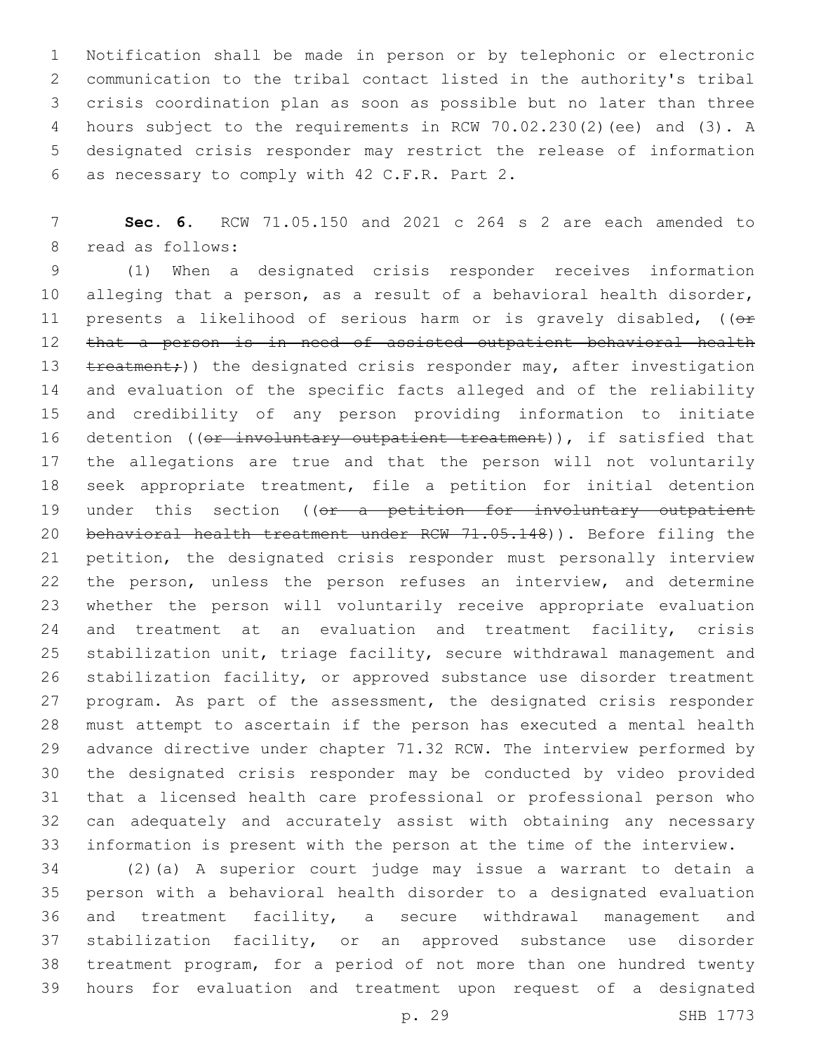Notification shall be made in person or by telephonic or electronic communication to the tribal contact listed in the authority's tribal crisis coordination plan as soon as possible but no later than three hours subject to the requirements in RCW 70.02.230(2)(ee) and (3). A designated crisis responder may restrict the release of information as necessary to comply with 42 C.F.R. Part 2.

**Sec. 6.** RCW 71.05.150 and 2021 c 264 s 2 are each amended to read as follows:

(1) When a designated crisis responder receives information alleging that a person, as a result of a behavioral health disorder, presents a likelihood of serious harm or is gravely disabled, ((~~or that a person is in need of assisted outpatient behavioral health treatment;~~)) the designated crisis responder may, after investigation and evaluation of the specific facts alleged and of the reliability and credibility of any person providing information to initiate detention ((~~or involuntary outpatient treatment~~)), if satisfied that the allegations are true and that the person will not voluntarily seek appropriate treatment, file a petition for initial detention under this section ((~~or a petition for involuntary outpatient behavioral health treatment under RCW 71.05.148~~)). Before filing the petition, the designated crisis responder must personally interview the person, unless the person refuses an interview, and determine whether the person will voluntarily receive appropriate evaluation and treatment at an evaluation and treatment facility, crisis stabilization unit, triage facility, secure withdrawal management and stabilization facility, or approved substance use disorder treatment program. As part of the assessment, the designated crisis responder must attempt to ascertain if the person has executed a mental health advance directive under chapter 71.32 RCW. The interview performed by the designated crisis responder may be conducted by video provided that a licensed health care professional or professional person who can adequately and accurately assist with obtaining any necessary information is present with the person at the time of the interview.

(2)(a) A superior court judge may issue a warrant to detain a person with a behavioral health disorder to a designated evaluation and treatment facility, a secure withdrawal management and stabilization facility, or an approved substance use disorder treatment program, for a period of not more than one hundred twenty hours for evaluation and treatment upon request of a designated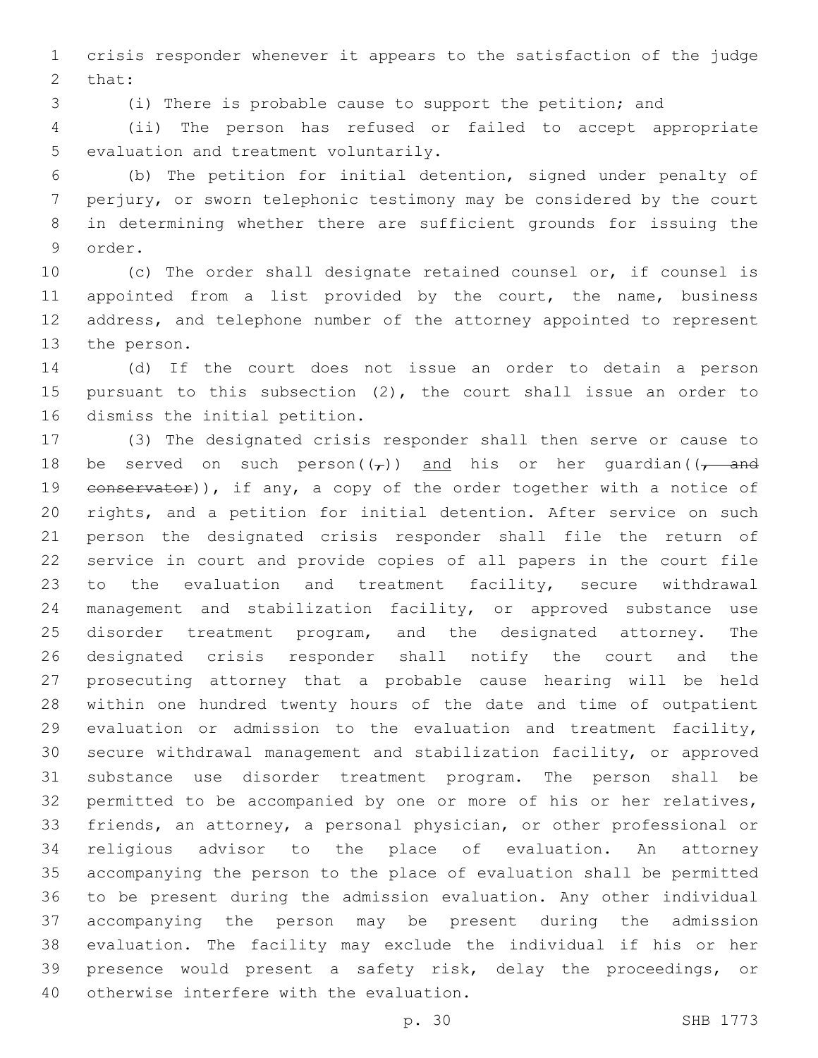crisis responder whenever it appears to the satisfaction of the judge that:

(i) There is probable cause to support the petition; and

(ii) The person has refused or failed to accept appropriate evaluation and treatment voluntarily.

(b) The petition for initial detention, signed under penalty of perjury, or sworn telephonic testimony may be considered by the court in determining whether there are sufficient grounds for issuing the order.

(c) The order shall designate retained counsel or, if counsel is appointed from a list provided by the court, the name, business address, and telephone number of the attorney appointed to represent the person.

(d) If the court does not issue an order to detain a person pursuant to this subsection (2), the court shall issue an order to dismiss the initial petition.

(3) The designated crisis responder shall then serve or cause to be served on such person((~~,~~)) <u>and</u> his or her guardian((~~, and conservator~~)), if any, a copy of the order together with a notice of rights, and a petition for initial detention. After service on such person the designated crisis responder shall file the return of service in court and provide copies of all papers in the court file to the evaluation and treatment facility, secure withdrawal management and stabilization facility, or approved substance use disorder treatment program, and the designated attorney. The designated crisis responder shall notify the court and the prosecuting attorney that a probable cause hearing will be held within one hundred twenty hours of the date and time of outpatient evaluation or admission to the evaluation and treatment facility, secure withdrawal management and stabilization facility, or approved substance use disorder treatment program. The person shall be permitted to be accompanied by one or more of his or her relatives, friends, an attorney, a personal physician, or other professional or religious advisor to the place of evaluation. An attorney accompanying the person to the place of evaluation shall be permitted to be present during the admission evaluation. Any other individual accompanying the person may be present during the admission evaluation. The facility may exclude the individual if his or her presence would present a safety risk, delay the proceedings, or otherwise interfere with the evaluation.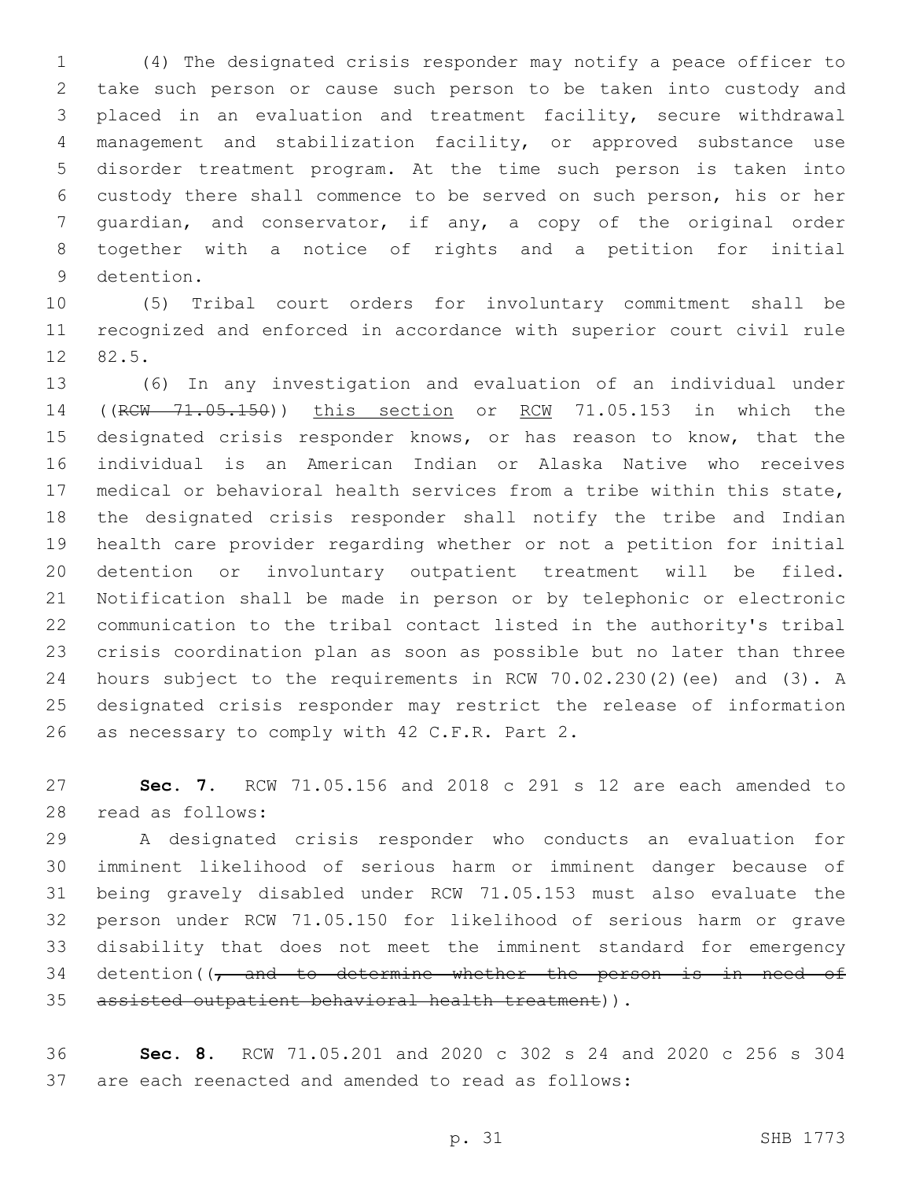(4) The designated crisis responder may notify a peace officer to take such person or cause such person to be taken into custody and placed in an evaluation and treatment facility, secure withdrawal management and stabilization facility, or approved substance use disorder treatment program. At the time such person is taken into custody there shall commence to be served on such person, his or her guardian, and conservator, if any, a copy of the original order together with a notice of rights and a petition for initial detention.

(5) Tribal court orders for involuntary commitment shall be recognized and enforced in accordance with superior court civil rule 82.5.

(6) In any investigation and evaluation of an individual under ((~~RCW 71.05.150~~)) <u>this section</u> or <u>RCW</u> 71.05.153 in which the designated crisis responder knows, or has reason to know, that the individual is an American Indian or Alaska Native who receives medical or behavioral health services from a tribe within this state, the designated crisis responder shall notify the tribe and Indian health care provider regarding whether or not a petition for initial detention or involuntary outpatient treatment will be filed. Notification shall be made in person or by telephonic or electronic communication to the tribal contact listed in the authority's tribal crisis coordination plan as soon as possible but no later than three hours subject to the requirements in RCW 70.02.230(2)(ee) and (3). A designated crisis responder may restrict the release of information as necessary to comply with 42 C.F.R. Part 2.

**Sec. 7.** RCW 71.05.156 and 2018 c 291 s 12 are each amended to read as follows:

A designated crisis responder who conducts an evaluation for imminent likelihood of serious harm or imminent danger because of being gravely disabled under RCW 71.05.153 must also evaluate the person under RCW 71.05.150 for likelihood of serious harm or grave disability that does not meet the imminent standard for emergency detention((~~, and to determine whether the person is in need of assisted outpatient behavioral health treatment~~)).

**Sec. 8.** RCW 71.05.201 and 2020 c 302 s 24 and 2020 c 256 s 304 are each reenacted and amended to read as follows: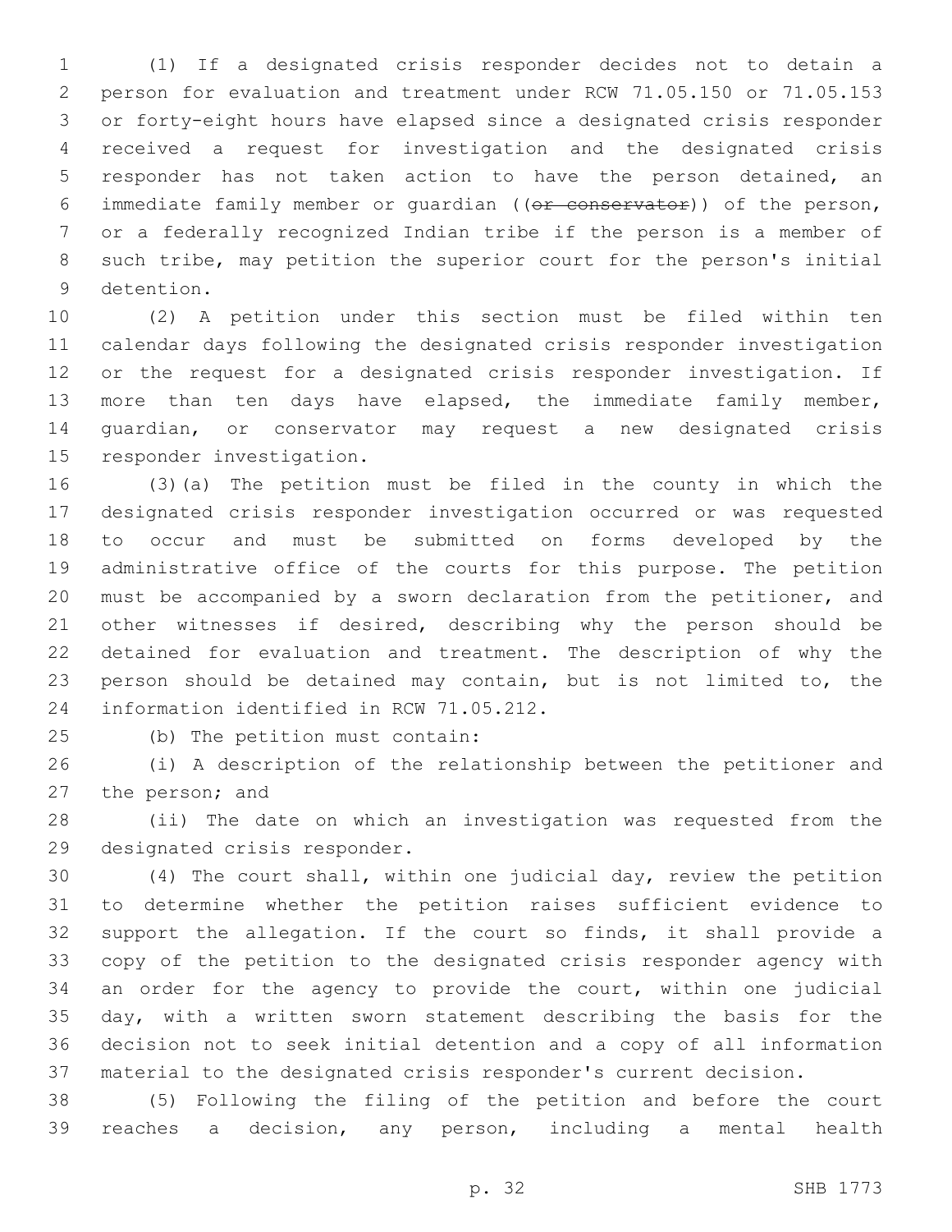(1) If a designated crisis responder decides not to detain a person for evaluation and treatment under RCW 71.05.150 or 71.05.153 or forty-eight hours have elapsed since a designated crisis responder received a request for investigation and the designated crisis responder has not taken action to have the person detained, an immediate family member or guardian ((~~or conservator~~)) of the person, or a federally recognized Indian tribe if the person is a member of such tribe, may petition the superior court for the person's initial detention.

(2) A petition under this section must be filed within ten calendar days following the designated crisis responder investigation or the request for a designated crisis responder investigation. If more than ten days have elapsed, the immediate family member, guardian, or conservator may request a new designated crisis responder investigation.

(3)(a) The petition must be filed in the county in which the designated crisis responder investigation occurred or was requested to occur and must be submitted on forms developed by the administrative office of the courts for this purpose. The petition must be accompanied by a sworn declaration from the petitioner, and other witnesses if desired, describing why the person should be detained for evaluation and treatment. The description of why the person should be detained may contain, but is not limited to, the information identified in RCW 71.05.212.

(b) The petition must contain:

(i) A description of the relationship between the petitioner and the person; and

(ii) The date on which an investigation was requested from the designated crisis responder.

(4) The court shall, within one judicial day, review the petition to determine whether the petition raises sufficient evidence to support the allegation. If the court so finds, it shall provide a copy of the petition to the designated crisis responder agency with an order for the agency to provide the court, within one judicial day, with a written sworn statement describing the basis for the decision not to seek initial detention and a copy of all information material to the designated crisis responder's current decision.

(5) Following the filing of the petition and before the court reaches a decision, any person, including a mental health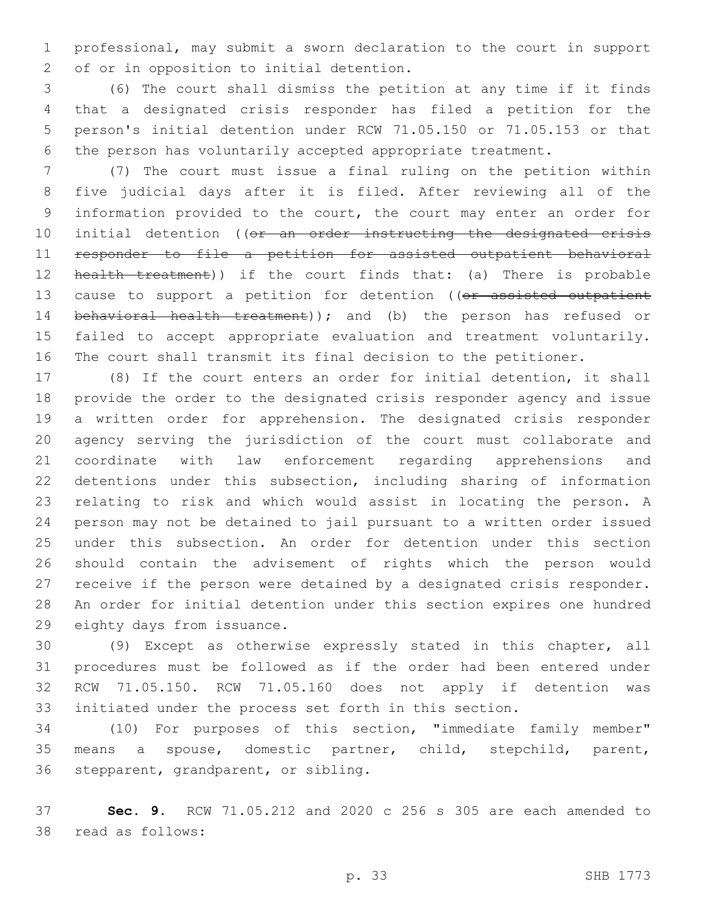professional, may submit a sworn declaration to the court in support of or in opposition to initial detention.

(6) The court shall dismiss the petition at any time if it finds that a designated crisis responder has filed a petition for the person's initial detention under RCW 71.05.150 or 71.05.153 or that the person has voluntarily accepted appropriate treatment.

(7) The court must issue a final ruling on the petition within five judicial days after it is filed. After reviewing all of the information provided to the court, the court may enter an order for initial detention ((~~or an order instructing the designated crisis responder to file a petition for assisted outpatient behavioral health treatment~~)) if the court finds that: (a) There is probable cause to support a petition for detention ((~~or assisted outpatient behavioral health treatment~~)); and (b) the person has refused or failed to accept appropriate evaluation and treatment voluntarily. The court shall transmit its final decision to the petitioner.

(8) If the court enters an order for initial detention, it shall provide the order to the designated crisis responder agency and issue a written order for apprehension. The designated crisis responder agency serving the jurisdiction of the court must collaborate and coordinate with law enforcement regarding apprehensions and detentions under this subsection, including sharing of information relating to risk and which would assist in locating the person. A person may not be detained to jail pursuant to a written order issued under this subsection. An order for detention under this section should contain the advisement of rights which the person would receive if the person were detained by a designated crisis responder. An order for initial detention under this section expires one hundred eighty days from issuance.

(9) Except as otherwise expressly stated in this chapter, all procedures must be followed as if the order had been entered under RCW 71.05.150. RCW 71.05.160 does not apply if detention was initiated under the process set forth in this section.

(10) For purposes of this section, "immediate family member" means a spouse, domestic partner, child, stepchild, parent, stepparent, grandparent, or sibling.

**Sec. 9.** RCW 71.05.212 and 2020 c 256 s 305 are each amended to read as follows: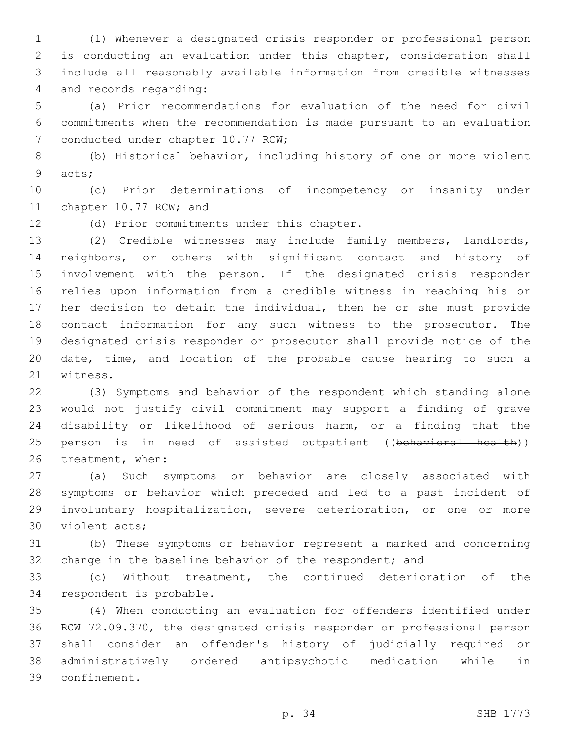(1) Whenever a designated crisis responder or professional person is conducting an evaluation under this chapter, consideration shall include all reasonably available information from credible witnesses and records regarding:

(a) Prior recommendations for evaluation of the need for civil commitments when the recommendation is made pursuant to an evaluation conducted under chapter 10.77 RCW;

(b) Historical behavior, including history of one or more violent acts;

(c) Prior determinations of incompetency or insanity under chapter 10.77 RCW; and

(d) Prior commitments under this chapter.

(2) Credible witnesses may include family members, landlords, neighbors, or others with significant contact and history of involvement with the person. If the designated crisis responder relies upon information from a credible witness in reaching his or her decision to detain the individual, then he or she must provide contact information for any such witness to the prosecutor. The designated crisis responder or prosecutor shall provide notice of the date, time, and location of the probable cause hearing to such a witness.

(3) Symptoms and behavior of the respondent which standing alone would not justify civil commitment may support a finding of grave disability or likelihood of serious harm, or a finding that the person is in need of assisted outpatient ((~~behavioral health~~)) treatment, when:

(a) Such symptoms or behavior are closely associated with symptoms or behavior which preceded and led to a past incident of involuntary hospitalization, severe deterioration, or one or more violent acts;

(b) These symptoms or behavior represent a marked and concerning change in the baseline behavior of the respondent; and

(c) Without treatment, the continued deterioration of the respondent is probable.

(4) When conducting an evaluation for offenders identified under RCW 72.09.370, the designated crisis responder or professional person shall consider an offender's history of judicially required or administratively ordered antipsychotic medication while in confinement.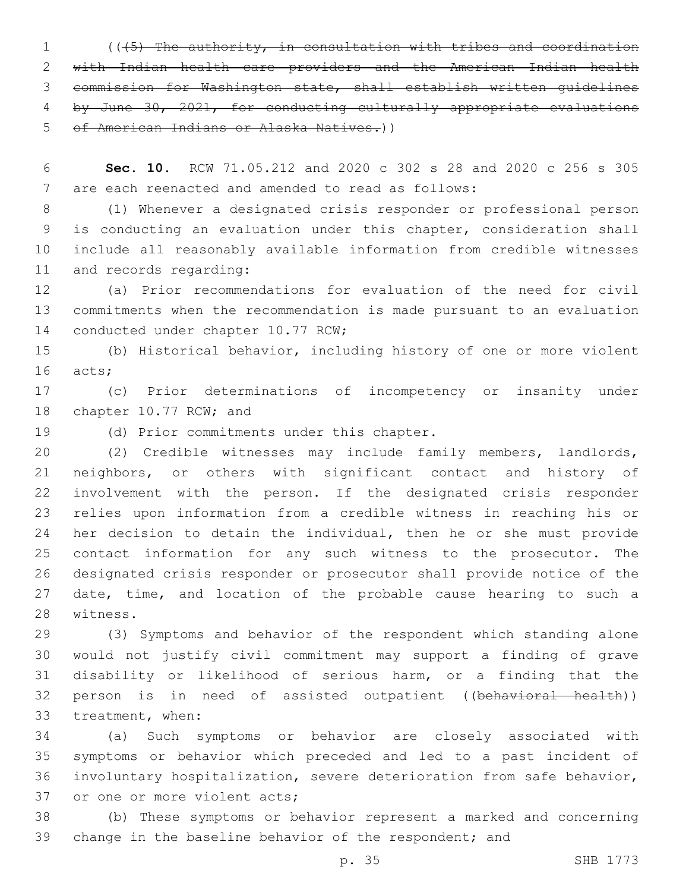(((5) The authority, in consultation with tribes and coordination with Indian health care providers and the American Indian health commission for Washington state, shall establish written guidelines by June 30, 2021, for conducting culturally appropriate evaluations of American Indians or Alaska Natives.))

**Sec. 10.** RCW 71.05.212 and 2020 c 302 s 28 and 2020 c 256 s 305 are each reenacted and amended to read as follows:

(1) Whenever a designated crisis responder or professional person is conducting an evaluation under this chapter, consideration shall include all reasonably available information from credible witnesses and records regarding:

(a) Prior recommendations for evaluation of the need for civil commitments when the recommendation is made pursuant to an evaluation conducted under chapter 10.77 RCW;

(b) Historical behavior, including history of one or more violent acts;

(c) Prior determinations of incompetency or insanity under chapter 10.77 RCW; and

(d) Prior commitments under this chapter.

(2) Credible witnesses may include family members, landlords, neighbors, or others with significant contact and history of involvement with the person. If the designated crisis responder relies upon information from a credible witness in reaching his or her decision to detain the individual, then he or she must provide contact information for any such witness to the prosecutor. The designated crisis responder or prosecutor shall provide notice of the date, time, and location of the probable cause hearing to such a witness.

(3) Symptoms and behavior of the respondent which standing alone would not justify civil commitment may support a finding of grave disability or likelihood of serious harm, or a finding that the person is in need of assisted outpatient ((behavioral health)) treatment, when:

(a) Such symptoms or behavior are closely associated with symptoms or behavior which preceded and led to a past incident of involuntary hospitalization, severe deterioration from safe behavior, or one or more violent acts;

(b) These symptoms or behavior represent a marked and concerning change in the baseline behavior of the respondent; and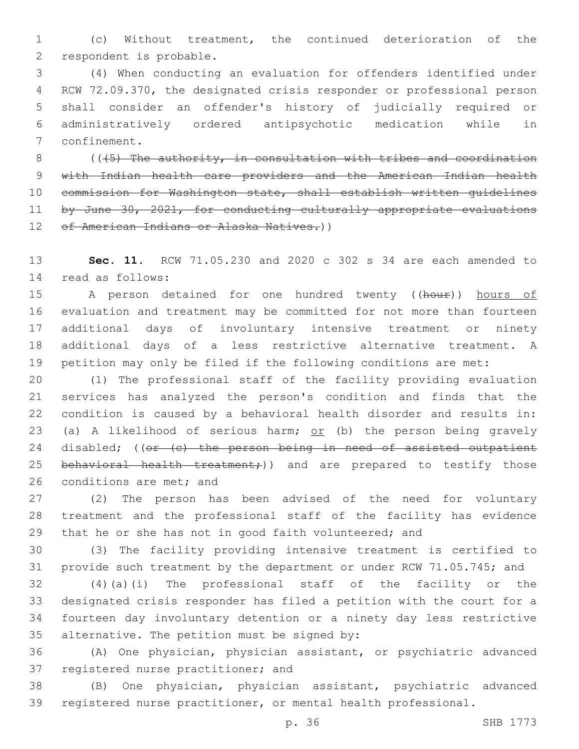(c) Without treatment, the continued deterioration of the respondent is probable.

(4) When conducting an evaluation for offenders identified under RCW 72.09.370, the designated crisis responder or professional person shall consider an offender's history of judicially required or administratively ordered antipsychotic medication while in confinement.

(( ~~(5) The authority, in consultation with tribes and coordination with Indian health care providers and the American Indian health commission for Washington state, shall establish written guidelines by June 30, 2021, for conducting culturally appropriate evaluations of American Indians or Alaska Natives.~~ ))

**Sec. 11.** RCW 71.05.230 and 2020 c 302 s 34 are each amended to read as follows:

A person detained for one hundred twenty (( ~~hour~~ )) hours of evaluation and treatment may be committed for not more than fourteen additional days of involuntary intensive treatment or ninety additional days of a less restrictive alternative treatment. A petition may only be filed if the following conditions are met:

(1) The professional staff of the facility providing evaluation services has analyzed the person's condition and finds that the condition is caused by a behavioral health disorder and results in: (a) A likelihood of serious harm; or (b) the person being gravely disabled; (( ~~or (c) the person being in need of assisted outpatient behavioral health treatment;~~ )) and are prepared to testify those conditions are met; and

(2) The person has been advised of the need for voluntary treatment and the professional staff of the facility has evidence that he or she has not in good faith volunteered; and

(3) The facility providing intensive treatment is certified to provide such treatment by the department or under RCW 71.05.745; and

(4)(a)(i) The professional staff of the facility or the designated crisis responder has filed a petition with the court for a fourteen day involuntary detention or a ninety day less restrictive alternative. The petition must be signed by:

(A) One physician, physician assistant, or psychiatric advanced registered nurse practitioner; and

(B) One physician, physician assistant, psychiatric advanced registered nurse practitioner, or mental health professional.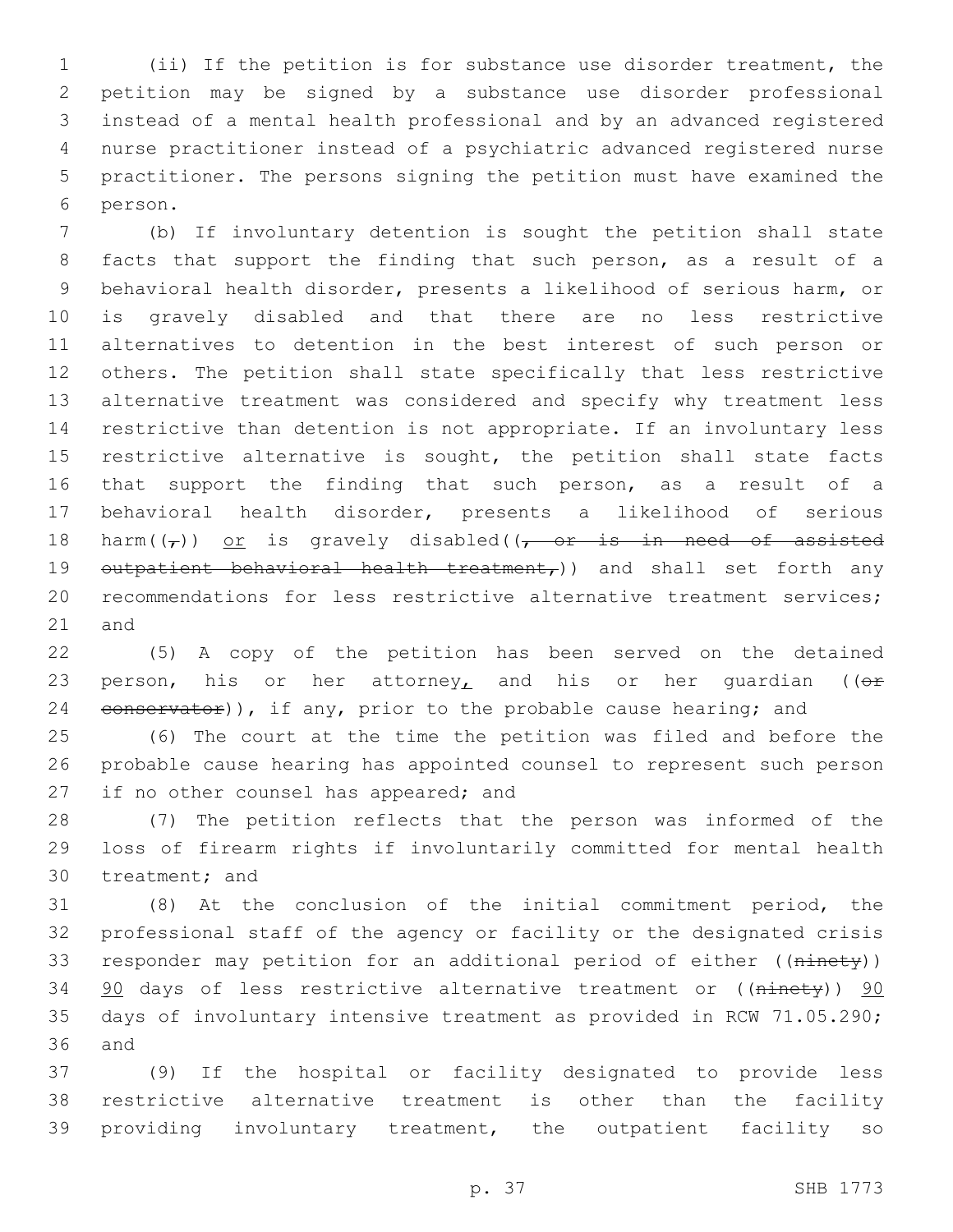(ii) If the petition is for substance use disorder treatment, the petition may be signed by a substance use disorder professional instead of a mental health professional and by an advanced registered nurse practitioner instead of a psychiatric advanced registered nurse practitioner. The persons signing the petition must have examined the person.

(b) If involuntary detention is sought the petition shall state facts that support the finding that such person, as a result of a behavioral health disorder, presents a likelihood of serious harm, or is gravely disabled and that there are no less restrictive alternatives to detention in the best interest of such person or others. The petition shall state specifically that less restrictive alternative treatment was considered and specify why treatment less restrictive than detention is not appropriate. If an involuntary less restrictive alternative is sought, the petition shall state facts that support the finding that such person, as a result of a behavioral health disorder, presents a likelihood of serious harm((~~,~~)) <u>or</u> is gravely disabled((~~, or is in need of assisted outpatient behavioral health treatment,~~)) and shall set forth any recommendations for less restrictive alternative treatment services; and

(5) A copy of the petition has been served on the detained person, his or her attorney<u>,</u> and his or her guardian ((~~or conservator~~)), if any, prior to the probable cause hearing; and

(6) The court at the time the petition was filed and before the probable cause hearing has appointed counsel to represent such person if no other counsel has appeared; and

(7) The petition reflects that the person was informed of the loss of firearm rights if involuntarily committed for mental health treatment; and

(8) At the conclusion of the initial commitment period, the professional staff of the agency or facility or the designated crisis responder may petition for an additional period of either ((~~ninety~~)) <u>90</u> days of less restrictive alternative treatment or ((~~ninety~~)) <u>90</u> days of involuntary intensive treatment as provided in RCW 71.05.290; and

(9) If the hospital or facility designated to provide less restrictive alternative treatment is other than the facility providing involuntary treatment, the outpatient facility so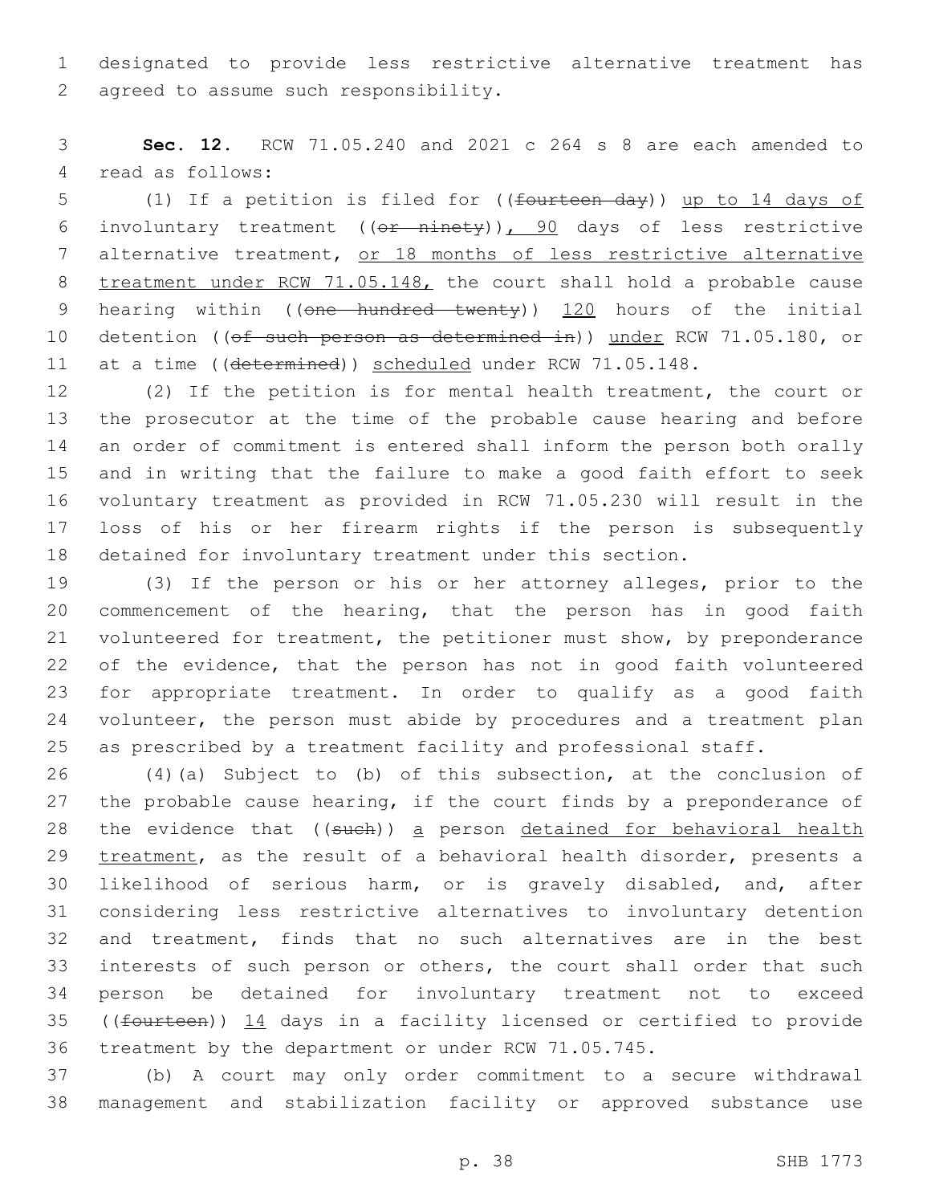designated to provide less restrictive alternative treatment has agreed to assume such responsibility.

**Sec. 12.** RCW 71.05.240 and 2021 c 264 s 8 are each amended to read as follows:

(1) If a petition is filed for ((~~fourteen day~~)) up to 14 days of involuntary treatment ((~~or ninety~~)), 90 days of less restrictive alternative treatment, or 18 months of less restrictive alternative treatment under RCW 71.05.148, the court shall hold a probable cause hearing within ((~~one hundred twenty~~)) 120 hours of the initial detention ((~~of such person as determined in~~)) under RCW 71.05.180, or at a time ((~~determined~~)) scheduled under RCW 71.05.148.

(2) If the petition is for mental health treatment, the court or the prosecutor at the time of the probable cause hearing and before an order of commitment is entered shall inform the person both orally and in writing that the failure to make a good faith effort to seek voluntary treatment as provided in RCW 71.05.230 will result in the loss of his or her firearm rights if the person is subsequently detained for involuntary treatment under this section.

(3) If the person or his or her attorney alleges, prior to the commencement of the hearing, that the person has in good faith volunteered for treatment, the petitioner must show, by preponderance of the evidence, that the person has not in good faith volunteered for appropriate treatment. In order to qualify as a good faith volunteer, the person must abide by procedures and a treatment plan as prescribed by a treatment facility and professional staff.

(4)(a) Subject to (b) of this subsection, at the conclusion of the probable cause hearing, if the court finds by a preponderance of the evidence that ((~~such~~)) a person detained for behavioral health treatment, as the result of a behavioral health disorder, presents a likelihood of serious harm, or is gravely disabled, and, after considering less restrictive alternatives to involuntary detention and treatment, finds that no such alternatives are in the best interests of such person or others, the court shall order that such person be detained for involuntary treatment not to exceed ((~~fourteen~~)) 14 days in a facility licensed or certified to provide treatment by the department or under RCW 71.05.745.

(b) A court may only order commitment to a secure withdrawal management and stabilization facility or approved substance use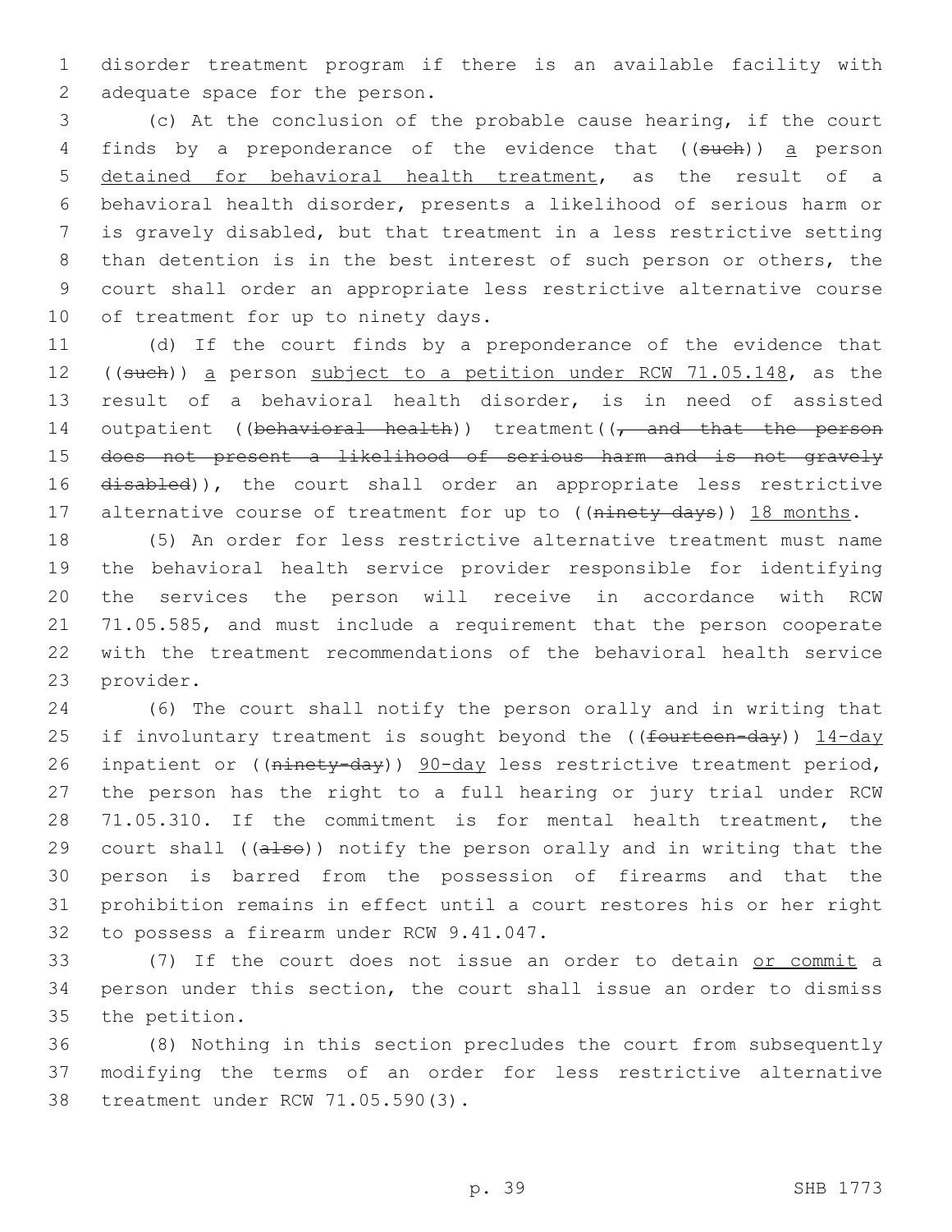disorder treatment program if there is an available facility with adequate space for the person.

(c) At the conclusion of the probable cause hearing, if the court finds by a preponderance of the evidence that ((~~such~~)) a person detained for behavioral health treatment, as the result of a behavioral health disorder, presents a likelihood of serious harm or is gravely disabled, but that treatment in a less restrictive setting than detention is in the best interest of such person or others, the court shall order an appropriate less restrictive alternative course of treatment for up to ninety days.

(d) If the court finds by a preponderance of the evidence that ((~~such~~)) a person subject to a petition under RCW 71.05.148, as the result of a behavioral health disorder, is in need of assisted outpatient ((~~behavioral health~~)) treatment((~~, and that the person does not present a likelihood of serious harm and is not gravely disabled~~)), the court shall order an appropriate less restrictive alternative course of treatment for up to ((~~ninety days~~)) 18 months.

(5) An order for less restrictive alternative treatment must name the behavioral health service provider responsible for identifying the services the person will receive in accordance with RCW 71.05.585, and must include a requirement that the person cooperate with the treatment recommendations of the behavioral health service provider.

(6) The court shall notify the person orally and in writing that if involuntary treatment is sought beyond the ((~~fourteen-day~~)) 14-day inpatient or ((~~ninety-day~~)) 90-day less restrictive treatment period, the person has the right to a full hearing or jury trial under RCW 71.05.310. If the commitment is for mental health treatment, the court shall ((~~also~~)) notify the person orally and in writing that the person is barred from the possession of firearms and that the prohibition remains in effect until a court restores his or her right to possess a firearm under RCW 9.41.047.

(7) If the court does not issue an order to detain or commit a person under this section, the court shall issue an order to dismiss the petition.

(8) Nothing in this section precludes the court from subsequently modifying the terms of an order for less restrictive alternative treatment under RCW 71.05.590(3).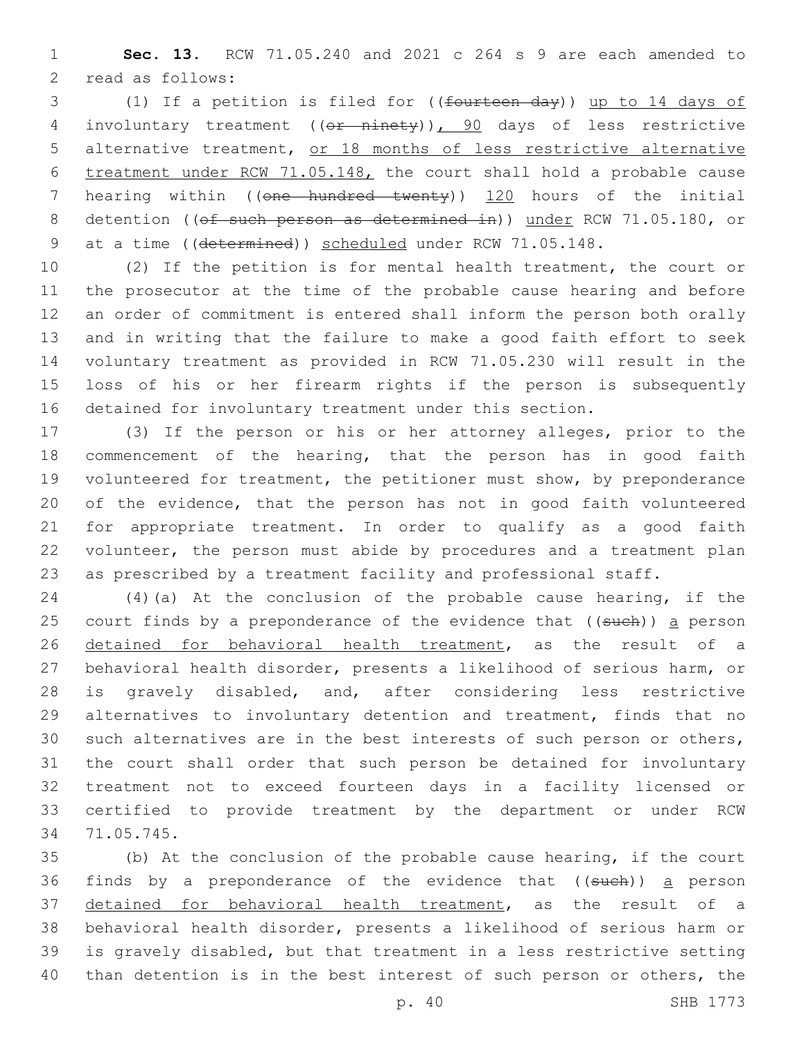**Sec. 13.** RCW 71.05.240 and 2021 c 264 s 9 are each amended to read as follows:

(1) If a petition is filed for ((~~fourteen day~~)) up to 14 days of involuntary treatment ((~~or ninety~~)), 90 days of less restrictive alternative treatment, or 18 months of less restrictive alternative treatment under RCW 71.05.148, the court shall hold a probable cause hearing within ((~~one hundred twenty~~)) 120 hours of the initial detention ((~~of such person as determined in~~)) under RCW 71.05.180, or at a time ((~~determined~~)) scheduled under RCW 71.05.148.

(2) If the petition is for mental health treatment, the court or the prosecutor at the time of the probable cause hearing and before an order of commitment is entered shall inform the person both orally and in writing that the failure to make a good faith effort to seek voluntary treatment as provided in RCW 71.05.230 will result in the loss of his or her firearm rights if the person is subsequently detained for involuntary treatment under this section.

(3) If the person or his or her attorney alleges, prior to the commencement of the hearing, that the person has in good faith volunteered for treatment, the petitioner must show, by preponderance of the evidence, that the person has not in good faith volunteered for appropriate treatment. In order to qualify as a good faith volunteer, the person must abide by procedures and a treatment plan as prescribed by a treatment facility and professional staff.

(4)(a) At the conclusion of the probable cause hearing, if the court finds by a preponderance of the evidence that ((~~such~~)) a person detained for behavioral health treatment, as the result of a behavioral health disorder, presents a likelihood of serious harm, or is gravely disabled, and, after considering less restrictive alternatives to involuntary detention and treatment, finds that no such alternatives are in the best interests of such person or others, the court shall order that such person be detained for involuntary treatment not to exceed fourteen days in a facility licensed or certified to provide treatment by the department or under RCW 71.05.745.

(b) At the conclusion of the probable cause hearing, if the court finds by a preponderance of the evidence that ((~~such~~)) a person detained for behavioral health treatment, as the result of a behavioral health disorder, presents a likelihood of serious harm or is gravely disabled, but that treatment in a less restrictive setting than detention is in the best interest of such person or others, the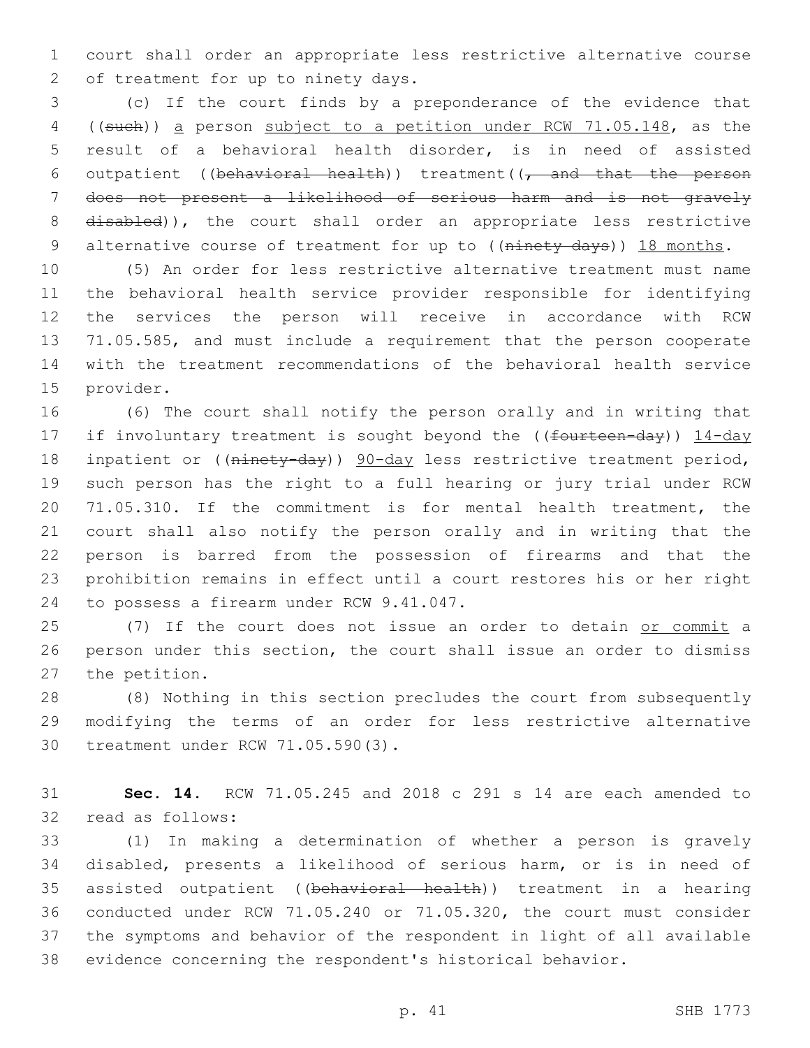court shall order an appropriate less restrictive alternative course of treatment for up to ninety days.

(c) If the court finds by a preponderance of the evidence that ((~~such~~)) a person subject to a petition under RCW 71.05.148, as the result of a behavioral health disorder, is in need of assisted outpatient ((~~behavioral health~~)) treatment((~~, and that the person does not present a likelihood of serious harm and is not gravely disabled~~)), the court shall order an appropriate less restrictive alternative course of treatment for up to ((~~ninety days~~)) 18 months.

(5) An order for less restrictive alternative treatment must name the behavioral health service provider responsible for identifying the services the person will receive in accordance with RCW 71.05.585, and must include a requirement that the person cooperate with the treatment recommendations of the behavioral health service provider.

(6) The court shall notify the person orally and in writing that if involuntary treatment is sought beyond the ((~~fourteen-day~~)) 14-day inpatient or ((~~ninety-day~~)) 90-day less restrictive treatment period, such person has the right to a full hearing or jury trial under RCW 71.05.310. If the commitment is for mental health treatment, the court shall also notify the person orally and in writing that the person is barred from the possession of firearms and that the prohibition remains in effect until a court restores his or her right to possess a firearm under RCW 9.41.047.

(7) If the court does not issue an order to detain or commit a person under this section, the court shall issue an order to dismiss the petition.

(8) Nothing in this section precludes the court from subsequently modifying the terms of an order for less restrictive alternative treatment under RCW 71.05.590(3).

**Sec. 14.** RCW 71.05.245 and 2018 c 291 s 14 are each amended to read as follows:

(1) In making a determination of whether a person is gravely disabled, presents a likelihood of serious harm, or is in need of assisted outpatient ((~~behavioral health~~)) treatment in a hearing conducted under RCW 71.05.240 or 71.05.320, the court must consider the symptoms and behavior of the respondent in light of all available evidence concerning the respondent's historical behavior.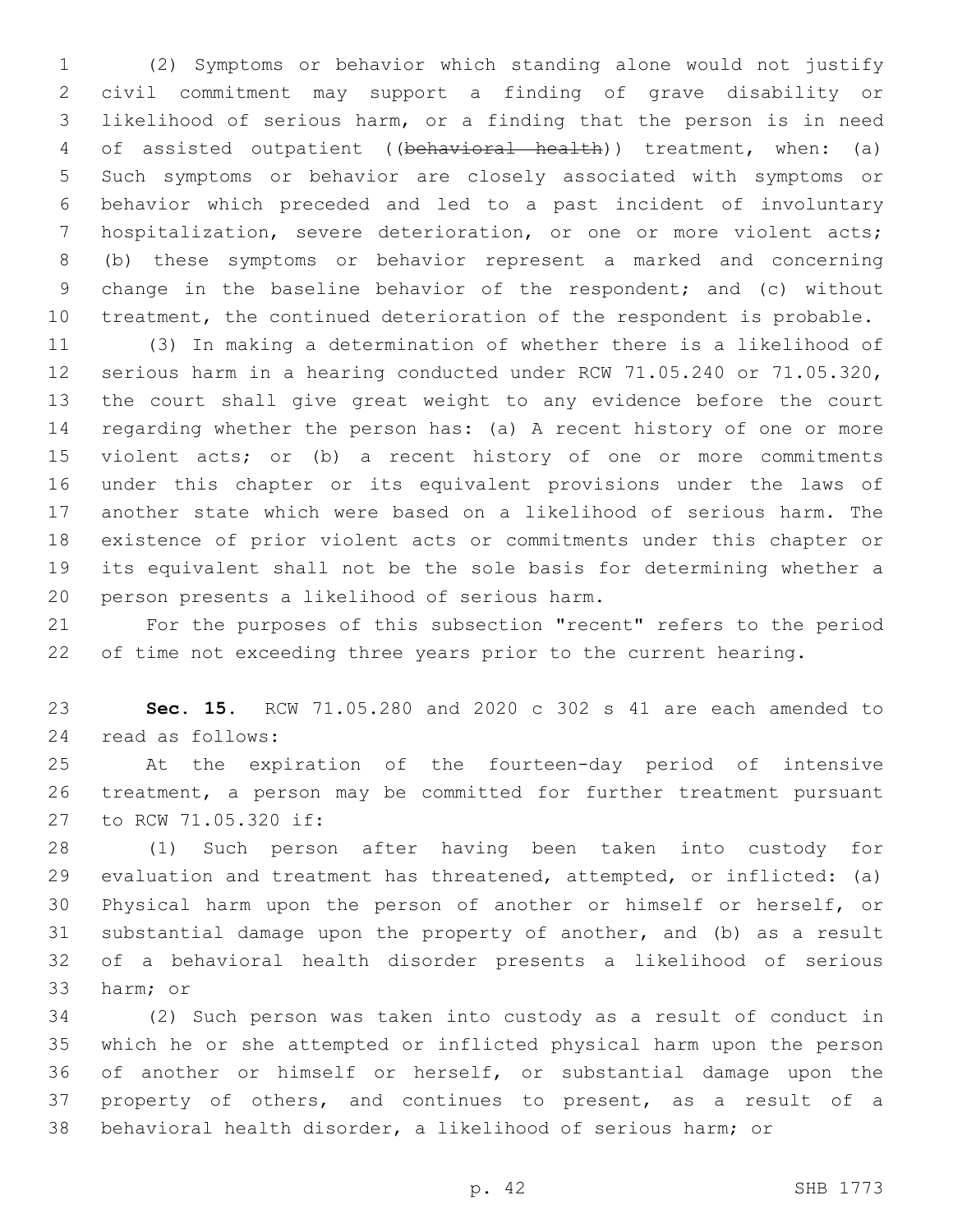(2) Symptoms or behavior which standing alone would not justify civil commitment may support a finding of grave disability or likelihood of serious harm, or a finding that the person is in need of assisted outpatient ((~~behavioral health~~)) treatment, when: (a) Such symptoms or behavior are closely associated with symptoms or behavior which preceded and led to a past incident of involuntary hospitalization, severe deterioration, or one or more violent acts; (b) these symptoms or behavior represent a marked and concerning change in the baseline behavior of the respondent; and (c) without treatment, the continued deterioration of the respondent is probable.

(3) In making a determination of whether there is a likelihood of serious harm in a hearing conducted under RCW 71.05.240 or 71.05.320, the court shall give great weight to any evidence before the court regarding whether the person has: (a) A recent history of one or more violent acts; or (b) a recent history of one or more commitments under this chapter or its equivalent provisions under the laws of another state which were based on a likelihood of serious harm. The existence of prior violent acts or commitments under this chapter or its equivalent shall not be the sole basis for determining whether a person presents a likelihood of serious harm.

For the purposes of this subsection "recent" refers to the period of time not exceeding three years prior to the current hearing.

**Sec. 15.** RCW 71.05.280 and 2020 c 302 s 41 are each amended to read as follows:

At the expiration of the fourteen-day period of intensive treatment, a person may be committed for further treatment pursuant to RCW 71.05.320 if:

(1) Such person after having been taken into custody for evaluation and treatment has threatened, attempted, or inflicted: (a) Physical harm upon the person of another or himself or herself, or substantial damage upon the property of another, and (b) as a result of a behavioral health disorder presents a likelihood of serious harm; or

(2) Such person was taken into custody as a result of conduct in which he or she attempted or inflicted physical harm upon the person of another or himself or herself, or substantial damage upon the property of others, and continues to present, as a result of a behavioral health disorder, a likelihood of serious harm; or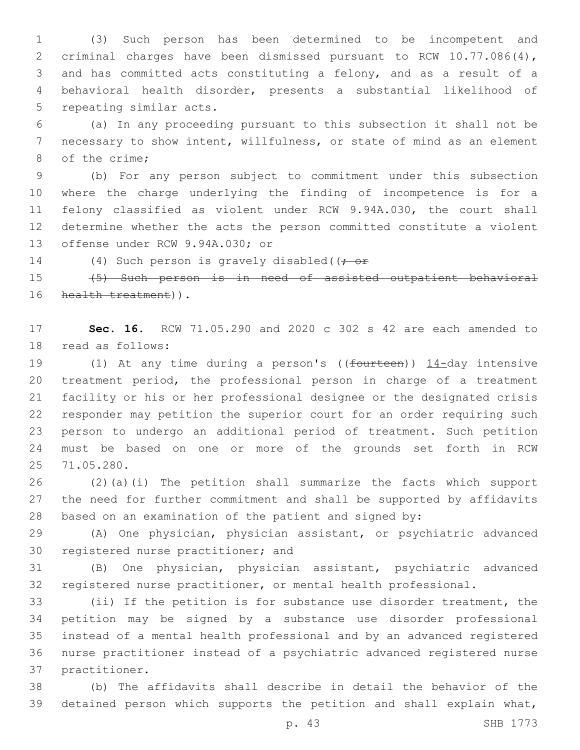(3) Such person has been determined to be incompetent and criminal charges have been dismissed pursuant to RCW 10.77.086(4), and has committed acts constituting a felony, and as a result of a behavioral health disorder, presents a substantial likelihood of repeating similar acts.

(a) In any proceeding pursuant to this subsection it shall not be necessary to show intent, willfulness, or state of mind as an element of the crime;

(b) For any person subject to commitment under this subsection where the charge underlying the finding of incompetence is for a felony classified as violent under RCW 9.94A.030, the court shall determine whether the acts the person committed constitute a violent offense under RCW 9.94A.030; or

(4) Such person is gravely disabled((~~; or~~

~~(5) Such person is in need of assisted outpatient behavioral health treatment~~)).

**Sec. 16.** RCW 71.05.290 and 2020 c 302 s 42 are each amended to read as follows:

(1) At any time during a person's ((~~fourteen~~)) 14-day intensive treatment period, the professional person in charge of a treatment facility or his or her professional designee or the designated crisis responder may petition the superior court for an order requiring such person to undergo an additional period of treatment. Such petition must be based on one or more of the grounds set forth in RCW 71.05.280.

(2)(a)(i) The petition shall summarize the facts which support the need for further commitment and shall be supported by affidavits based on an examination of the patient and signed by:

(A) One physician, physician assistant, or psychiatric advanced registered nurse practitioner; and

(B) One physician, physician assistant, psychiatric advanced registered nurse practitioner, or mental health professional.

(ii) If the petition is for substance use disorder treatment, the petition may be signed by a substance use disorder professional instead of a mental health professional and by an advanced registered nurse practitioner instead of a psychiatric advanced registered nurse practitioner.

(b) The affidavits shall describe in detail the behavior of the detained person which supports the petition and shall explain what,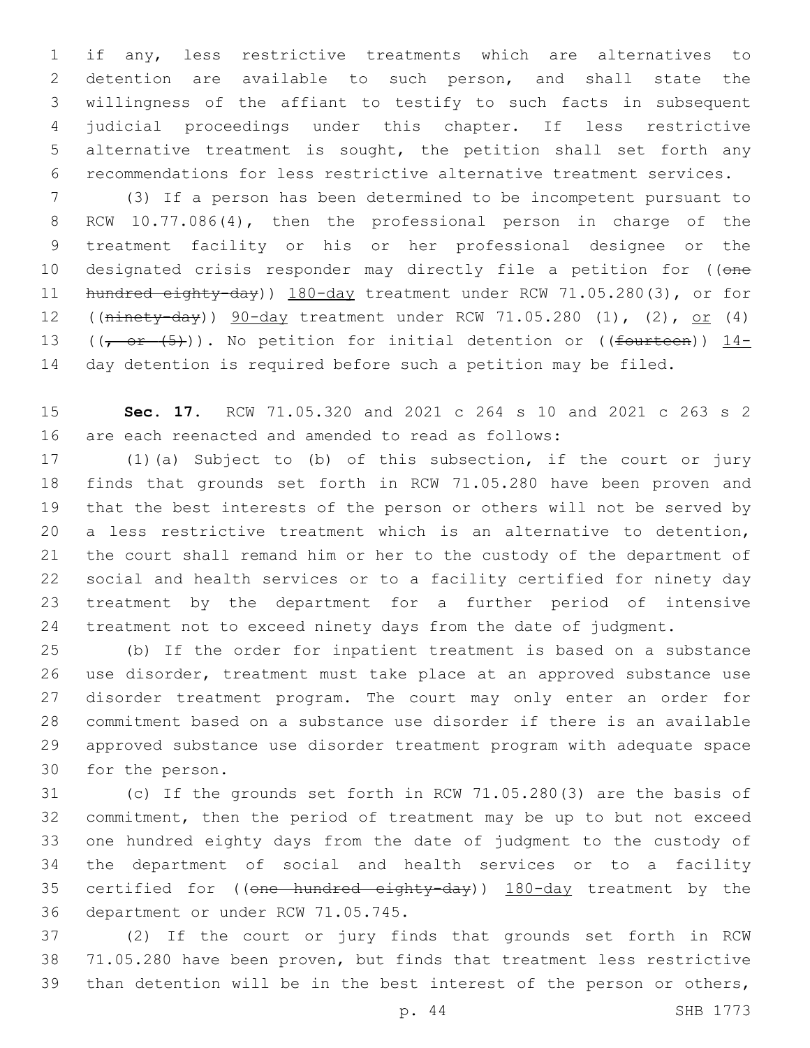if any, less restrictive treatments which are alternatives to detention are available to such person, and shall state the willingness of the affiant to testify to such facts in subsequent judicial proceedings under this chapter. If less restrictive alternative treatment is sought, the petition shall set forth any recommendations for less restrictive alternative treatment services.

(3) If a person has been determined to be incompetent pursuant to RCW 10.77.086(4), then the professional person in charge of the treatment facility or his or her professional designee or the designated crisis responder may directly file a petition for ((~~one hundred eighty-day~~)) 180-day treatment under RCW 71.05.280(3), or for ((~~ninety-day~~)) 90-day treatment under RCW 71.05.280 (1), (2), or (4) ((~~, or (5)~~)). No petition for initial detention or ((~~fourteen~~)) 14-day detention is required before such a petition may be filed.

**Sec. 17.** RCW 71.05.320 and 2021 c 264 s 10 and 2021 c 263 s 2 are each reenacted and amended to read as follows:

(1)(a) Subject to (b) of this subsection, if the court or jury finds that grounds set forth in RCW 71.05.280 have been proven and that the best interests of the person or others will not be served by a less restrictive treatment which is an alternative to detention, the court shall remand him or her to the custody of the department of social and health services or to a facility certified for ninety day treatment by the department for a further period of intensive treatment not to exceed ninety days from the date of judgment.

(b) If the order for inpatient treatment is based on a substance use disorder, treatment must take place at an approved substance use disorder treatment program. The court may only enter an order for commitment based on a substance use disorder if there is an available approved substance use disorder treatment program with adequate space for the person.

(c) If the grounds set forth in RCW 71.05.280(3) are the basis of commitment, then the period of treatment may be up to but not exceed one hundred eighty days from the date of judgment to the custody of the department of social and health services or to a facility certified for ((~~one hundred eighty-day~~)) 180-day treatment by the department or under RCW 71.05.745.

(2) If the court or jury finds that grounds set forth in RCW 71.05.280 have been proven, but finds that treatment less restrictive than detention will be in the best interest of the person or others,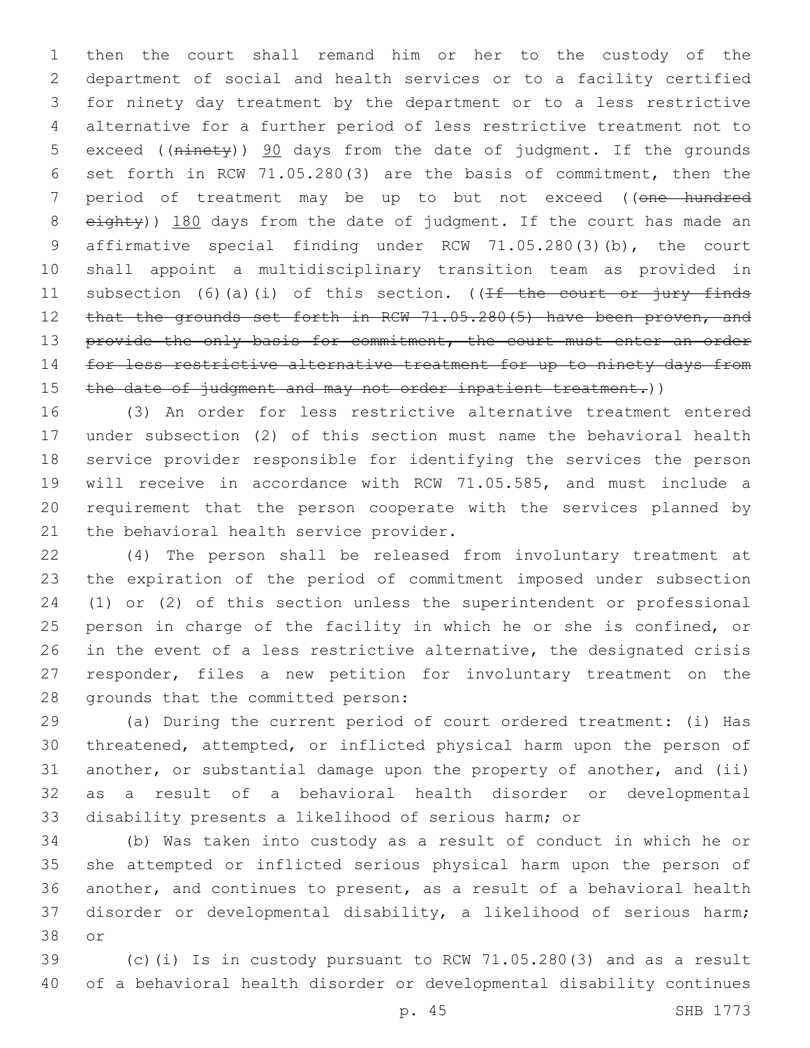then the court shall remand him or her to the custody of the department of social and health services or to a facility certified for ninety day treatment by the department or to a less restrictive alternative for a further period of less restrictive treatment not to exceed ((~~ninety~~)) 90 days from the date of judgment. If the grounds set forth in RCW 71.05.280(3) are the basis of commitment, then the period of treatment may be up to but not exceed ((~~one hundred eighty~~)) 180 days from the date of judgment. If the court has made an affirmative special finding under RCW 71.05.280(3)(b), the court shall appoint a multidisciplinary transition team as provided in subsection (6)(a)(i) of this section. ((~~If the court or jury finds that the grounds set forth in RCW 71.05.280(5) have been proven, and provide the only basis for commitment, the court must enter an order for less restrictive alternative treatment for up to ninety days from the date of judgment and may not order inpatient treatment.~~))

(3) An order for less restrictive alternative treatment entered under subsection (2) of this section must name the behavioral health service provider responsible for identifying the services the person will receive in accordance with RCW 71.05.585, and must include a requirement that the person cooperate with the services planned by the behavioral health service provider.

(4) The person shall be released from involuntary treatment at the expiration of the period of commitment imposed under subsection (1) or (2) of this section unless the superintendent or professional person in charge of the facility in which he or she is confined, or in the event of a less restrictive alternative, the designated crisis responder, files a new petition for involuntary treatment on the grounds that the committed person:

(a) During the current period of court ordered treatment: (i) Has threatened, attempted, or inflicted physical harm upon the person of another, or substantial damage upon the property of another, and (ii) as a result of a behavioral health disorder or developmental disability presents a likelihood of serious harm; or

(b) Was taken into custody as a result of conduct in which he or she attempted or inflicted serious physical harm upon the person of another, and continues to present, as a result of a behavioral health disorder or developmental disability, a likelihood of serious harm; or

(c)(i) Is in custody pursuant to RCW 71.05.280(3) and as a result of a behavioral health disorder or developmental disability continues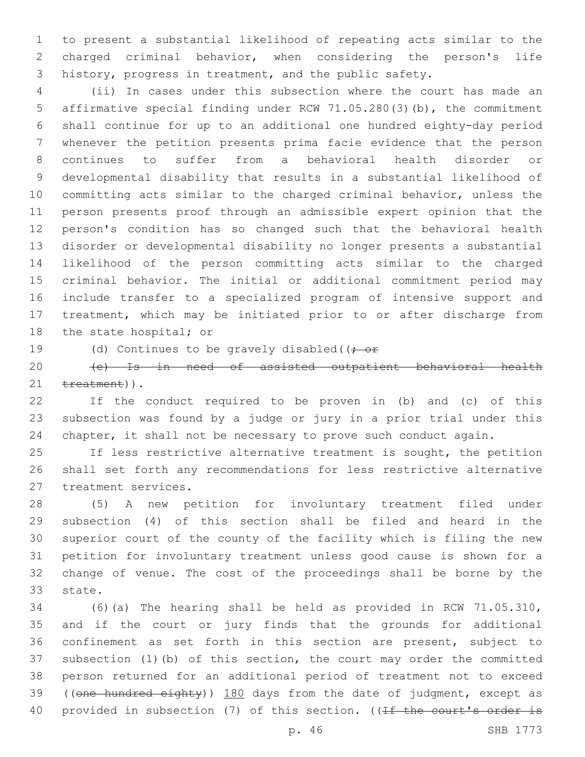to present a substantial likelihood of repeating acts similar to the charged criminal behavior, when considering the person's life history, progress in treatment, and the public safety.

(ii) In cases under this subsection where the court has made an affirmative special finding under RCW 71.05.280(3)(b), the commitment shall continue for up to an additional one hundred eighty-day period whenever the petition presents prima facie evidence that the person continues to suffer from a behavioral health disorder or developmental disability that results in a substantial likelihood of committing acts similar to the charged criminal behavior, unless the person presents proof through an admissible expert opinion that the person's condition has so changed such that the behavioral health disorder or developmental disability no longer presents a substantial likelihood of the person committing acts similar to the charged criminal behavior. The initial or additional commitment period may include transfer to a specialized program of intensive support and treatment, which may be initiated prior to or after discharge from the state hospital; or

(d) Continues to be gravely disabled((~~; or~~

~~(e) Is in need of assisted outpatient behavioral health treatment~~)).

If the conduct required to be proven in (b) and (c) of this subsection was found by a judge or jury in a prior trial under this chapter, it shall not be necessary to prove such conduct again.

If less restrictive alternative treatment is sought, the petition shall set forth any recommendations for less restrictive alternative treatment services.

(5) A new petition for involuntary treatment filed under subsection (4) of this section shall be filed and heard in the superior court of the county of the facility which is filing the new petition for involuntary treatment unless good cause is shown for a change of venue. The cost of the proceedings shall be borne by the state.

(6)(a) The hearing shall be held as provided in RCW 71.05.310, and if the court or jury finds that the grounds for additional confinement as set forth in this section are present, subject to subsection (1)(b) of this section, the court may order the committed person returned for an additional period of treatment not to exceed ((~~one hundred eighty~~)) <u>180</u> days from the date of judgment, except as provided in subsection (7) of this section. ((~~If the court's order is~~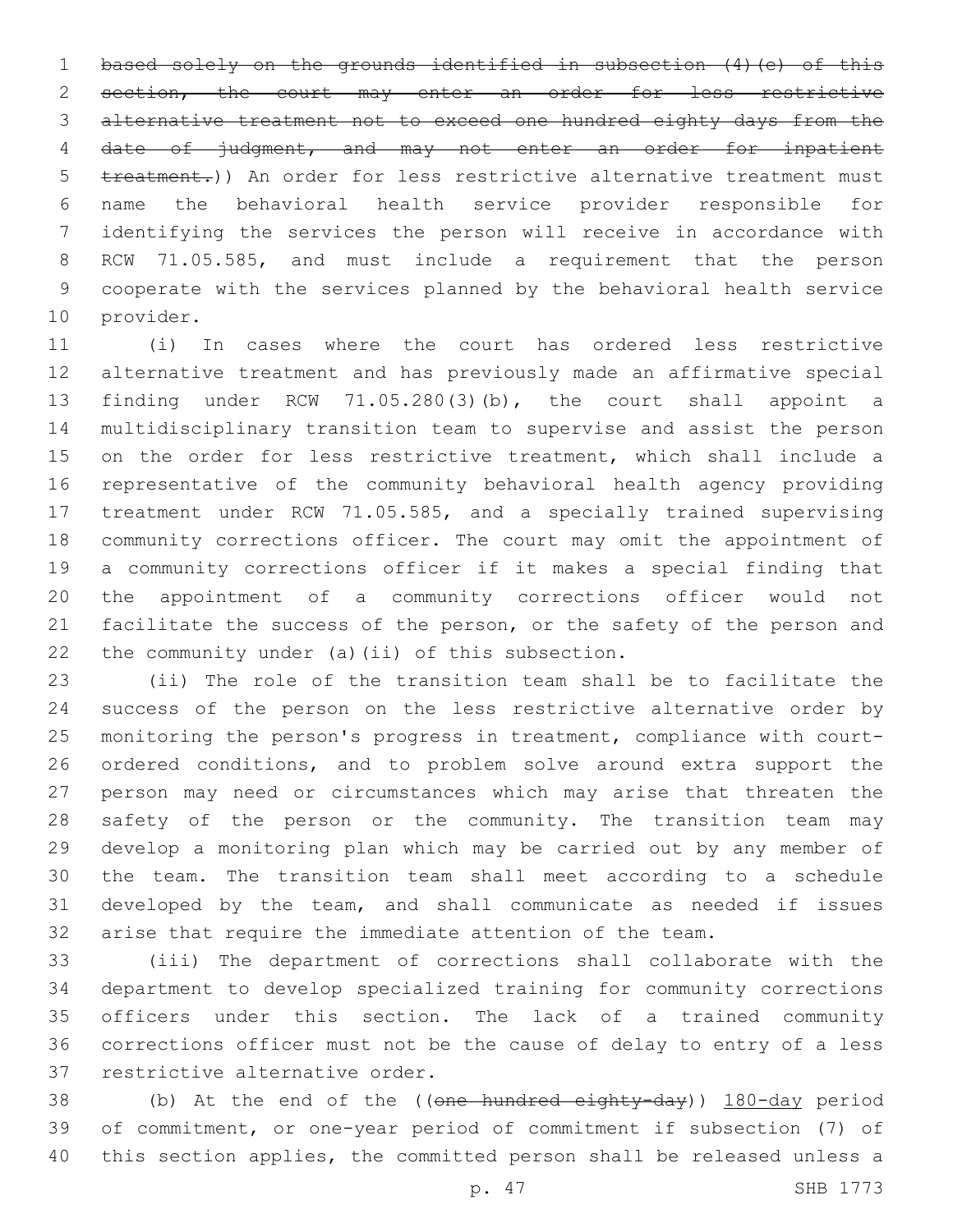~~based solely on the grounds identified in subsection (4)(e) of this section, the court may enter an order for less restrictive alternative treatment not to exceed one hundred eighty days from the date of judgment, and may not enter an order for inpatient treatment.~~)) An order for less restrictive alternative treatment must name the behavioral health service provider responsible for identifying the services the person will receive in accordance with RCW 71.05.585, and must include a requirement that the person cooperate with the services planned by the behavioral health service provider.

(i) In cases where the court has ordered less restrictive alternative treatment and has previously made an affirmative special finding under RCW 71.05.280(3)(b), the court shall appoint a multidisciplinary transition team to supervise and assist the person on the order for less restrictive treatment, which shall include a representative of the community behavioral health agency providing treatment under RCW 71.05.585, and a specially trained supervising community corrections officer. The court may omit the appointment of a community corrections officer if it makes a special finding that the appointment of a community corrections officer would not facilitate the success of the person, or the safety of the person and the community under (a)(ii) of this subsection.

(ii) The role of the transition team shall be to facilitate the success of the person on the less restrictive alternative order by monitoring the person's progress in treatment, compliance with court-ordered conditions, and to problem solve around extra support the person may need or circumstances which may arise that threaten the safety of the person or the community. The transition team may develop a monitoring plan which may be carried out by any member of the team. The transition team shall meet according to a schedule developed by the team, and shall communicate as needed if issues arise that require the immediate attention of the team.

(iii) The department of corrections shall collaborate with the department to develop specialized training for community corrections officers under this section. The lack of a trained community corrections officer must not be the cause of delay to entry of a less restrictive alternative order.

(b) At the end of the ((~~one hundred eighty-day~~)) <u>180-day</u> period of commitment, or one-year period of commitment if subsection (7) of this section applies, the committed person shall be released unless a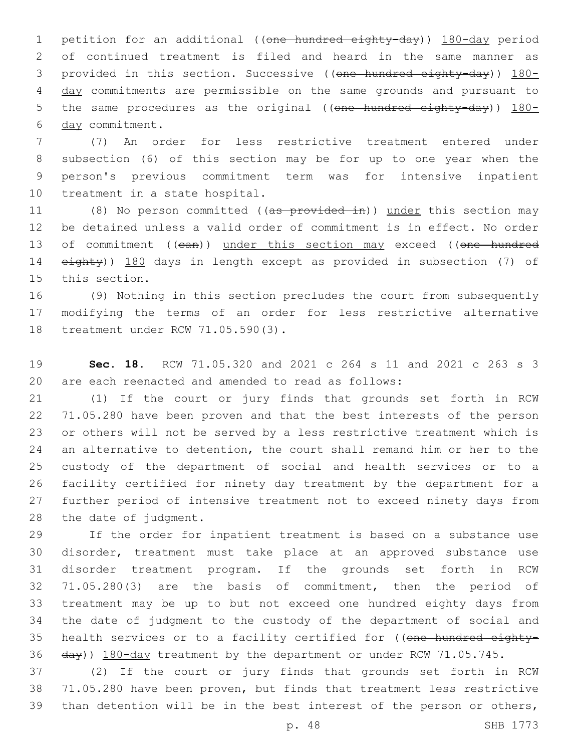petition for an additional ((~~one hundred eighty-day~~)) <u>180-day</u> period of continued treatment is filed and heard in the same manner as provided in this section. Successive ((~~one hundred eighty-day~~)) <u>180-day</u> commitments are permissible on the same grounds and pursuant to the same procedures as the original ((~~one hundred eighty-day~~)) <u>180-day</u> commitment.

(7) An order for less restrictive treatment entered under subsection (6) of this section may be for up to one year when the person's previous commitment term was for intensive inpatient treatment in a state hospital.

(8) No person committed ((~~as provided in~~)) <u>under</u> this section may be detained unless a valid order of commitment is in effect. No order of commitment ((~~can~~)) <u>under this section may</u> exceed ((~~one hundred eighty~~)) <u>180</u> days in length except as provided in subsection (7) of this section.

(9) Nothing in this section precludes the court from subsequently modifying the terms of an order for less restrictive alternative treatment under RCW 71.05.590(3).

**Sec. 18.** RCW 71.05.320 and 2021 c 264 s 11 and 2021 c 263 s 3 are each reenacted and amended to read as follows:

(1) If the court or jury finds that grounds set forth in RCW 71.05.280 have been proven and that the best interests of the person or others will not be served by a less restrictive treatment which is an alternative to detention, the court shall remand him or her to the custody of the department of social and health services or to a facility certified for ninety day treatment by the department for a further period of intensive treatment not to exceed ninety days from the date of judgment.

If the order for inpatient treatment is based on a substance use disorder, treatment must take place at an approved substance use disorder treatment program. If the grounds set forth in RCW 71.05.280(3) are the basis of commitment, then the period of treatment may be up to but not exceed one hundred eighty days from the date of judgment to the custody of the department of social and health services or to a facility certified for ((~~one hundred eighty-day~~)) <u>180-day</u> treatment by the department or under RCW 71.05.745.

(2) If the court or jury finds that grounds set forth in RCW 71.05.280 have been proven, but finds that treatment less restrictive than detention will be in the best interest of the person or others,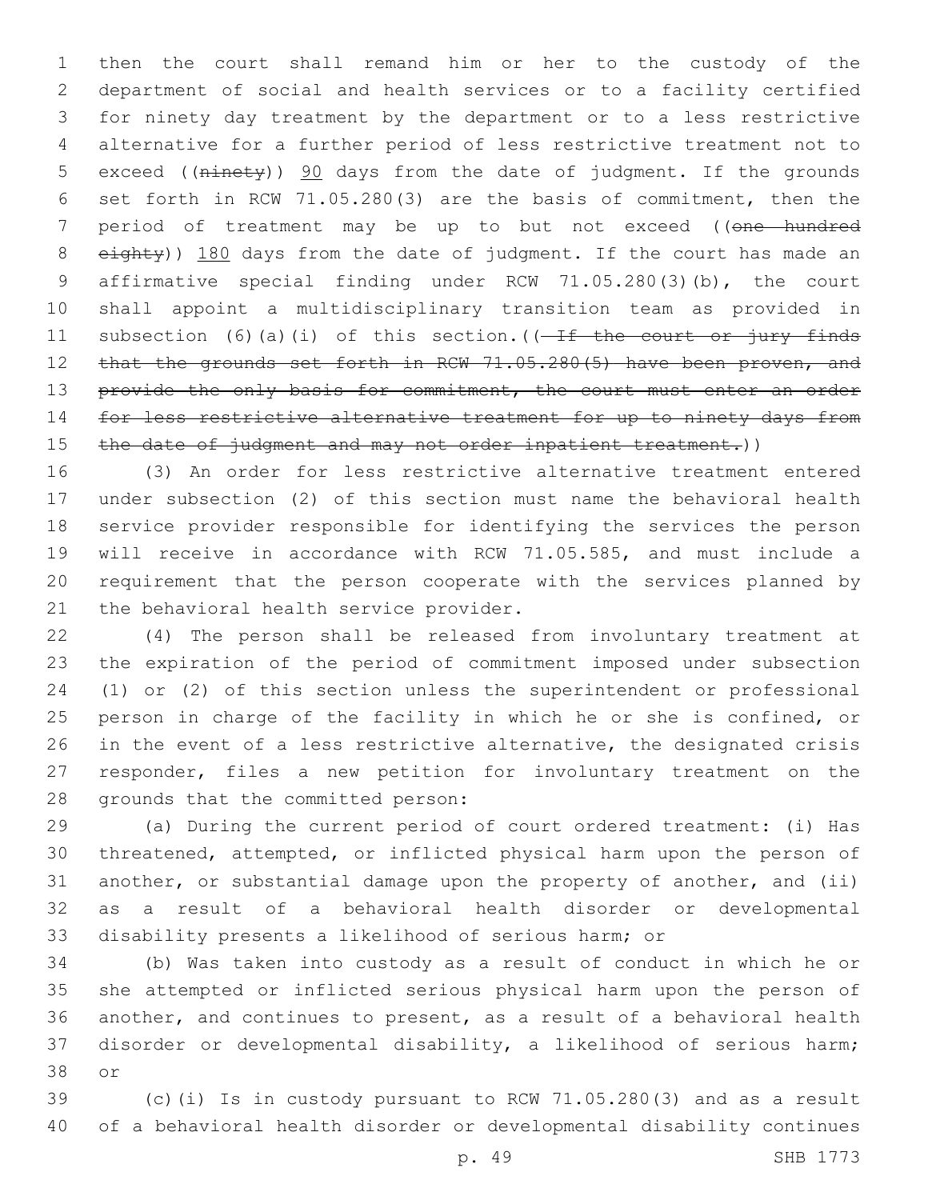then the court shall remand him or her to the custody of the department of social and health services or to a facility certified for ninety day treatment by the department or to a less restrictive alternative for a further period of less restrictive treatment not to exceed ((~~ninety~~)) 90 days from the date of judgment. If the grounds set forth in RCW 71.05.280(3) are the basis of commitment, then the period of treatment may be up to but not exceed ((~~one hundred eighty~~)) 180 days from the date of judgment. If the court has made an affirmative special finding under RCW 71.05.280(3)(b), the court shall appoint a multidisciplinary transition team as provided in subsection (6)(a)(i) of this section.((~~ If the court or jury finds that the grounds set forth in RCW 71.05.280(5) have been proven, and provide the only basis for commitment, the court must enter an order for less restrictive alternative treatment for up to ninety days from the date of judgment and may not order inpatient treatment.~~))

(3) An order for less restrictive alternative treatment entered under subsection (2) of this section must name the behavioral health service provider responsible for identifying the services the person will receive in accordance with RCW 71.05.585, and must include a requirement that the person cooperate with the services planned by the behavioral health service provider.

(4) The person shall be released from involuntary treatment at the expiration of the period of commitment imposed under subsection (1) or (2) of this section unless the superintendent or professional person in charge of the facility in which he or she is confined, or in the event of a less restrictive alternative, the designated crisis responder, files a new petition for involuntary treatment on the grounds that the committed person:

(a) During the current period of court ordered treatment: (i) Has threatened, attempted, or inflicted physical harm upon the person of another, or substantial damage upon the property of another, and (ii) as a result of a behavioral health disorder or developmental disability presents a likelihood of serious harm; or

(b) Was taken into custody as a result of conduct in which he or she attempted or inflicted serious physical harm upon the person of another, and continues to present, as a result of a behavioral health disorder or developmental disability, a likelihood of serious harm; or

(c)(i) Is in custody pursuant to RCW 71.05.280(3) and as a result of a behavioral health disorder or developmental disability continues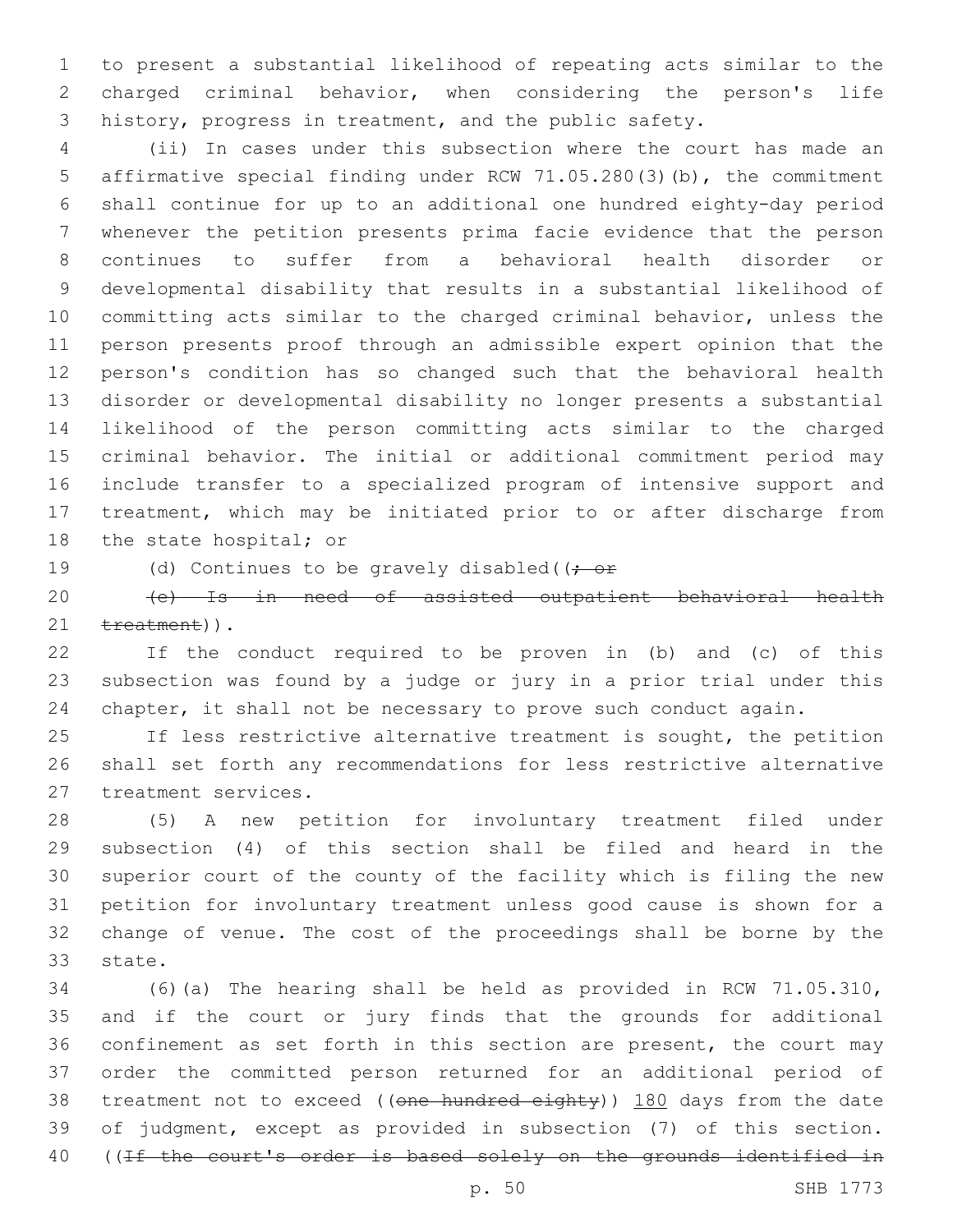to present a substantial likelihood of repeating acts similar to the charged criminal behavior, when considering the person's life history, progress in treatment, and the public safety.

(ii) In cases under this subsection where the court has made an affirmative special finding under RCW 71.05.280(3)(b), the commitment shall continue for up to an additional one hundred eighty-day period whenever the petition presents prima facie evidence that the person continues to suffer from a behavioral health disorder or developmental disability that results in a substantial likelihood of committing acts similar to the charged criminal behavior, unless the person presents proof through an admissible expert opinion that the person's condition has so changed such that the behavioral health disorder or developmental disability no longer presents a substantial likelihood of the person committing acts similar to the charged criminal behavior. The initial or additional commitment period may include transfer to a specialized program of intensive support and treatment, which may be initiated prior to or after discharge from the state hospital; or

(d) Continues to be gravely disabled((~~; or~~

~~(e) Is in need of assisted outpatient behavioral health treatment~~)).

If the conduct required to be proven in (b) and (c) of this subsection was found by a judge or jury in a prior trial under this chapter, it shall not be necessary to prove such conduct again.

If less restrictive alternative treatment is sought, the petition shall set forth any recommendations for less restrictive alternative treatment services.

(5) A new petition for involuntary treatment filed under subsection (4) of this section shall be filed and heard in the superior court of the county of the facility which is filing the new petition for involuntary treatment unless good cause is shown for a change of venue. The cost of the proceedings shall be borne by the state.

(6)(a) The hearing shall be held as provided in RCW 71.05.310, and if the court or jury finds that the grounds for additional confinement as set forth in this section are present, the court may order the committed person returned for an additional period of treatment not to exceed ((~~one hundred eighty~~)) 180 days from the date of judgment, except as provided in subsection (7) of this section. ((~~If the court's order is based solely on the grounds identified in~~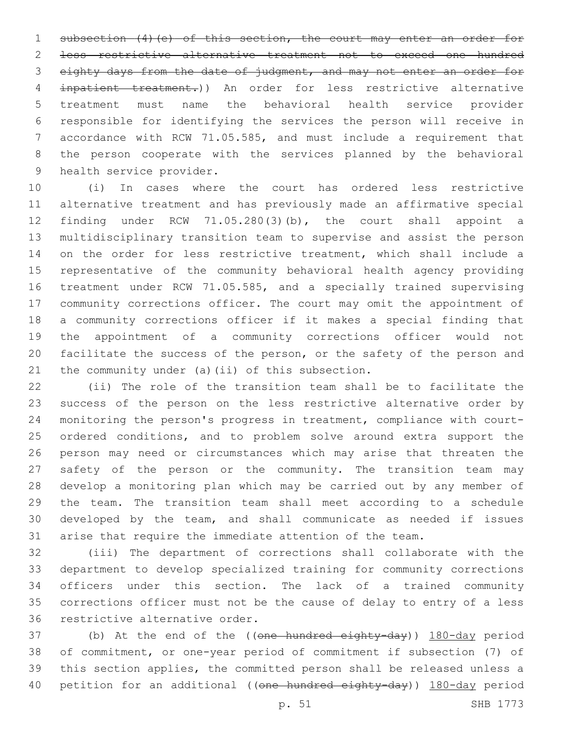~~subsection (4)(e) of this section, the court may enter an order for less restrictive alternative treatment not to exceed one hundred eighty days from the date of judgment, and may not enter an order for inpatient treatment.~~)) An order for less restrictive alternative treatment must name the behavioral health service provider responsible for identifying the services the person will receive in accordance with RCW 71.05.585, and must include a requirement that the person cooperate with the services planned by the behavioral health service provider.

(i) In cases where the court has ordered less restrictive alternative treatment and has previously made an affirmative special finding under RCW 71.05.280(3)(b), the court shall appoint a multidisciplinary transition team to supervise and assist the person on the order for less restrictive treatment, which shall include a representative of the community behavioral health agency providing treatment under RCW 71.05.585, and a specially trained supervising community corrections officer. The court may omit the appointment of a community corrections officer if it makes a special finding that the appointment of a community corrections officer would not facilitate the success of the person, or the safety of the person and the community under (a)(ii) of this subsection.

(ii) The role of the transition team shall be to facilitate the success of the person on the less restrictive alternative order by monitoring the person's progress in treatment, compliance with court-ordered conditions, and to problem solve around extra support the person may need or circumstances which may arise that threaten the safety of the person or the community. The transition team may develop a monitoring plan which may be carried out by any member of the team. The transition team shall meet according to a schedule developed by the team, and shall communicate as needed if issues arise that require the immediate attention of the team.

(iii) The department of corrections shall collaborate with the department to develop specialized training for community corrections officers under this section. The lack of a trained community corrections officer must not be the cause of delay to entry of a less restrictive alternative order.

(b) At the end of the ((~~one hundred eighty-day~~)) <u>180-day</u> period of commitment, or one-year period of commitment if subsection (7) of this section applies, the committed person shall be released unless a petition for an additional ((~~one hundred eighty-day~~)) <u>180-day</u> period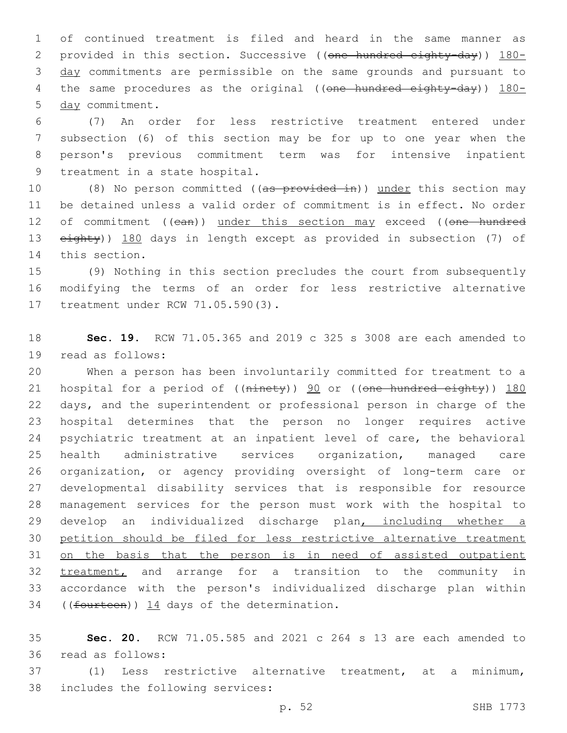of continued treatment is filed and heard in the same manner as provided in this section. Successive ((~~one hundred eighty-day~~)) <u>180-day</u> commitments are permissible on the same grounds and pursuant to the same procedures as the original ((~~one hundred eighty-day~~)) <u>180-day</u> commitment.

(7) An order for less restrictive treatment entered under subsection (6) of this section may be for up to one year when the person's previous commitment term was for intensive inpatient treatment in a state hospital.

(8) No person committed ((~~as provided in~~)) <u>under</u> this section may be detained unless a valid order of commitment is in effect. No order of commitment ((~~can~~)) <u>under this section may</u> exceed ((~~one hundred eighty~~)) <u>180</u> days in length except as provided in subsection (7) of this section.

(9) Nothing in this section precludes the court from subsequently modifying the terms of an order for less restrictive alternative treatment under RCW 71.05.590(3).

**Sec. 19.** RCW 71.05.365 and 2019 c 325 s 3008 are each amended to read as follows:

When a person has been involuntarily committed for treatment to a hospital for a period of ((~~ninety~~)) <u>90</u> or ((~~one hundred eighty~~)) <u>180</u> days, and the superintendent or professional person in charge of the hospital determines that the person no longer requires active psychiatric treatment at an inpatient level of care, the behavioral health administrative services organization, managed care organization, or agency providing oversight of long-term care or developmental disability services that is responsible for resource management services for the person must work with the hospital to develop an individualized discharge plan<u>, including whether a petition should be filed for less restrictive alternative treatment on the basis that the person is in need of assisted outpatient treatment,</u> and arrange for a transition to the community in accordance with the person's individualized discharge plan within ((~~fourteen~~)) <u>14</u> days of the determination.

**Sec. 20.** RCW 71.05.585 and 2021 c 264 s 13 are each amended to read as follows:

(1) Less restrictive alternative treatment, at a minimum, includes the following services: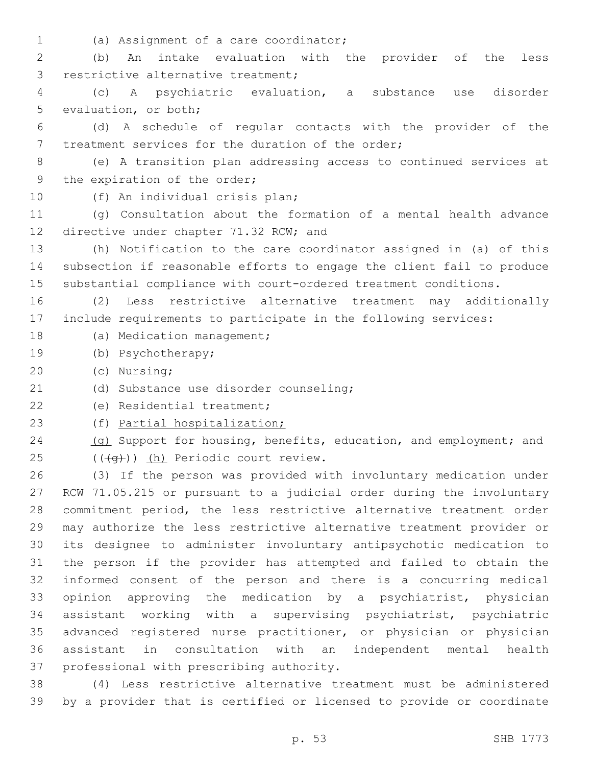(a) Assignment of a care coordinator;

(b) An intake evaluation with the provider of the less restrictive alternative treatment;

(c) A psychiatric evaluation, a substance use disorder evaluation, or both;

(d) A schedule of regular contacts with the provider of the treatment services for the duration of the order;

(e) A transition plan addressing access to continued services at the expiration of the order;

(f) An individual crisis plan;

(g) Consultation about the formation of a mental health advance directive under chapter 71.32 RCW; and

(h) Notification to the care coordinator assigned in (a) of this subsection if reasonable efforts to engage the client fail to produce substantial compliance with court-ordered treatment conditions.

(2) Less restrictive alternative treatment may additionally include requirements to participate in the following services:

(a) Medication management;

(b) Psychotherapy;

(c) Nursing;

(d) Substance use disorder counseling;

(e) Residential treatment;

(f) Partial hospitalization;

(g) Support for housing, benefits, education, and employment; and

(((g))) (h) Periodic court review.

(3) If the person was provided with involuntary medication under RCW 71.05.215 or pursuant to a judicial order during the involuntary commitment period, the less restrictive alternative treatment order may authorize the less restrictive alternative treatment provider or its designee to administer involuntary antipsychotic medication to the person if the provider has attempted and failed to obtain the informed consent of the person and there is a concurring medical opinion approving the medication by a psychiatrist, physician assistant working with a supervising psychiatrist, psychiatric advanced registered nurse practitioner, or physician or physician assistant in consultation with an independent mental health professional with prescribing authority.

(4) Less restrictive alternative treatment must be administered by a provider that is certified or licensed to provide or coordinate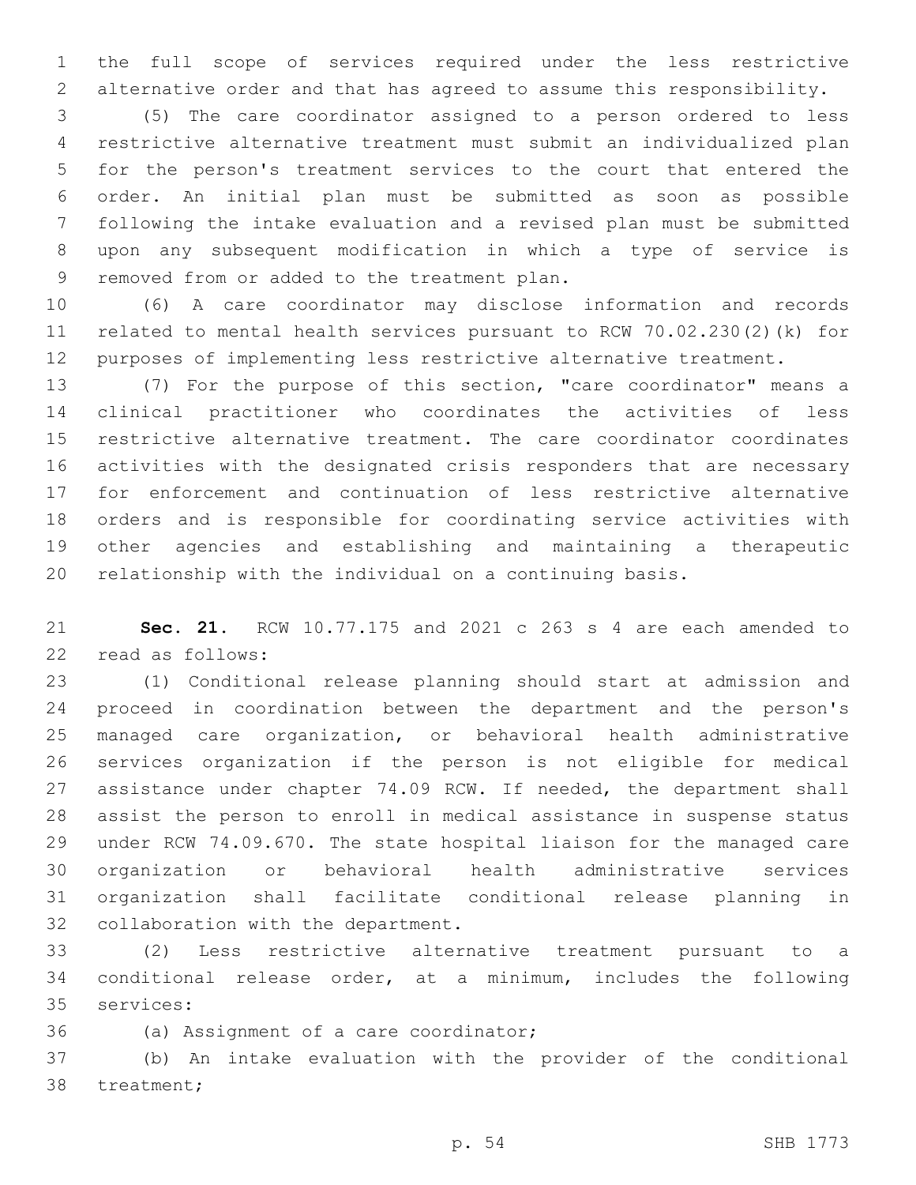the full scope of services required under the less restrictive alternative order and that has agreed to assume this responsibility.

(5) The care coordinator assigned to a person ordered to less restrictive alternative treatment must submit an individualized plan for the person's treatment services to the court that entered the order. An initial plan must be submitted as soon as possible following the intake evaluation and a revised plan must be submitted upon any subsequent modification in which a type of service is removed from or added to the treatment plan.

(6) A care coordinator may disclose information and records related to mental health services pursuant to RCW 70.02.230(2)(k) for purposes of implementing less restrictive alternative treatment.

(7) For the purpose of this section, "care coordinator" means a clinical practitioner who coordinates the activities of less restrictive alternative treatment. The care coordinator coordinates activities with the designated crisis responders that are necessary for enforcement and continuation of less restrictive alternative orders and is responsible for coordinating service activities with other agencies and establishing and maintaining a therapeutic relationship with the individual on a continuing basis.

**Sec. 21.** RCW 10.77.175 and 2021 c 263 s 4 are each amended to read as follows:

(1) Conditional release planning should start at admission and proceed in coordination between the department and the person's managed care organization, or behavioral health administrative services organization if the person is not eligible for medical assistance under chapter 74.09 RCW. If needed, the department shall assist the person to enroll in medical assistance in suspense status under RCW 74.09.670. The state hospital liaison for the managed care organization or behavioral health administrative services organization shall facilitate conditional release planning in collaboration with the department.

(2) Less restrictive alternative treatment pursuant to a conditional release order, at a minimum, includes the following services:

(a) Assignment of a care coordinator;

(b) An intake evaluation with the provider of the conditional treatment;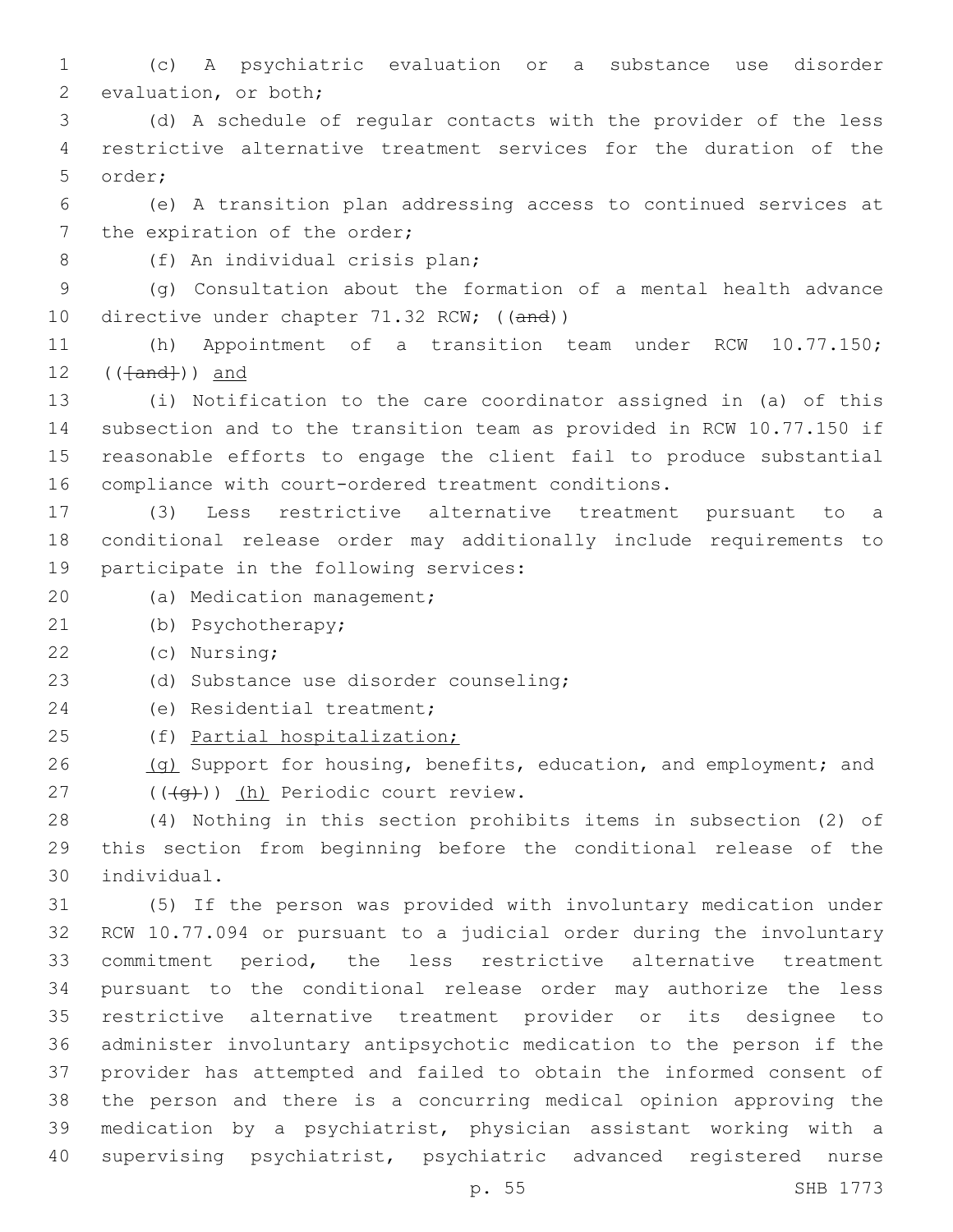(c) A psychiatric evaluation or a substance use disorder evaluation, or both;

(d) A schedule of regular contacts with the provider of the less restrictive alternative treatment services for the duration of the order;

(e) A transition plan addressing access to continued services at the expiration of the order;

(f) An individual crisis plan;

(g) Consultation about the formation of a mental health advance directive under chapter 71.32 RCW; ((~~and~~))

(h) Appointment of a transition team under RCW 10.77.150; ((~~[and]~~)) and

(i) Notification to the care coordinator assigned in (a) of this subsection and to the transition team as provided in RCW 10.77.150 if reasonable efforts to engage the client fail to produce substantial compliance with court-ordered treatment conditions.

(3) Less restrictive alternative treatment pursuant to a conditional release order may additionally include requirements to participate in the following services:

(a) Medication management;

(b) Psychotherapy;

(c) Nursing;

(d) Substance use disorder counseling;

(e) Residential treatment;

(f) Partial hospitalization;

(g) Support for housing, benefits, education, and employment; and

((~~(g)~~)) (h) Periodic court review.

(4) Nothing in this section prohibits items in subsection (2) of this section from beginning before the conditional release of the individual.

(5) If the person was provided with involuntary medication under RCW 10.77.094 or pursuant to a judicial order during the involuntary commitment period, the less restrictive alternative treatment pursuant to the conditional release order may authorize the less restrictive alternative treatment provider or its designee to administer involuntary antipsychotic medication to the person if the provider has attempted and failed to obtain the informed consent of the person and there is a concurring medical opinion approving the medication by a psychiatrist, physician assistant working with a supervising psychiatrist, psychiatric advanced registered nurse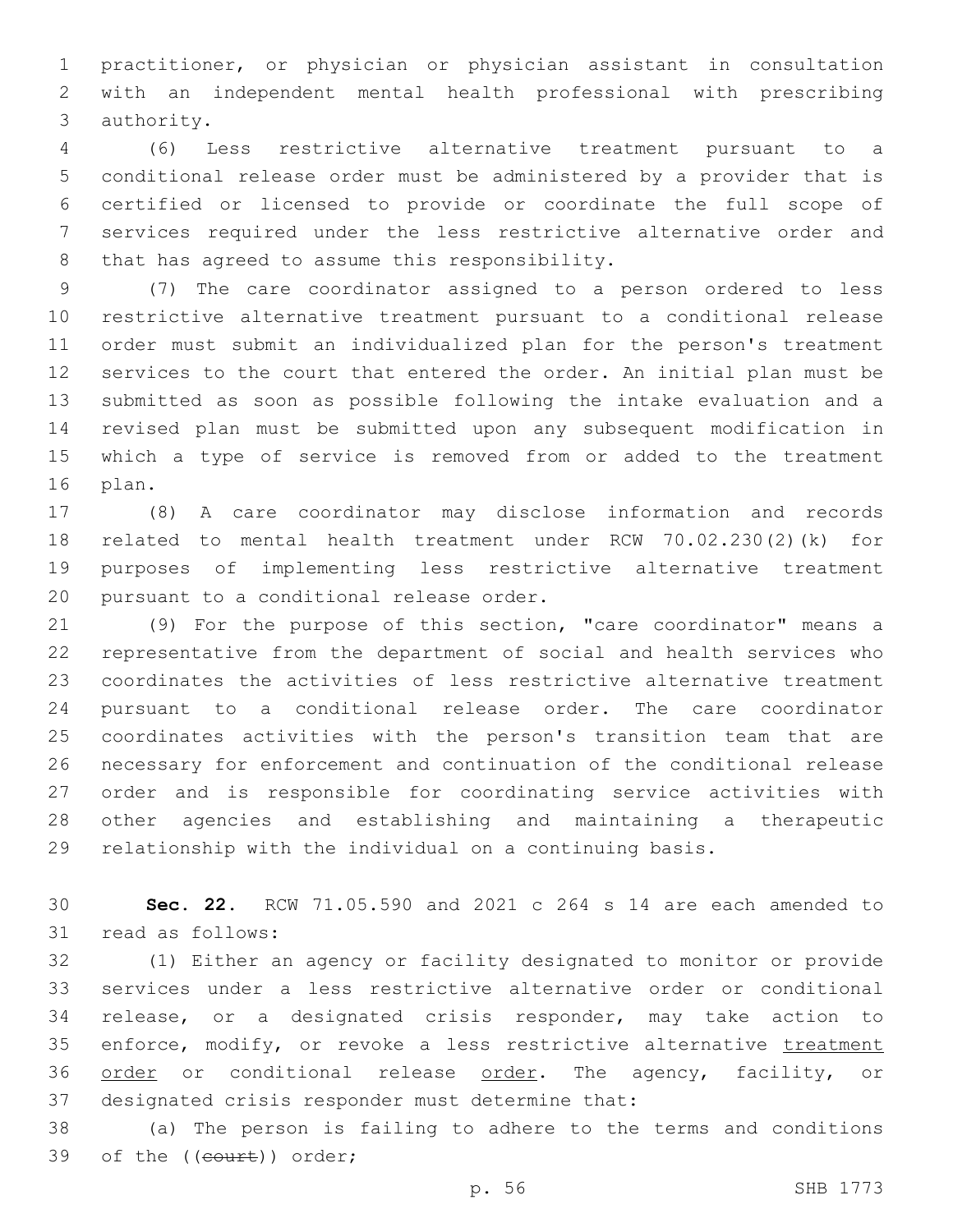practitioner, or physician or physician assistant in consultation with an independent mental health professional with prescribing authority.

(6) Less restrictive alternative treatment pursuant to a conditional release order must be administered by a provider that is certified or licensed to provide or coordinate the full scope of services required under the less restrictive alternative order and that has agreed to assume this responsibility.

(7) The care coordinator assigned to a person ordered to less restrictive alternative treatment pursuant to a conditional release order must submit an individualized plan for the person's treatment services to the court that entered the order. An initial plan must be submitted as soon as possible following the intake evaluation and a revised plan must be submitted upon any subsequent modification in which a type of service is removed from or added to the treatment plan.

(8) A care coordinator may disclose information and records related to mental health treatment under RCW 70.02.230(2)(k) for purposes of implementing less restrictive alternative treatment pursuant to a conditional release order.

(9) For the purpose of this section, "care coordinator" means a representative from the department of social and health services who coordinates the activities of less restrictive alternative treatment pursuant to a conditional release order. The care coordinator coordinates activities with the person's transition team that are necessary for enforcement and continuation of the conditional release order and is responsible for coordinating service activities with other agencies and establishing and maintaining a therapeutic relationship with the individual on a continuing basis.

**Sec. 22.** RCW 71.05.590 and 2021 c 264 s 14 are each amended to read as follows:

(1) Either an agency or facility designated to monitor or provide services under a less restrictive alternative order or conditional release, or a designated crisis responder, may take action to enforce, modify, or revoke a less restrictive alternative treatment order or conditional release order. The agency, facility, or designated crisis responder must determine that:

(a) The person is failing to adhere to the terms and conditions of the ((~~court~~)) order;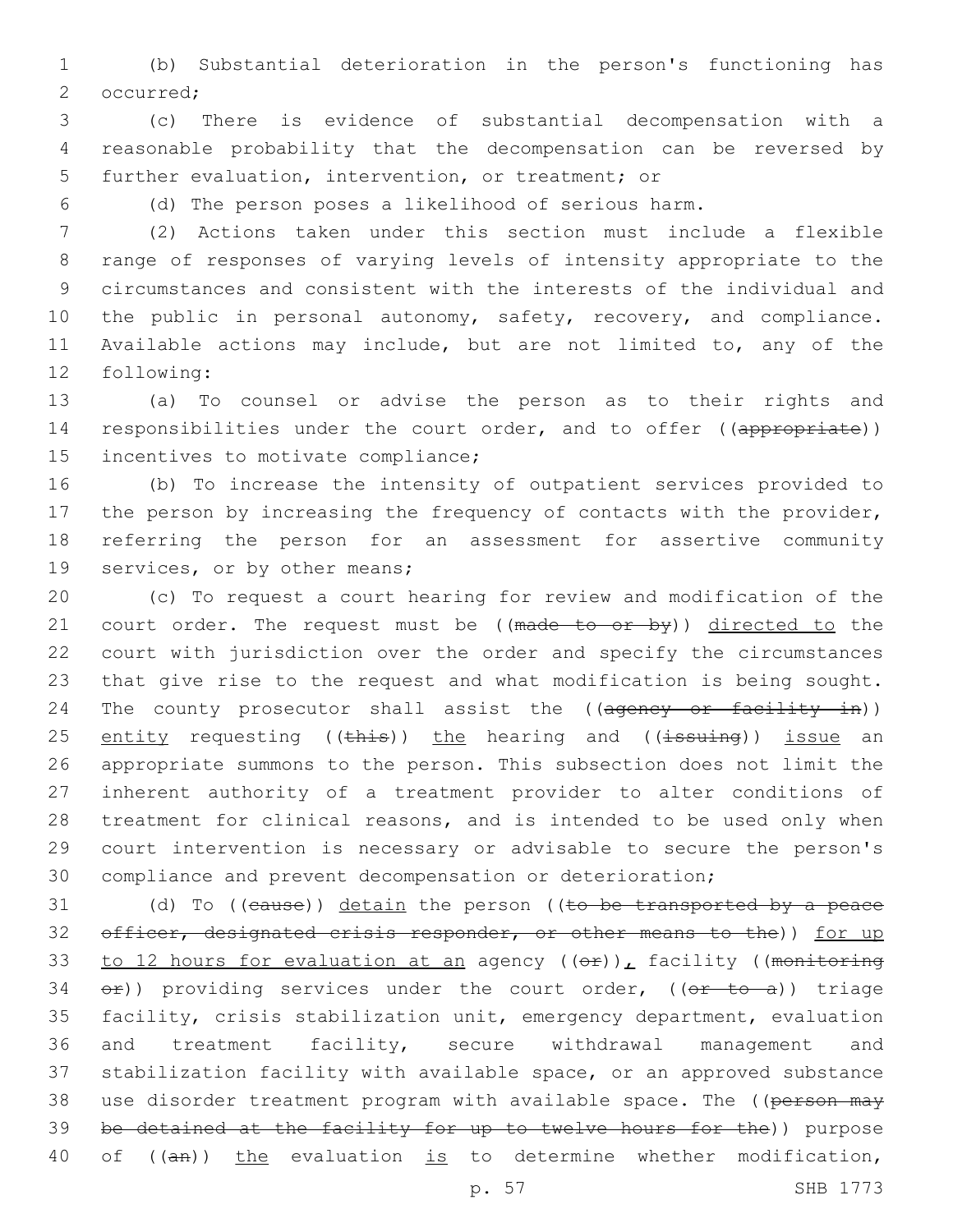(b) Substantial deterioration in the person's functioning has occurred;

(c) There is evidence of substantial decompensation with a reasonable probability that the decompensation can be reversed by further evaluation, intervention, or treatment; or

(d) The person poses a likelihood of serious harm.

(2) Actions taken under this section must include a flexible range of responses of varying levels of intensity appropriate to the circumstances and consistent with the interests of the individual and the public in personal autonomy, safety, recovery, and compliance. Available actions may include, but are not limited to, any of the following:

(a) To counsel or advise the person as to their rights and responsibilities under the court order, and to offer ((~~appropriate~~)) incentives to motivate compliance;

(b) To increase the intensity of outpatient services provided to the person by increasing the frequency of contacts with the provider, referring the person for an assessment for assertive community services, or by other means;

(c) To request a court hearing for review and modification of the court order. The request must be ((~~made to or by~~)) <u>directed to</u> the court with jurisdiction over the order and specify the circumstances that give rise to the request and what modification is being sought. The county prosecutor shall assist the ((~~agency or facility in~~)) <u>entity</u> requesting ((~~this~~)) <u>the</u> hearing and ((~~issuing~~)) <u>issue</u> an appropriate summons to the person. This subsection does not limit the inherent authority of a treatment provider to alter conditions of treatment for clinical reasons, and is intended to be used only when court intervention is necessary or advisable to secure the person's compliance and prevent decompensation or deterioration;

(d) To ((~~cause~~)) <u>detain</u> the person ((~~to be transported by a peace officer, designated crisis responder, or other means to the~~)) <u>for up to 12 hours for evaluation at an</u> agency ((~~or~~))<u>,</u> facility ((~~monitoring or~~)) providing services under the court order, ((~~or to a~~)) triage facility, crisis stabilization unit, emergency department, evaluation and treatment facility, secure withdrawal management and stabilization facility with available space, or an approved substance use disorder treatment program with available space. The ((~~person may be detained at the facility for up to twelve hours for the~~)) purpose of ((~~an~~)) <u>the</u> evaluation <u>is</u> to determine whether modification,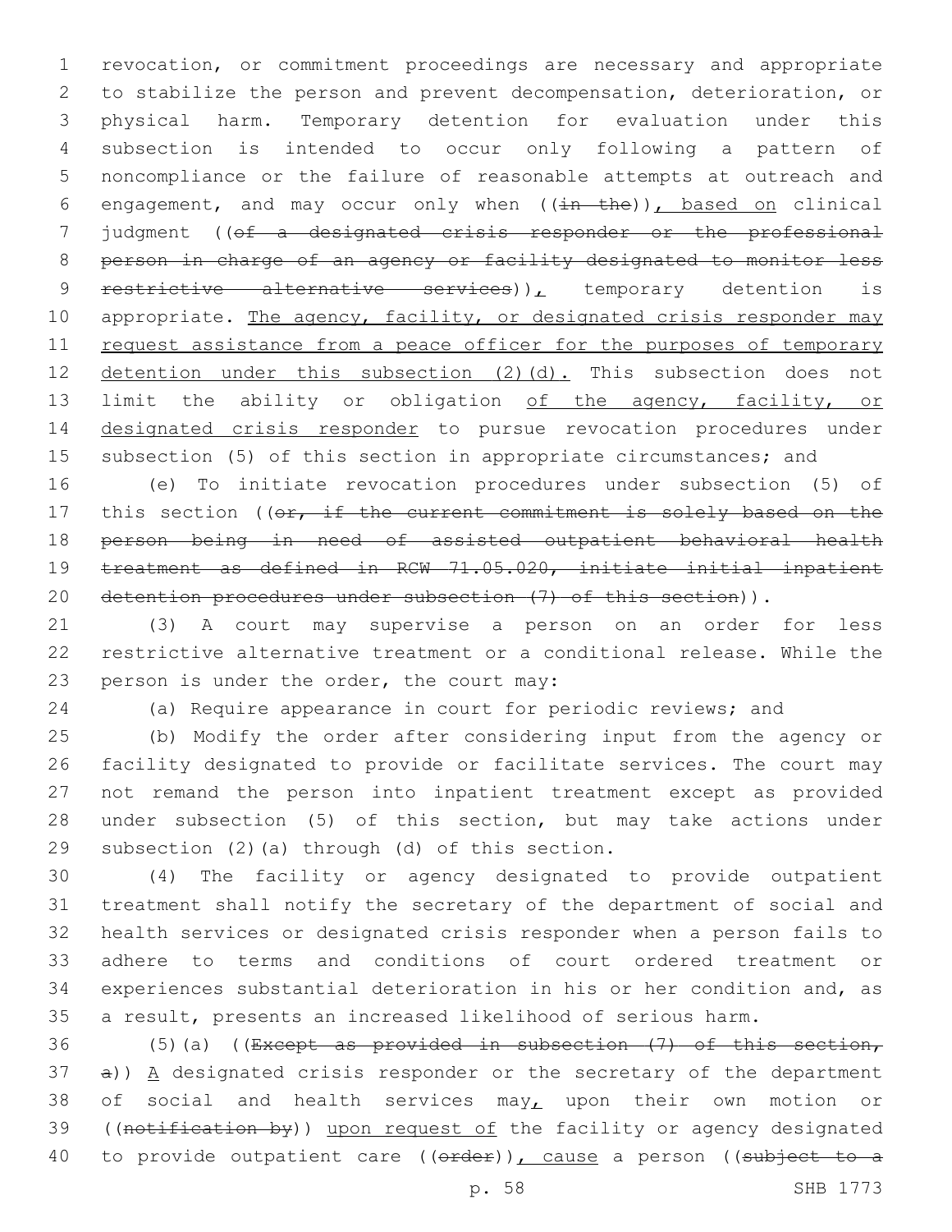revocation, or commitment proceedings are necessary and appropriate to stabilize the person and prevent decompensation, deterioration, or physical harm. Temporary detention for evaluation under this subsection is intended to occur only following a pattern of noncompliance or the failure of reasonable attempts at outreach and engagement, and may occur only when ((~~in the~~)), based on clinical judgment ((~~of a designated crisis responder or the professional person in charge of an agency or facility designated to monitor less restrictive alternative services~~)), temporary detention is appropriate. The agency, facility, or designated crisis responder may request assistance from a peace officer for the purposes of temporary detention under this subsection (2)(d). This subsection does not limit the ability or obligation of the agency, facility, or designated crisis responder to pursue revocation procedures under subsection (5) of this section in appropriate circumstances; and

(e) To initiate revocation procedures under subsection (5) of this section ((~~or, if the current commitment is solely based on the person being in need of assisted outpatient behavioral health treatment as defined in RCW 71.05.020, initiate initial inpatient detention procedures under subsection (7) of this section~~)).

(3) A court may supervise a person on an order for less restrictive alternative treatment or a conditional release. While the person is under the order, the court may:

(a) Require appearance in court for periodic reviews; and

(b) Modify the order after considering input from the agency or facility designated to provide or facilitate services. The court may not remand the person into inpatient treatment except as provided under subsection (5) of this section, but may take actions under subsection (2)(a) through (d) of this section.

(4) The facility or agency designated to provide outpatient treatment shall notify the secretary of the department of social and health services or designated crisis responder when a person fails to adhere to terms and conditions of court ordered treatment or experiences substantial deterioration in his or her condition and, as a result, presents an increased likelihood of serious harm.

(5)(a) ((~~Except as provided in subsection (7) of this section, a~~)) A designated crisis responder or the secretary of the department of social and health services may, upon their own motion or ((~~notification by~~)) upon request of the facility or agency designated to provide outpatient care ((~~order~~)), cause a person ((~~subject to a~~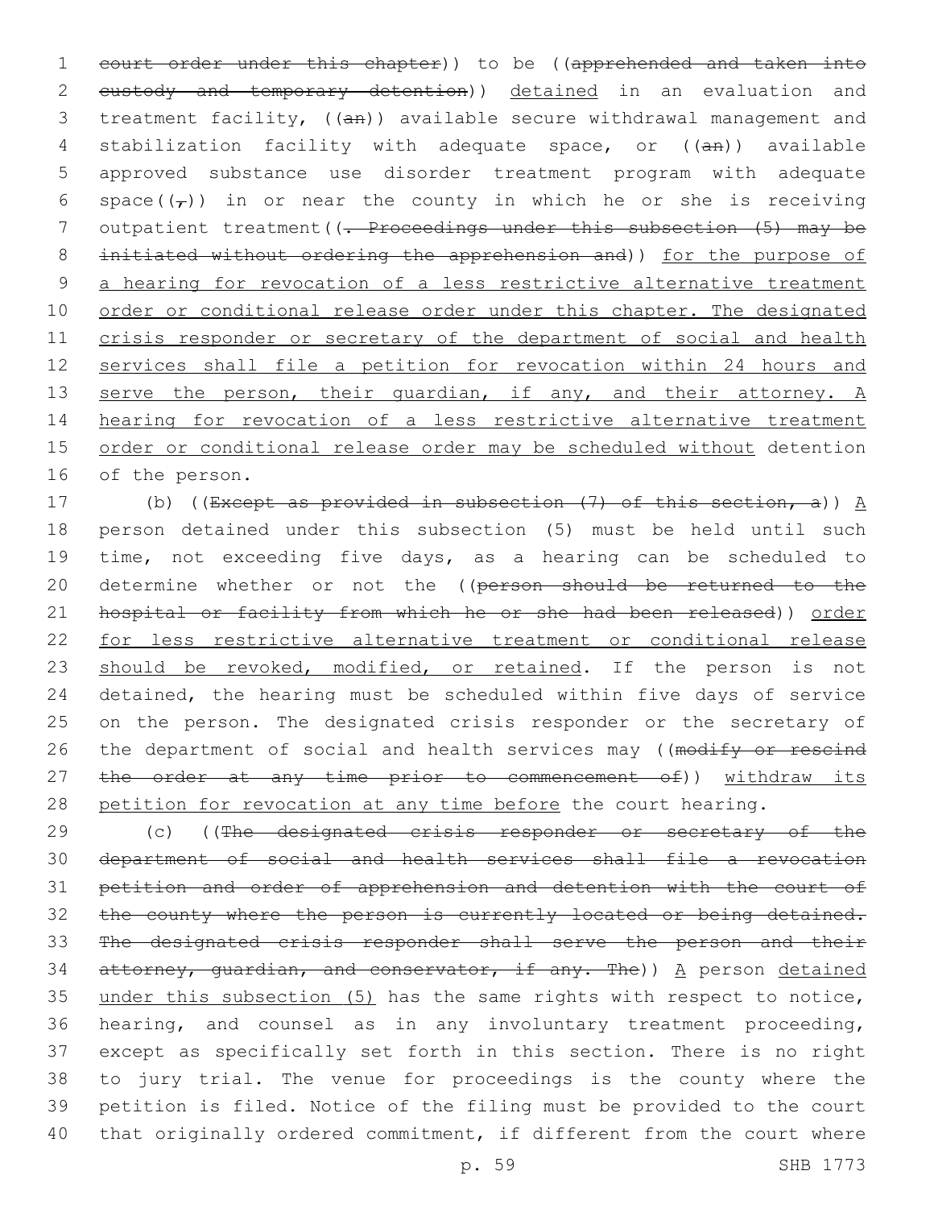court order under this chapter)) to be ((apprehended and taken into custody and temporary detention)) detained in an evaluation and treatment facility, ((an)) available secure withdrawal management and stabilization facility with adequate space, or ((an)) available approved substance use disorder treatment program with adequate space((,)) in or near the county in which he or she is receiving outpatient treatment((. Proceedings under this subsection (5) may be initiated without ordering the apprehension and)) for the purpose of a hearing for revocation of a less restrictive alternative treatment order or conditional release order under this chapter. The designated crisis responder or secretary of the department of social and health services shall file a petition for revocation within 24 hours and serve the person, their guardian, if any, and their attorney. A hearing for revocation of a less restrictive alternative treatment order or conditional release order may be scheduled without detention of the person.

(b) ((Except as provided in subsection (7) of this section, a)) A person detained under this subsection (5) must be held until such time, not exceeding five days, as a hearing can be scheduled to determine whether or not the ((person should be returned to the hospital or facility from which he or she had been released)) order for less restrictive alternative treatment or conditional release should be revoked, modified, or retained. If the person is not detained, the hearing must be scheduled within five days of service on the person. The designated crisis responder or the secretary of the department of social and health services may ((modify or rescind the order at any time prior to commencement of)) withdraw its petition for revocation at any time before the court hearing.

(c) ((The designated crisis responder or secretary of the department of social and health services shall file a revocation petition and order of apprehension and detention with the court of the county where the person is currently located or being detained. The designated crisis responder shall serve the person and their attorney, guardian, and conservator, if any. The)) A person detained under this subsection (5) has the same rights with respect to notice, hearing, and counsel as in any involuntary treatment proceeding, except as specifically set forth in this section. There is no right to jury trial. The venue for proceedings is the county where the petition is filed. Notice of the filing must be provided to the court that originally ordered commitment, if different from the court where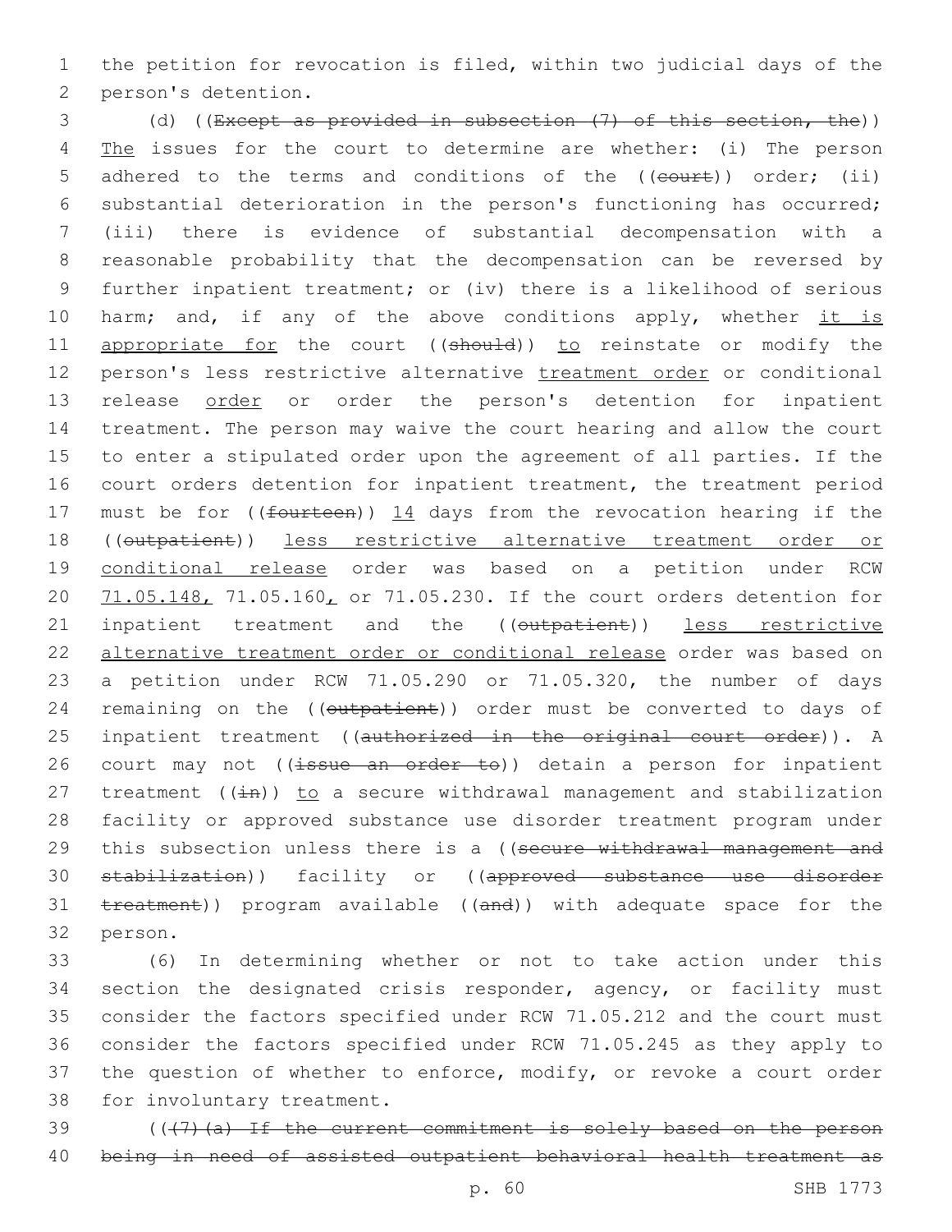the petition for revocation is filed, within two judicial days of the person's detention.

(d) ((~~Except as provided in subsection (7) of this section, the~~)) The issues for the court to determine are whether: (i) The person adhered to the terms and conditions of the ((~~court~~)) order; (ii) substantial deterioration in the person's functioning has occurred; (iii) there is evidence of substantial decompensation with a reasonable probability that the decompensation can be reversed by further inpatient treatment; or (iv) there is a likelihood of serious harm; and, if any of the above conditions apply, whether it is appropriate for the court ((~~should~~)) to reinstate or modify the person's less restrictive alternative treatment order or conditional release order or order the person's detention for inpatient treatment. The person may waive the court hearing and allow the court to enter a stipulated order upon the agreement of all parties. If the court orders detention for inpatient treatment, the treatment period must be for ((~~fourteen~~)) 14 days from the revocation hearing if the ((~~outpatient~~)) less restrictive alternative treatment order or conditional release order was based on a petition under RCW 71.05.148, 71.05.160, or 71.05.230. If the court orders detention for inpatient treatment and the ((~~outpatient~~)) less restrictive alternative treatment order or conditional release order was based on a petition under RCW 71.05.290 or 71.05.320, the number of days remaining on the ((~~outpatient~~)) order must be converted to days of inpatient treatment ((~~authorized in the original court order~~)). A court may not ((~~issue an order to~~)) detain a person for inpatient treatment ((~~in~~)) to a secure withdrawal management and stabilization facility or approved substance use disorder treatment program under this subsection unless there is a ((~~secure withdrawal management and stabilization~~)) facility or ((~~approved substance use disorder treatment~~)) program available ((~~and~~)) with adequate space for the person.

(6) In determining whether or not to take action under this section the designated crisis responder, agency, or facility must consider the factors specified under RCW 71.05.212 and the court must consider the factors specified under RCW 71.05.245 as they apply to the question of whether to enforce, modify, or revoke a court order for involuntary treatment.

((~~(7)(a) If the current commitment is solely based on the person being in need of assisted outpatient behavioral health treatment as~~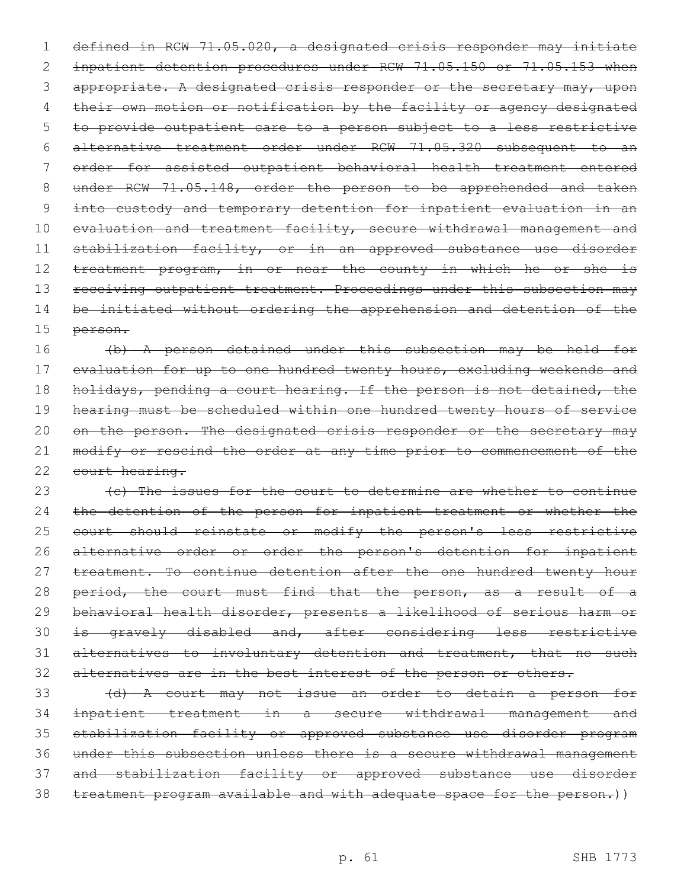~~defined in RCW 71.05.020, a designated crisis responder may initiate inpatient detention procedures under RCW 71.05.150 or 71.05.153 when appropriate. A designated crisis responder or the secretary may, upon their own motion or notification by the facility or agency designated to provide outpatient care to a person subject to a less restrictive alternative treatment order under RCW 71.05.320 subsequent to an order for assisted outpatient behavioral health treatment entered under RCW 71.05.148, order the person to be apprehended and taken into custody and temporary detention for inpatient evaluation in an evaluation and treatment facility, secure withdrawal management and stabilization facility, or in an approved substance use disorder treatment program, in or near the county in which he or she is receiving outpatient treatment. Proceedings under this subsection may be initiated without ordering the apprehension and detention of the person.~~

~~(b) A person detained under this subsection may be held for evaluation for up to one hundred twenty hours, excluding weekends and holidays, pending a court hearing. If the person is not detained, the hearing must be scheduled within one hundred twenty hours of service on the person. The designated crisis responder or the secretary may modify or rescind the order at any time prior to commencement of the court hearing.~~

~~(c) The issues for the court to determine are whether to continue the detention of the person for inpatient treatment or whether the court should reinstate or modify the person's less restrictive alternative order or order the person's detention for inpatient treatment. To continue detention after the one hundred twenty hour period, the court must find that the person, as a result of a behavioral health disorder, presents a likelihood of serious harm or is gravely disabled and, after considering less restrictive alternatives to involuntary detention and treatment, that no such alternatives are in the best interest of the person or others.~~

~~(d) A court may not issue an order to detain a person for inpatient treatment in a secure withdrawal management and stabilization facility or approved substance use disorder program under this subsection unless there is a secure withdrawal management and stabilization facility or approved substance use disorder treatment program available and with adequate space for the person.~~))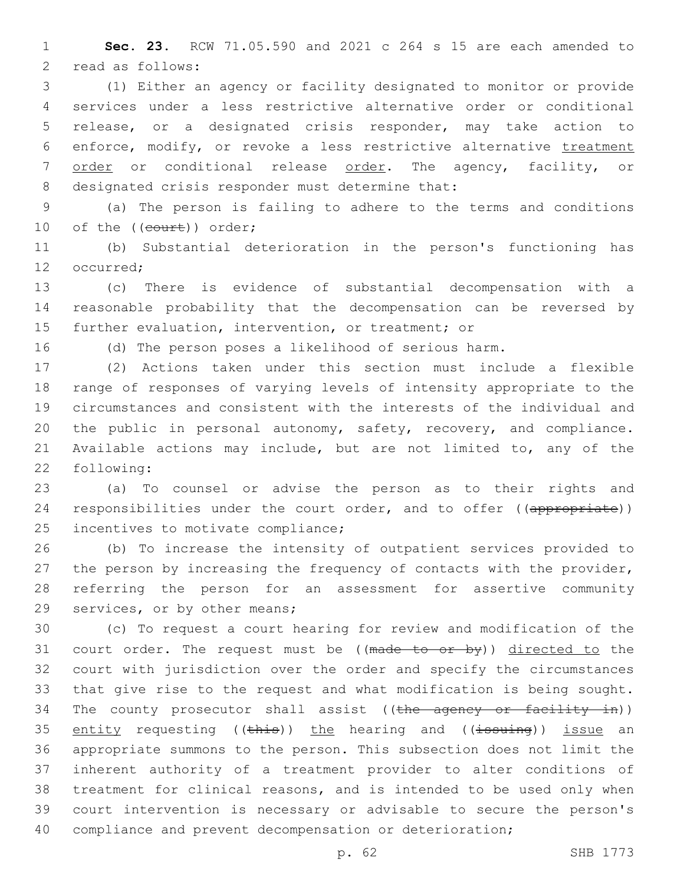**Sec. 23.** RCW 71.05.590 and 2021 c 264 s 15 are each amended to read as follows:

(1) Either an agency or facility designated to monitor or provide services under a less restrictive alternative order or conditional release, or a designated crisis responder, may take action to enforce, modify, or revoke a less restrictive alternative treatment order or conditional release order. The agency, facility, or designated crisis responder must determine that:

(a) The person is failing to adhere to the terms and conditions of the ((court)) order;

(b) Substantial deterioration in the person's functioning has occurred;

(c) There is evidence of substantial decompensation with a reasonable probability that the decompensation can be reversed by further evaluation, intervention, or treatment; or

(d) The person poses a likelihood of serious harm.

(2) Actions taken under this section must include a flexible range of responses of varying levels of intensity appropriate to the circumstances and consistent with the interests of the individual and the public in personal autonomy, safety, recovery, and compliance. Available actions may include, but are not limited to, any of the following:

(a) To counsel or advise the person as to their rights and responsibilities under the court order, and to offer ((appropriate)) incentives to motivate compliance;

(b) To increase the intensity of outpatient services provided to the person by increasing the frequency of contacts with the provider, referring the person for an assessment for assertive community services, or by other means;

(c) To request a court hearing for review and modification of the court order. The request must be ((made to or by)) directed to the court with jurisdiction over the order and specify the circumstances that give rise to the request and what modification is being sought. The county prosecutor shall assist ((the agency or facility in)) entity requesting ((this)) the hearing and ((issuing)) issue an appropriate summons to the person. This subsection does not limit the inherent authority of a treatment provider to alter conditions of treatment for clinical reasons, and is intended to be used only when court intervention is necessary or advisable to secure the person's compliance and prevent decompensation or deterioration;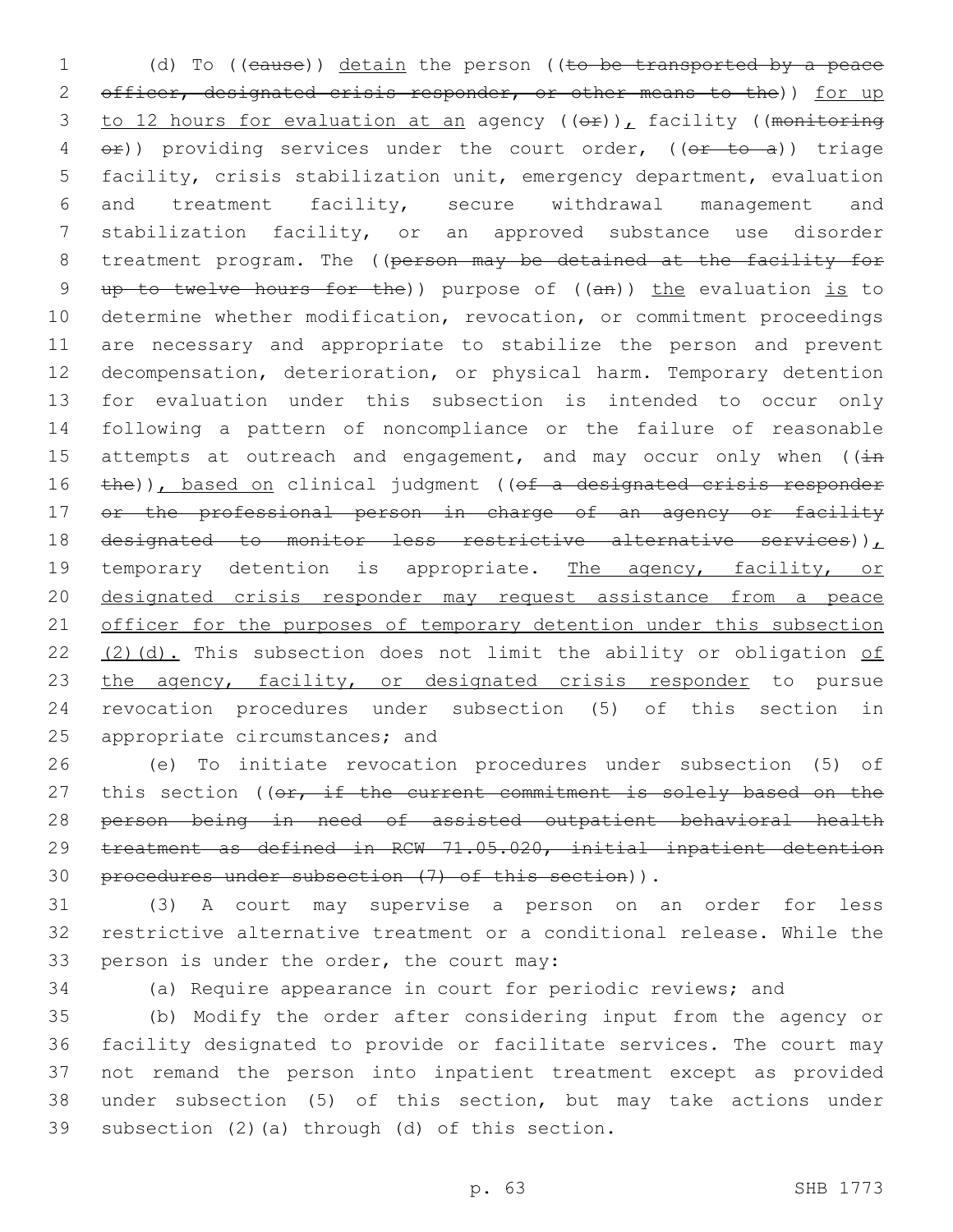(d) To ((cause)) detain the person ((to be transported by a peace officer, designated crisis responder, or other means to the)) for up to 12 hours for evaluation at an agency ((or)), facility ((monitoring or)) providing services under the court order, ((or to a)) triage facility, crisis stabilization unit, emergency department, evaluation and treatment facility, secure withdrawal management and stabilization facility, or an approved substance use disorder treatment program. The ((person may be detained at the facility for up to twelve hours for the)) purpose of ((an)) the evaluation is to determine whether modification, revocation, or commitment proceedings are necessary and appropriate to stabilize the person and prevent decompensation, deterioration, or physical harm. Temporary detention for evaluation under this subsection is intended to occur only following a pattern of noncompliance or the failure of reasonable attempts at outreach and engagement, and may occur only when ((in the)), based on clinical judgment ((of a designated crisis responder or the professional person in charge of an agency or facility designated to monitor less restrictive alternative services)), temporary detention is appropriate. The agency, facility, or designated crisis responder may request assistance from a peace officer for the purposes of temporary detention under this subsection (2)(d). This subsection does not limit the ability or obligation of the agency, facility, or designated crisis responder to pursue revocation procedures under subsection (5) of this section in appropriate circumstances; and

(e) To initiate revocation procedures under subsection (5) of this section ((or, if the current commitment is solely based on the person being in need of assisted outpatient behavioral health treatment as defined in RCW 71.05.020, initial inpatient detention procedures under subsection (7) of this section)).

(3) A court may supervise a person on an order for less restrictive alternative treatment or a conditional release. While the person is under the order, the court may:

(a) Require appearance in court for periodic reviews; and

(b) Modify the order after considering input from the agency or facility designated to provide or facilitate services. The court may not remand the person into inpatient treatment except as provided under subsection (5) of this section, but may take actions under subsection (2)(a) through (d) of this section.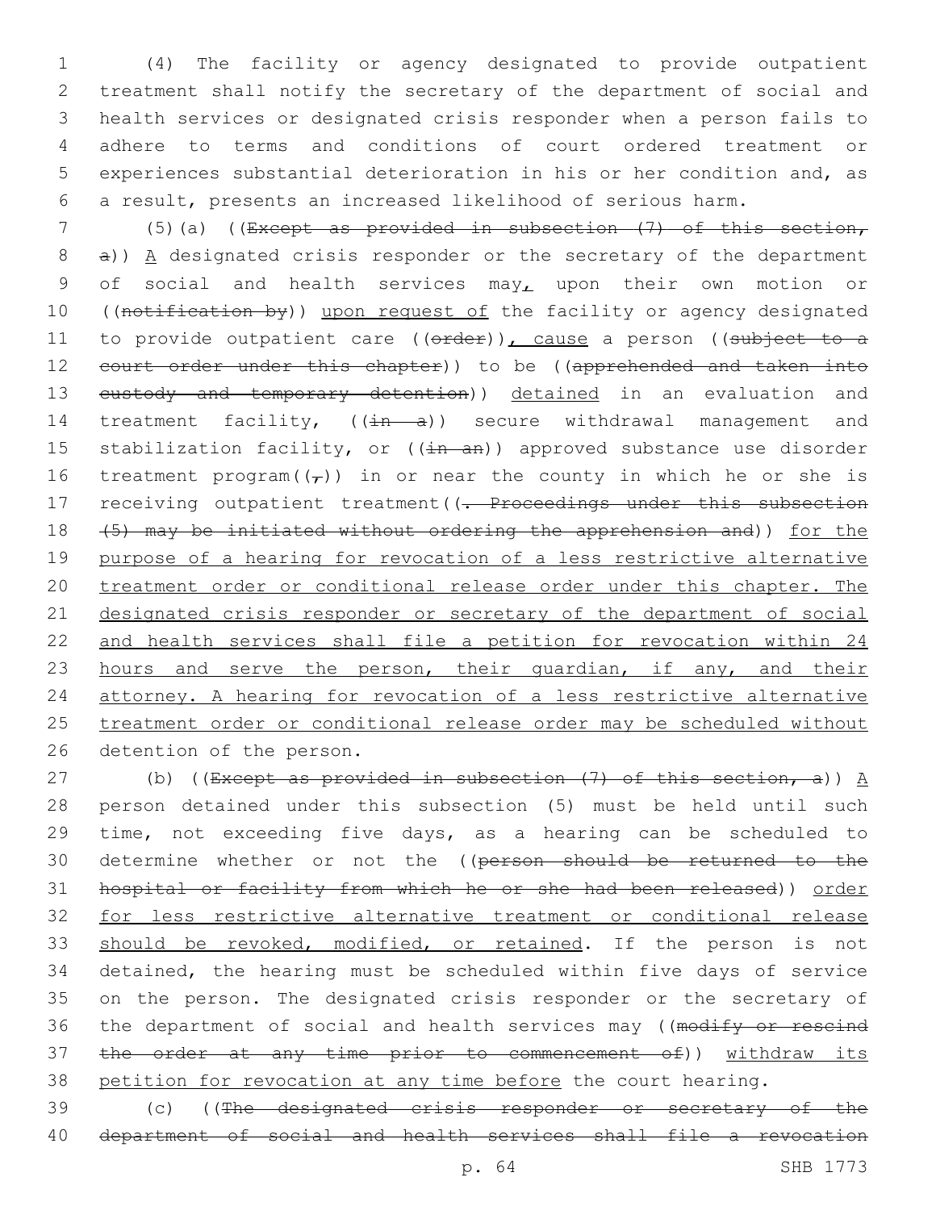(4) The facility or agency designated to provide outpatient treatment shall notify the secretary of the department of social and health services or designated crisis responder when a person fails to adhere to terms and conditions of court ordered treatment or experiences substantial deterioration in his or her condition and, as a result, presents an increased likelihood of serious harm.

(5)(a) ((~~Except as provided in subsection (7) of this section, a~~)) A designated crisis responder or the secretary of the department of social and health services may, upon their own motion or ((~~notification by~~)) upon request of the facility or agency designated to provide outpatient care ((~~order~~)), cause a person ((~~subject to a court order under this chapter~~)) to be ((~~apprehended and taken into custody and temporary detention~~)) detained in an evaluation and treatment facility, ((~~in a~~)) secure withdrawal management and stabilization facility, or ((~~in an~~)) approved substance use disorder treatment program((~~,~~)) in or near the county in which he or she is receiving outpatient treatment((~~. Proceedings under this subsection (5) may be initiated without ordering the apprehension and~~)) for the purpose of a hearing for revocation of a less restrictive alternative treatment order or conditional release order under this chapter. The designated crisis responder or secretary of the department of social and health services shall file a petition for revocation within 24 hours and serve the person, their guardian, if any, and their attorney. A hearing for revocation of a less restrictive alternative treatment order or conditional release order may be scheduled without detention of the person.

(b) ((~~Except as provided in subsection (7) of this section, a~~)) A person detained under this subsection (5) must be held until such time, not exceeding five days, as a hearing can be scheduled to determine whether or not the ((~~person should be returned to the hospital or facility from which he or she had been released~~)) order for less restrictive alternative treatment or conditional release should be revoked, modified, or retained. If the person is not detained, the hearing must be scheduled within five days of service on the person. The designated crisis responder or the secretary of the department of social and health services may ((~~modify or rescind the order at any time prior to commencement of~~)) withdraw its petition for revocation at any time before the court hearing.

(c) ((~~The designated crisis responder or secretary of the department of social and health services shall file a revocation~~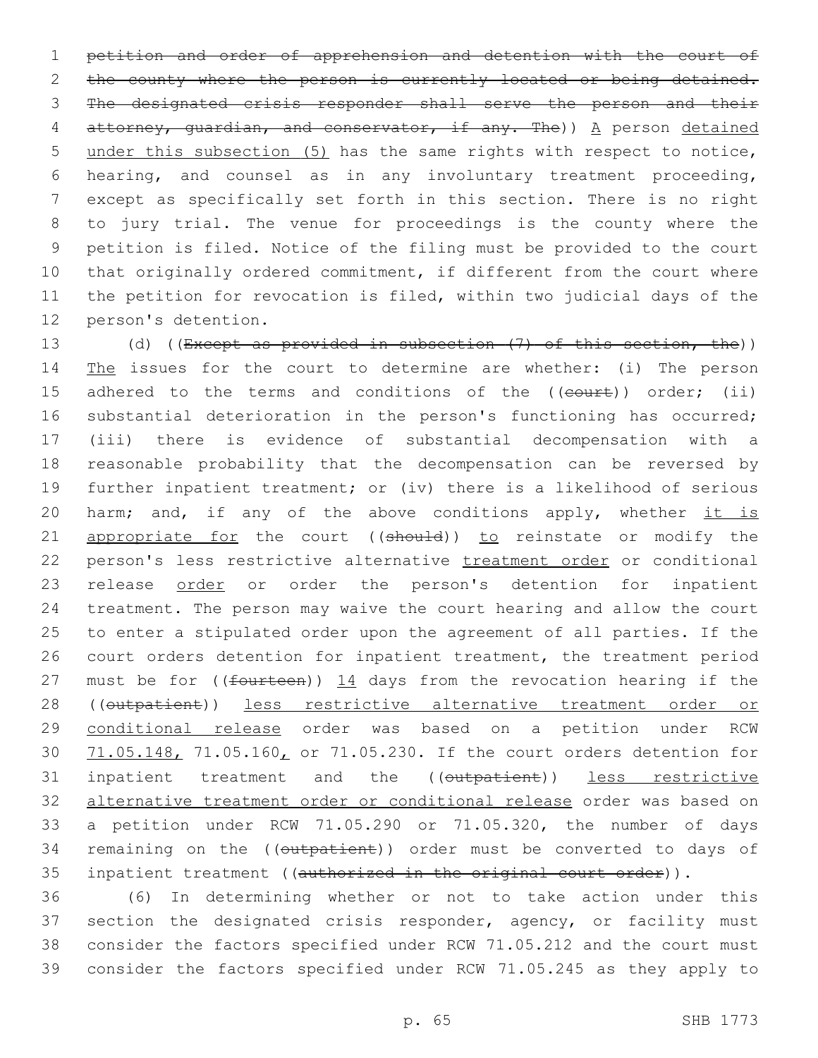~~petition and order of apprehension and detention with the court of the county where the person is currently located or being detained. The designated crisis responder shall serve the person and their attorney, guardian, and conservator, if any. The~~)) A person detained under this subsection (5) has the same rights with respect to notice, hearing, and counsel as in any involuntary treatment proceeding, except as specifically set forth in this section. There is no right to jury trial. The venue for proceedings is the county where the petition is filed. Notice of the filing must be provided to the court that originally ordered commitment, if different from the court where the petition for revocation is filed, within two judicial days of the person's detention.

(d) ((~~Except as provided in subsection (7) of this section, the~~)) The issues for the court to determine are whether: (i) The person adhered to the terms and conditions of the ((~~court~~)) order; (ii) substantial deterioration in the person's functioning has occurred; (iii) there is evidence of substantial decompensation with a reasonable probability that the decompensation can be reversed by further inpatient treatment; or (iv) there is a likelihood of serious harm; and, if any of the above conditions apply, whether it is appropriate for the court ((~~should~~)) to reinstate or modify the person's less restrictive alternative treatment order or conditional release order or order the person's detention for inpatient treatment. The person may waive the court hearing and allow the court to enter a stipulated order upon the agreement of all parties. If the court orders detention for inpatient treatment, the treatment period must be for ((~~fourteen~~)) 14 days from the revocation hearing if the ((~~outpatient~~)) less restrictive alternative treatment order or conditional release order was based on a petition under RCW 71.05.148, 71.05.160, or 71.05.230. If the court orders detention for inpatient treatment and the ((~~outpatient~~)) less restrictive alternative treatment order or conditional release order was based on a petition under RCW 71.05.290 or 71.05.320, the number of days remaining on the ((~~outpatient~~)) order must be converted to days of inpatient treatment ((~~authorized in the original court order~~)).

(6) In determining whether or not to take action under this section the designated crisis responder, agency, or facility must consider the factors specified under RCW 71.05.212 and the court must consider the factors specified under RCW 71.05.245 as they apply to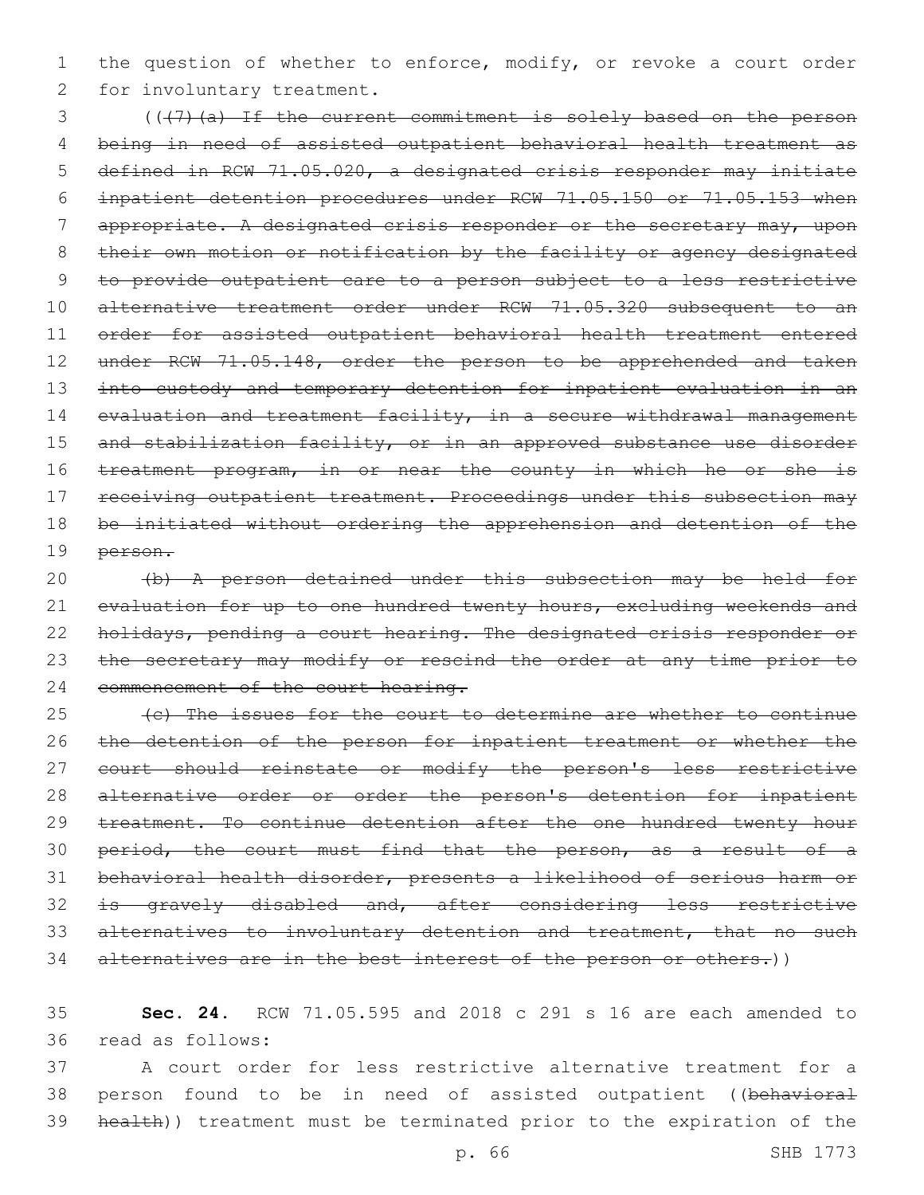the question of whether to enforce, modify, or revoke a court order for involuntary treatment.

(~~((7)(a) If the current commitment is solely based on the person being in need of assisted outpatient behavioral health treatment as defined in RCW 71.05.020, a designated crisis responder may initiate inpatient detention procedures under RCW 71.05.150 or 71.05.153 when appropriate. A designated crisis responder or the secretary may, upon their own motion or notification by the facility or agency designated to provide outpatient care to a person subject to a less restrictive alternative treatment order under RCW 71.05.320 subsequent to an order for assisted outpatient behavioral health treatment entered under RCW 71.05.148, order the person to be apprehended and taken into custody and temporary detention for inpatient evaluation in an evaluation and treatment facility, in a secure withdrawal management and stabilization facility, or in an approved substance use disorder treatment program, in or near the county in which he or she is receiving outpatient treatment. Proceedings under this subsection may be initiated without ordering the apprehension and detention of the person.~~

~~(b) A person detained under this subsection may be held for evaluation for up to one hundred twenty hours, excluding weekends and holidays, pending a court hearing. The designated crisis responder or the secretary may modify or rescind the order at any time prior to commencement of the court hearing.~~

~~(c) The issues for the court to determine are whether to continue the detention of the person for inpatient treatment or whether the court should reinstate or modify the person's less restrictive alternative order or order the person's detention for inpatient treatment. To continue detention after the one hundred twenty hour period, the court must find that the person, as a result of a behavioral health disorder, presents a likelihood of serious harm or is gravely disabled and, after considering less restrictive alternatives to involuntary detention and treatment, that no such alternatives are in the best interest of the person or others.~~))

**Sec. 24.** RCW 71.05.595 and 2018 c 291 s 16 are each amended to read as follows:

A court order for less restrictive alternative treatment for a person found to be in need of assisted outpatient ((~~behavioral health~~)) treatment must be terminated prior to the expiration of the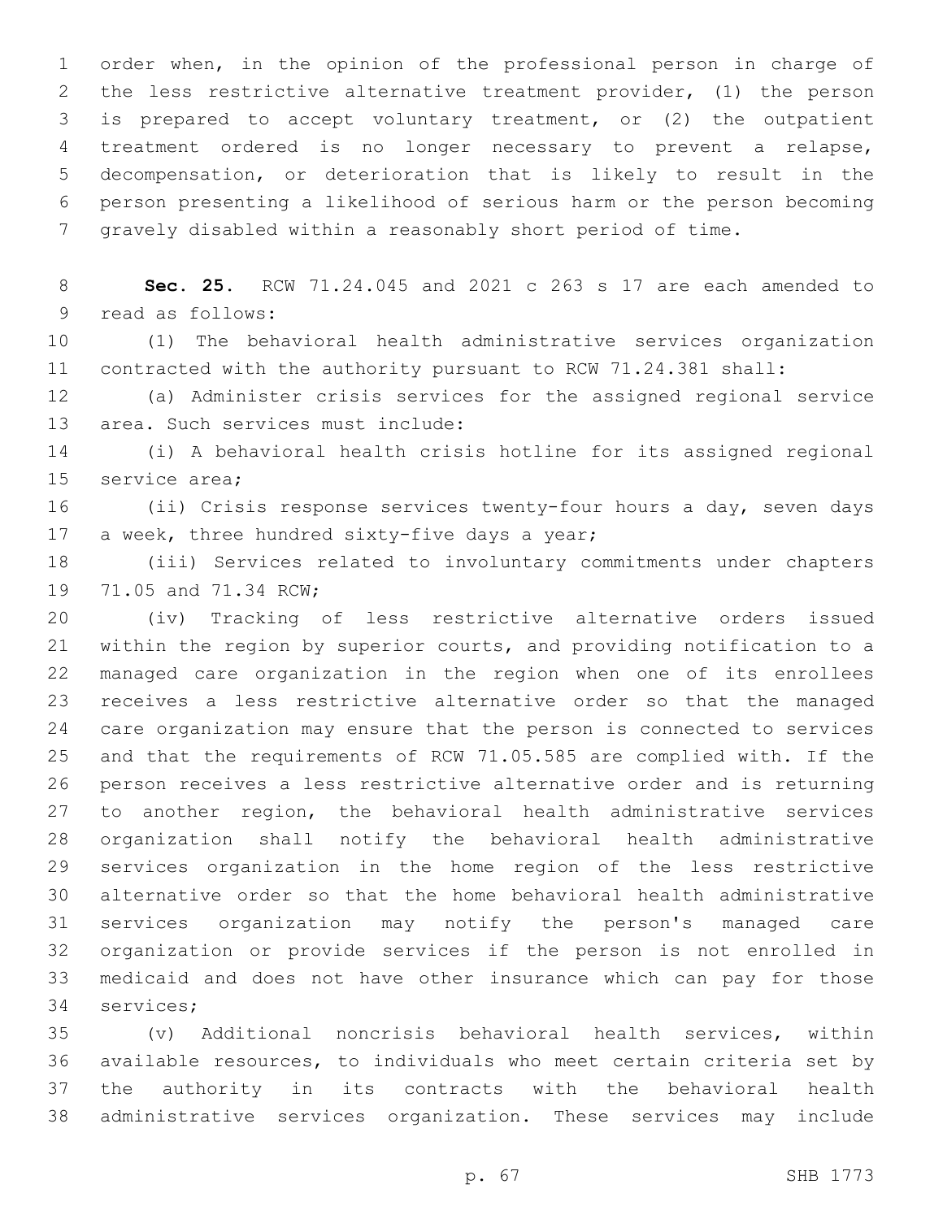order when, in the opinion of the professional person in charge of the less restrictive alternative treatment provider, (1) the person is prepared to accept voluntary treatment, or (2) the outpatient treatment ordered is no longer necessary to prevent a relapse, decompensation, or deterioration that is likely to result in the person presenting a likelihood of serious harm or the person becoming gravely disabled within a reasonably short period of time.

**Sec. 25.** RCW 71.24.045 and 2021 c 263 s 17 are each amended to read as follows:

(1) The behavioral health administrative services organization contracted with the authority pursuant to RCW 71.24.381 shall:

(a) Administer crisis services for the assigned regional service area. Such services must include:

(i) A behavioral health crisis hotline for its assigned regional service area;

(ii) Crisis response services twenty-four hours a day, seven days a week, three hundred sixty-five days a year;

(iii) Services related to involuntary commitments under chapters 71.05 and 71.34 RCW;

(iv) Tracking of less restrictive alternative orders issued within the region by superior courts, and providing notification to a managed care organization in the region when one of its enrollees receives a less restrictive alternative order so that the managed care organization may ensure that the person is connected to services and that the requirements of RCW 71.05.585 are complied with. If the person receives a less restrictive alternative order and is returning to another region, the behavioral health administrative services organization shall notify the behavioral health administrative services organization in the home region of the less restrictive alternative order so that the home behavioral health administrative services organization may notify the person's managed care organization or provide services if the person is not enrolled in medicaid and does not have other insurance which can pay for those services;

(v) Additional noncrisis behavioral health services, within available resources, to individuals who meet certain criteria set by the authority in its contracts with the behavioral health administrative services organization. These services may include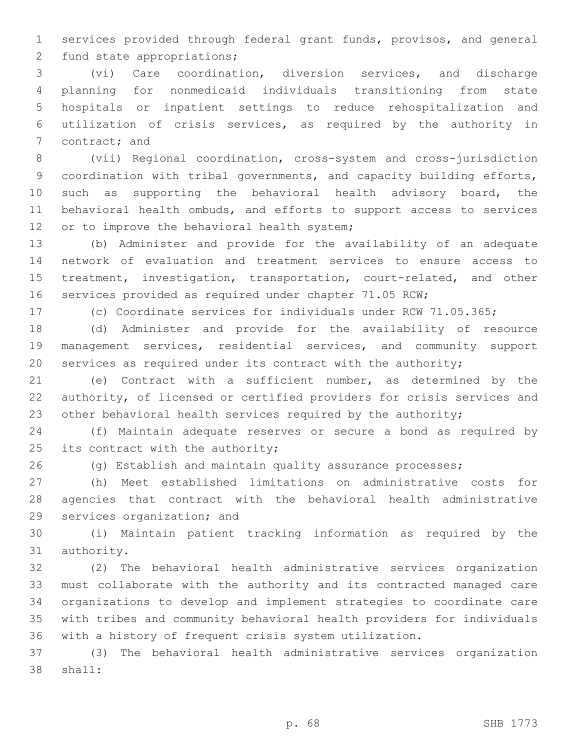services provided through federal grant funds, provisos, and general fund state appropriations;

(vi) Care coordination, diversion services, and discharge planning for nonmedicaid individuals transitioning from state hospitals or inpatient settings to reduce rehospitalization and utilization of crisis services, as required by the authority in contract; and

(vii) Regional coordination, cross-system and cross-jurisdiction coordination with tribal governments, and capacity building efforts, such as supporting the behavioral health advisory board, the behavioral health ombuds, and efforts to support access to services or to improve the behavioral health system;

(b) Administer and provide for the availability of an adequate network of evaluation and treatment services to ensure access to treatment, investigation, transportation, court-related, and other services provided as required under chapter 71.05 RCW;

(c) Coordinate services for individuals under RCW 71.05.365;

(d) Administer and provide for the availability of resource management services, residential services, and community support services as required under its contract with the authority;

(e) Contract with a sufficient number, as determined by the authority, of licensed or certified providers for crisis services and other behavioral health services required by the authority;

(f) Maintain adequate reserves or secure a bond as required by its contract with the authority;

(g) Establish and maintain quality assurance processes;

(h) Meet established limitations on administrative costs for agencies that contract with the behavioral health administrative services organization; and

(i) Maintain patient tracking information as required by the authority.

(2) The behavioral health administrative services organization must collaborate with the authority and its contracted managed care organizations to develop and implement strategies to coordinate care with tribes and community behavioral health providers for individuals with a history of frequent crisis system utilization.

(3) The behavioral health administrative services organization shall: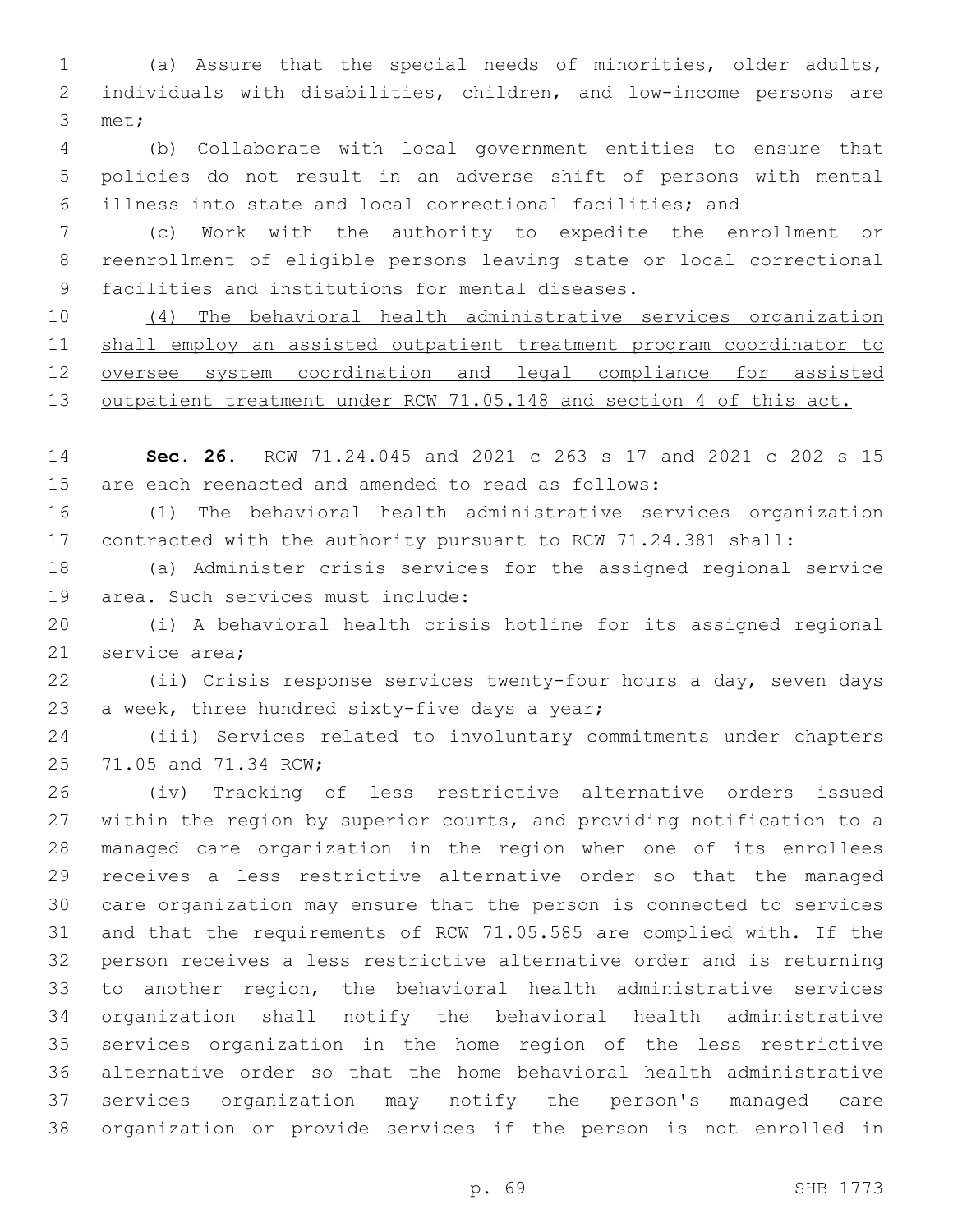(a) Assure that the special needs of minorities, older adults, individuals with disabilities, children, and low-income persons are met;

(b) Collaborate with local government entities to ensure that policies do not result in an adverse shift of persons with mental illness into state and local correctional facilities; and

(c) Work with the authority to expedite the enrollment or reenrollment of eligible persons leaving state or local correctional facilities and institutions for mental diseases.

<u>(4) The behavioral health administrative services organization shall employ an assisted outpatient treatment program coordinator to oversee system coordination and legal compliance for assisted outpatient treatment under RCW 71.05.148 and section 4 of this act.</u>

**Sec. 26.** RCW 71.24.045 and 2021 c 263 s 17 and 2021 c 202 s 15 are each reenacted and amended to read as follows:

(1) The behavioral health administrative services organization contracted with the authority pursuant to RCW 71.24.381 shall:

(a) Administer crisis services for the assigned regional service area. Such services must include:

(i) A behavioral health crisis hotline for its assigned regional service area;

(ii) Crisis response services twenty-four hours a day, seven days a week, three hundred sixty-five days a year;

(iii) Services related to involuntary commitments under chapters 71.05 and 71.34 RCW;

(iv) Tracking of less restrictive alternative orders issued within the region by superior courts, and providing notification to a managed care organization in the region when one of its enrollees receives a less restrictive alternative order so that the managed care organization may ensure that the person is connected to services and that the requirements of RCW 71.05.585 are complied with. If the person receives a less restrictive alternative order and is returning to another region, the behavioral health administrative services organization shall notify the behavioral health administrative services organization in the home region of the less restrictive alternative order so that the home behavioral health administrative services organization may notify the person's managed care organization or provide services if the person is not enrolled in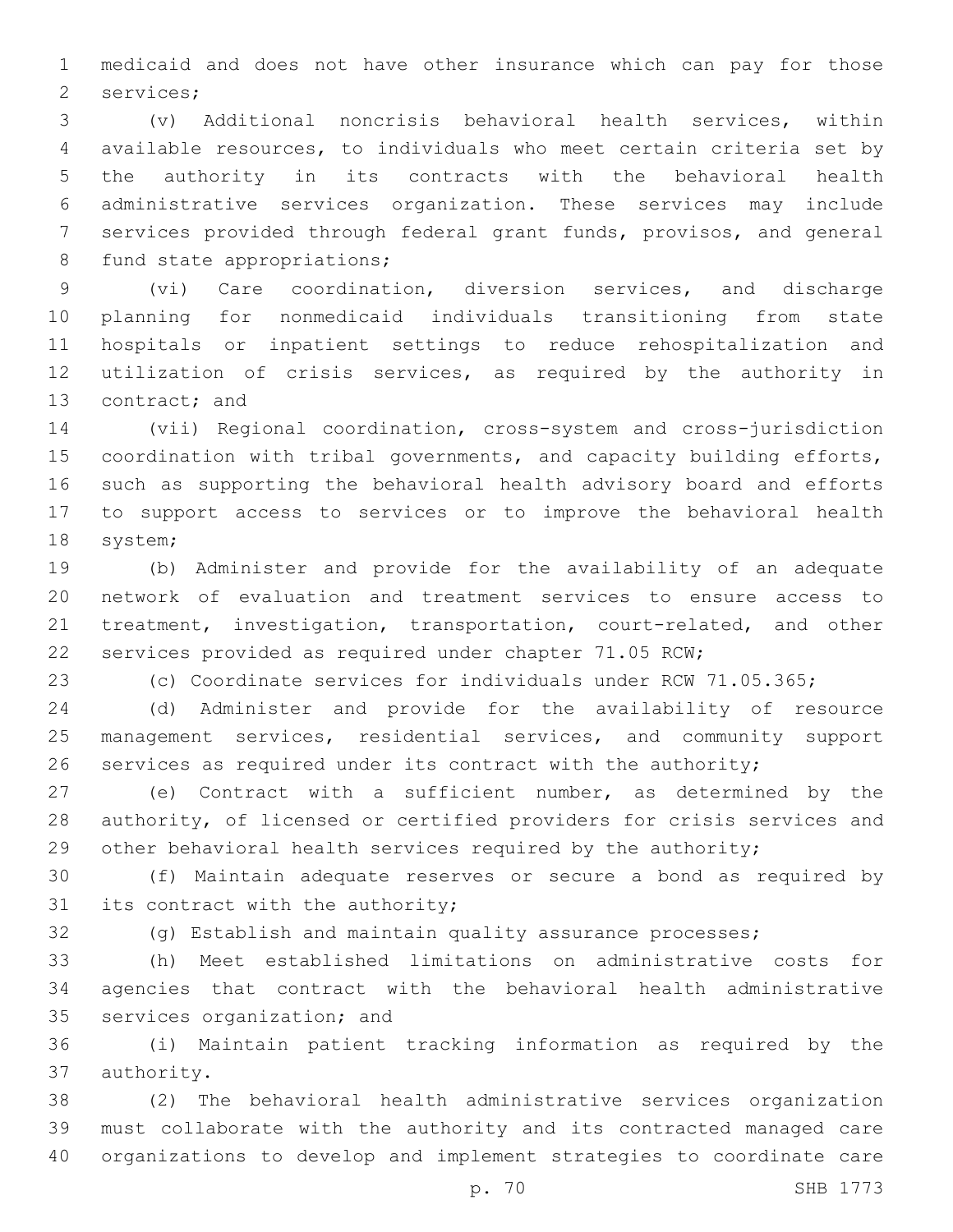medicaid and does not have other insurance which can pay for those services;

(v) Additional noncrisis behavioral health services, within available resources, to individuals who meet certain criteria set by the authority in its contracts with the behavioral health administrative services organization. These services may include services provided through federal grant funds, provisos, and general fund state appropriations;

(vi) Care coordination, diversion services, and discharge planning for nonmedicaid individuals transitioning from state hospitals or inpatient settings to reduce rehospitalization and utilization of crisis services, as required by the authority in contract; and

(vii) Regional coordination, cross-system and cross-jurisdiction coordination with tribal governments, and capacity building efforts, such as supporting the behavioral health advisory board and efforts to support access to services or to improve the behavioral health system;

(b) Administer and provide for the availability of an adequate network of evaluation and treatment services to ensure access to treatment, investigation, transportation, court-related, and other services provided as required under chapter 71.05 RCW;

(c) Coordinate services for individuals under RCW 71.05.365;

(d) Administer and provide for the availability of resource management services, residential services, and community support services as required under its contract with the authority;

(e) Contract with a sufficient number, as determined by the authority, of licensed or certified providers for crisis services and other behavioral health services required by the authority;

(f) Maintain adequate reserves or secure a bond as required by its contract with the authority;

(g) Establish and maintain quality assurance processes;

(h) Meet established limitations on administrative costs for agencies that contract with the behavioral health administrative services organization; and

(i) Maintain patient tracking information as required by the authority.

(2) The behavioral health administrative services organization must collaborate with the authority and its contracted managed care organizations to develop and implement strategies to coordinate care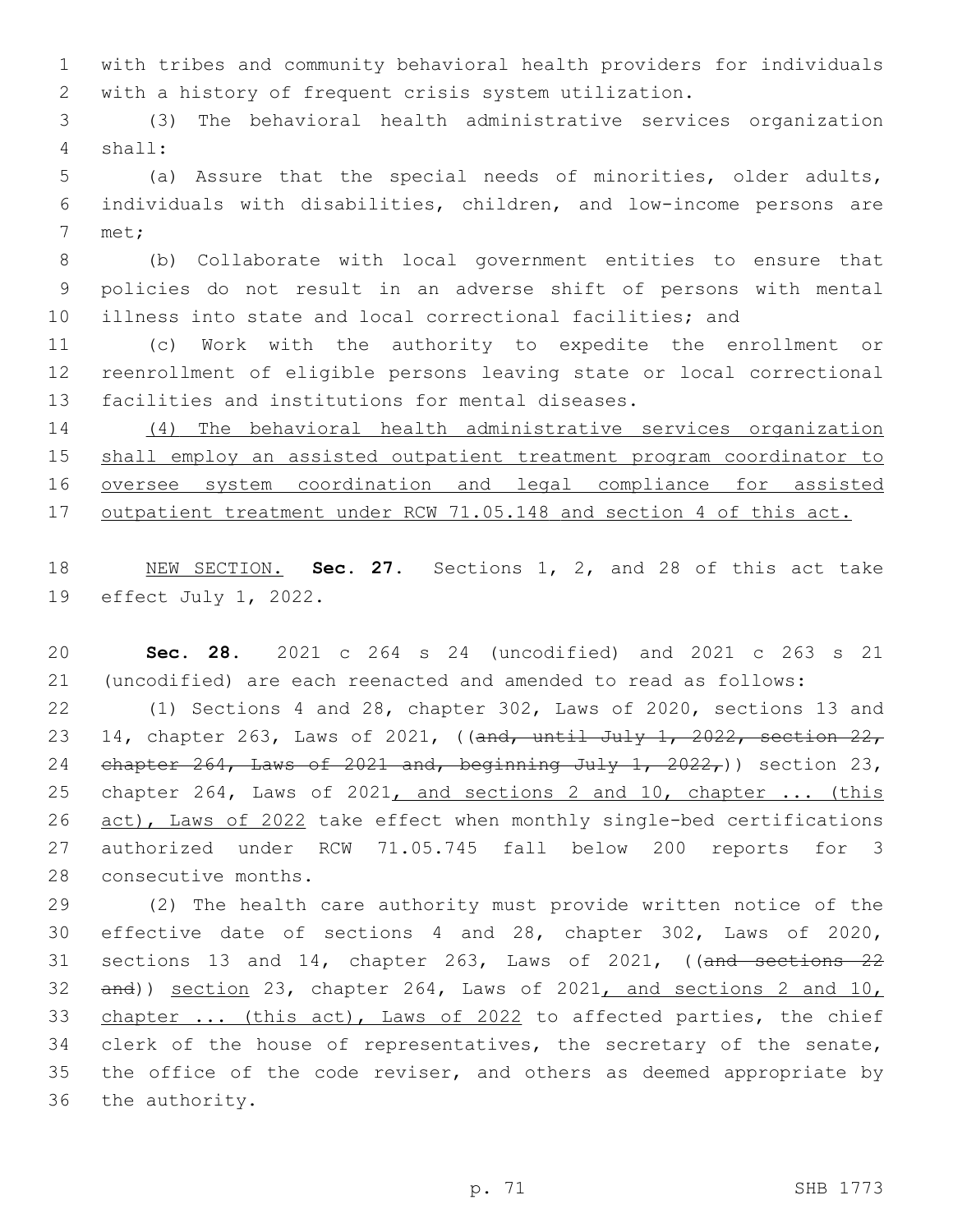with tribes and community behavioral health providers for individuals with a history of frequent crisis system utilization.

(3) The behavioral health administrative services organization shall:

(a) Assure that the special needs of minorities, older adults, individuals with disabilities, children, and low-income persons are met;

(b) Collaborate with local government entities to ensure that policies do not result in an adverse shift of persons with mental illness into state and local correctional facilities; and

(c) Work with the authority to expedite the enrollment or reenrollment of eligible persons leaving state or local correctional facilities and institutions for mental diseases.

<u>(4) The behavioral health administrative services organization shall employ an assisted outpatient treatment program coordinator to oversee system coordination and legal compliance for assisted outpatient treatment under RCW 71.05.148 and section 4 of this act.</u>

<u>NEW SECTION.</u> **Sec. 27.** Sections 1, 2, and 28 of this act take effect July 1, 2022.

**Sec. 28.** 2021 c 264 s 24 (uncodified) and 2021 c 263 s 21 (uncodified) are each reenacted and amended to read as follows:

(1) Sections 4 and 28, chapter 302, Laws of 2020, sections 13 and 14, chapter 263, Laws of 2021, ((~~and, until July 1, 2022, section 22, chapter 264, Laws of 2021 and, beginning July 1, 2022,~~)) section 23, chapter 264, Laws of 2021<u>, and sections 2 and 10, chapter ... (this act), Laws of 2022</u> take effect when monthly single-bed certifications authorized under RCW 71.05.745 fall below 200 reports for 3 consecutive months.

(2) The health care authority must provide written notice of the effective date of sections 4 and 28, chapter 302, Laws of 2020, sections 13 and 14, chapter 263, Laws of 2021, ((~~and sections 22 and~~)) <u>section</u> 23, chapter 264, Laws of 2021<u>, and sections 2 and 10, chapter ... (this act), Laws of 2022</u> to affected parties, the chief clerk of the house of representatives, the secretary of the senate, the office of the code reviser, and others as deemed appropriate by the authority.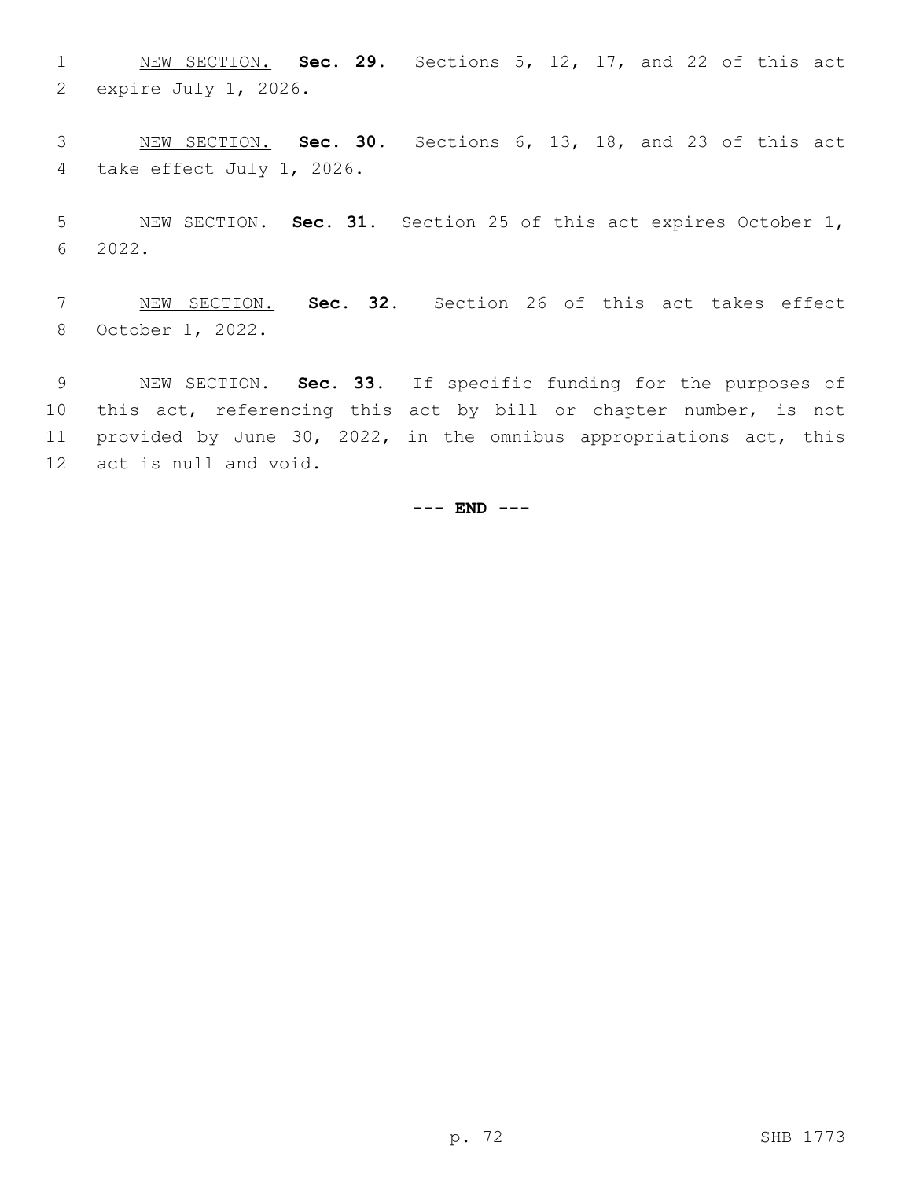NEW SECTION. **Sec. 29.** Sections 5, 12, 17, and 22 of this act expire July 1, 2026.

NEW SECTION. **Sec. 30.** Sections 6, 13, 18, and 23 of this act take effect July 1, 2026.

NEW SECTION. **Sec. 31.** Section 25 of this act expires October 1, 2022.

NEW SECTION. **Sec. 32.** Section 26 of this act takes effect October 1, 2022.

NEW SECTION. **Sec. 33.** If specific funding for the purposes of this act, referencing this act by bill or chapter number, is not provided by June 30, 2022, in the omnibus appropriations act, this act is null and void.

**--- END ---**